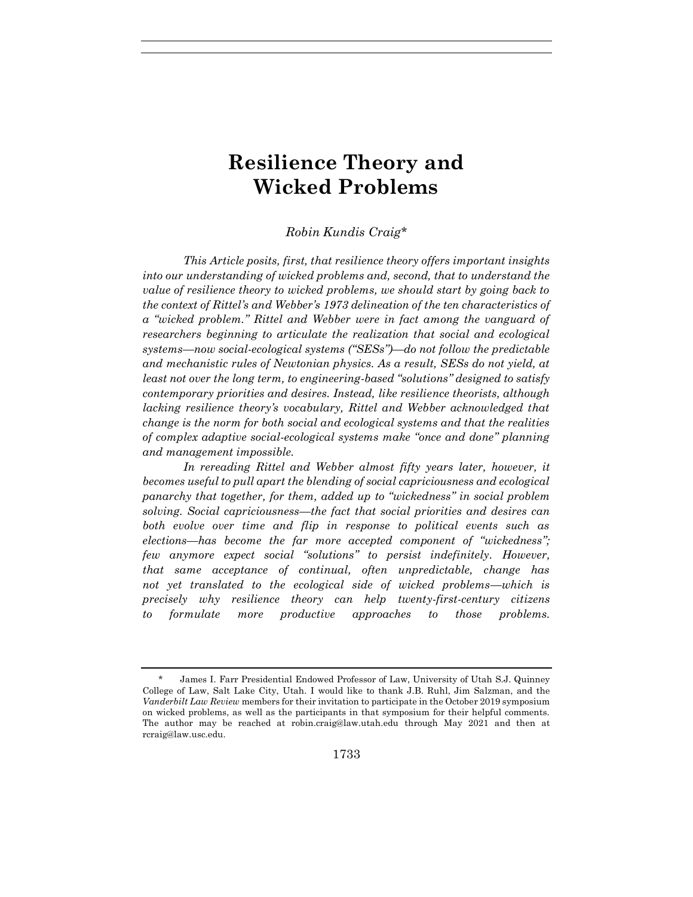# Resilience Theory and Wicked Problems

*Robin Kundis Craig\**

*This Article posits, first, that resilience theory offers important insights into our understanding of wicked problems and, second, that to understand the value of resilience theory to wicked problems, we should start by going back to the context of Rittel's and Webber's 1973 delineation of the ten characteristics of a "wicked problem." Rittel and Webber were in fact among the vanguard of researchers beginning to articulate the realization that social and ecological systems—now social-ecological systems ("SESs")—do not follow the predictable and mechanistic rules of Newtonian physics. As a result, SESs do not yield, at least not over the long term, to engineering-based "solutions" designed to satisfy contemporary priorities and desires. Instead, like resilience theorists, although lacking resilience theory's vocabulary, Rittel and Webber acknowledged that change is the norm for both social and ecological systems and that the realities of complex adaptive social-ecological systems make "once and done" planning and management impossible.*

*In rereading Rittel and Webber almost fifty years later, however, it becomes useful to pull apart the blending of social capriciousness and ecological panarchy that together, for them, added up to "wickedness" in social problem solving. Social capriciousness—the fact that social priorities and desires can both evolve over time and flip in response to political events such as elections—has become the far more accepted component of "wickedness"; few anymore expect social "solutions" to persist indefinitely. However, that same acceptance of continual, often unpredictable, change has not yet translated to the ecological side of wicked problems—which is precisely why resilience theory can help twenty-first-century citizens to formulate more productive approaches to those problems.*

---

\* James I. Farr Presidential Endowed Professor of Law, University of Utah S.J. Quinney College of Law, Salt Lake City, Utah. I would like to thank J.B. Ruhl, Jim Salzman, and the *Vanderbilt Law Review* members for their invitation to participate in the October 2019 symposium on wicked problems, as well as the participants in that symposium for their helpful comments. The author may be reached at robin.craig@law.utah.edu through May 2021 and then at rcraig@law.usc.edu.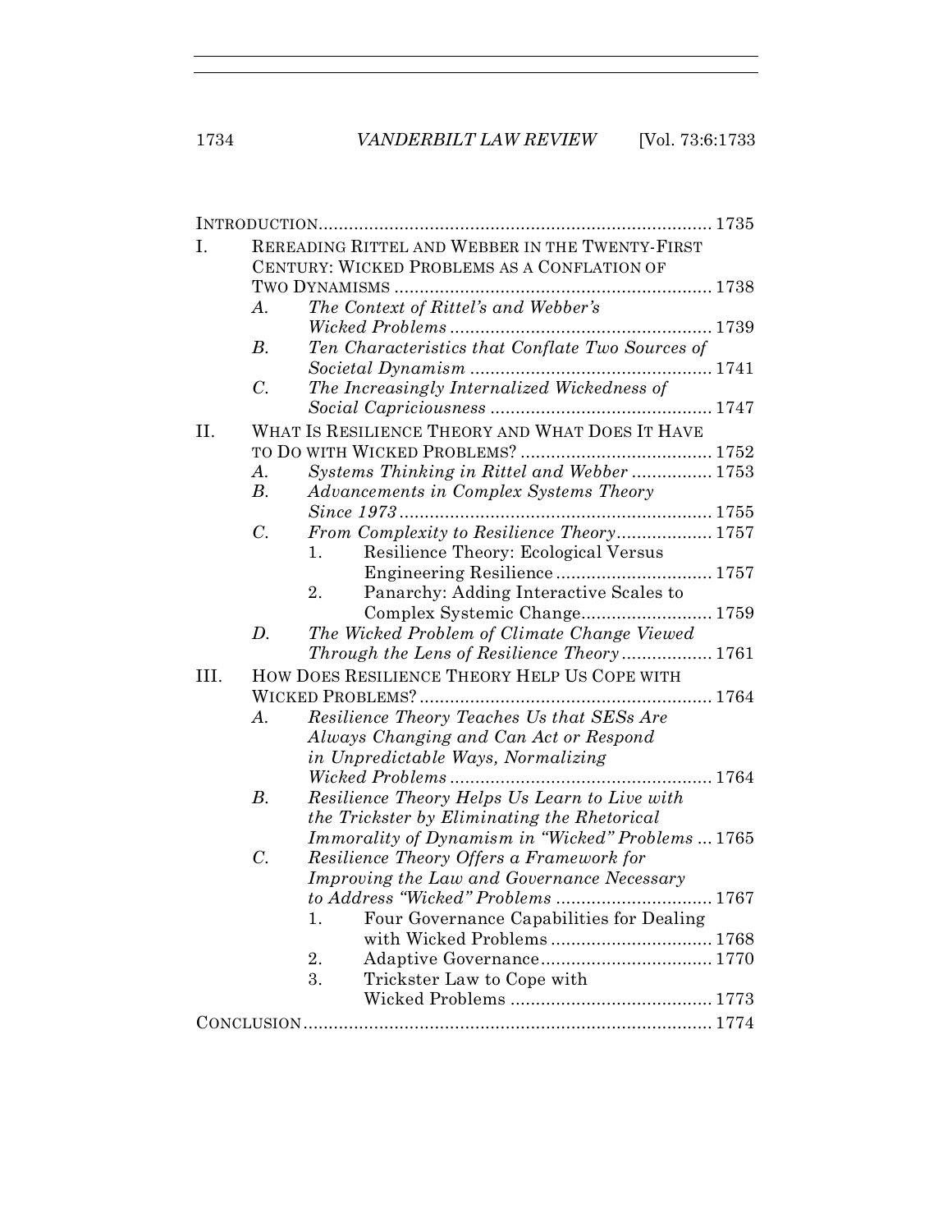INTRODUCTION ..... 1735

I. REREADING RITTEL AND WEBBER IN THE TWENTY-FIRST CENTURY: WICKED PROBLEMS AS A CONFLATION OF TWO DYNAMISMS ..... 1738
   - A. *The Context of Rittel's and Webber's Wicked Problems* ..... 1739
   - B. *Ten Characteristics that Conflate Two Sources of Societal Dynamism* ..... 1741
   - C. *The Increasingly Internalized Wickedness of Social Capriciousness* ..... 1747

II. WHAT IS RESILIENCE THEORY AND WHAT DOES IT HAVE TO DO WITH WICKED PROBLEMS? ..... 1752
   - A. *Systems Thinking in Rittel and Webber* ..... 1753
   - B. *Advancements in Complex Systems Theory Since 1973* ..... 1755
   - C. *From Complexity to Resilience Theory* ..... 1757
     1. Resilience Theory: Ecological Versus Engineering Resilience ..... 1757
     2. Panarchy: Adding Interactive Scales to Complex Systemic Change ..... 1759
   - D. *The Wicked Problem of Climate Change Viewed Through the Lens of Resilience Theory* ..... 1761

III. HOW DOES RESILIENCE THEORY HELP US COPE WITH WICKED PROBLEMS? ..... 1764
   - A. *Resilience Theory Teaches Us that SESs Are Always Changing and Can Act or Respond in Unpredictable Ways, Normalizing Wicked Problems* ..... 1764
   - B. *Resilience Theory Helps Us Learn to Live with the Trickster by Eliminating the Rhetorical Immorality of Dynamism in "Wicked" Problems* ..... 1765
   - C. *Resilience Theory Offers a Framework for Improving the Law and Governance Necessary to Address "Wicked" Problems* ..... 1767
     1. Four Governance Capabilities for Dealing with Wicked Problems ..... 1768
     2. Adaptive Governance ..... 1770
     3. Trickster Law to Cope with Wicked Problems ..... 1773

CONCLUSION ..... 1774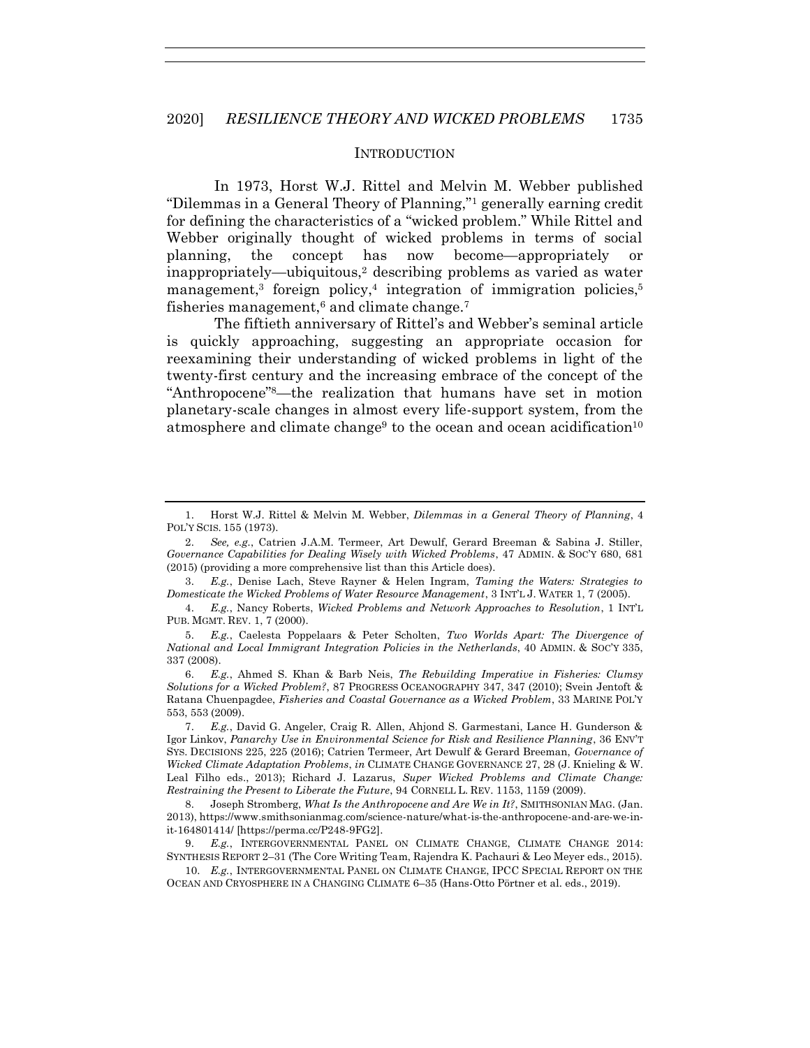## INTRODUCTION

In 1973, Horst W.J. Rittel and Melvin M. Webber published "Dilemmas in a General Theory of Planning,"[1] generally earning credit for defining the characteristics of a "wicked problem." While Rittel and Webber originally thought of wicked problems in terms of social planning, the concept has now become—appropriately or inappropriately—ubiquitous,[2] describing problems as varied as water management,[3] foreign policy,[4] integration of immigration policies,[5] fisheries management,[6] and climate change.[7]

The fiftieth anniversary of Rittel's and Webber's seminal article is quickly approaching, suggesting an appropriate occasion for reexamining their understanding of wicked problems in light of the twenty-first century and the increasing embrace of the concept of the "Anthropocene"[8]—the realization that humans have set in motion planetary-scale changes in almost every life-support system, from the atmosphere and climate change[9] to the ocean and ocean acidification[10]

---

1. Horst W.J. Rittel & Melvin M. Webber, *Dilemmas in a General Theory of Planning*, 4 POL'Y SCIS. 155 (1973).

2. *See, e.g.*, Catrien J.A.M. Termeer, Art Dewulf, Gerard Breeman & Sabina J. Stiller, *Governance Capabilities for Dealing Wisely with Wicked Problems*, 47 ADMIN. & SOC'Y 680, 681 (2015) (providing a more comprehensive list than this Article does).

3. *E.g.*, Denise Lach, Steve Rayner & Helen Ingram, *Taming the Waters: Strategies to Domesticate the Wicked Problems of Water Resource Management*, 3 INT'L J. WATER 1, 7 (2005).

4. *E.g.*, Nancy Roberts, *Wicked Problems and Network Approaches to Resolution*, 1 INT'L PUB. MGMT. REV. 1, 7 (2000).

5. *E.g.*, Caelesta Poppelaars & Peter Scholten, *Two Worlds Apart: The Divergence of National and Local Immigrant Integration Policies in the Netherlands*, 40 ADMIN. & SOC'Y 335, 337 (2008).

6. *E.g.*, Ahmed S. Khan & Barb Neis, *The Rebuilding Imperative in Fisheries: Clumsy Solutions for a Wicked Problem?*, 87 PROGRESS OCEANOGRAPHY 347, 347 (2010); Svein Jentoft & Ratana Chuenpagdee, *Fisheries and Coastal Governance as a Wicked Problem*, 33 MARINE POL'Y 553, 553 (2009).

7. *E.g.*, David G. Angeler, Craig R. Allen, Ahjond S. Garmestani, Lance H. Gunderson & Igor Linkov, *Panarchy Use in Environmental Science for Risk and Resilience Planning*, 36 ENV'T SYS. DECISIONS 225, 225 (2016); Catrien Termeer, Art Dewulf & Gerard Breeman, *Governance of Wicked Climate Adaptation Problems*, *in* CLIMATE CHANGE GOVERNANCE 27, 28 (J. Knieling & W. Leal Filho eds., 2013); Richard J. Lazarus, *Super Wicked Problems and Climate Change: Restraining the Present to Liberate the Future*, 94 CORNELL L. REV. 1153, 1159 (2009).

8. Joseph Stromberg, *What Is the Anthropocene and Are We in It?*, SMITHSONIAN MAG. (Jan. 2013), https://www.smithsonianmag.com/science-nature/what-is-the-anthropocene-and-are-we-in-it-164801414/ [https://perma.cc/P248-9FG2].

9. *E.g.*, INTERGOVERNMENTAL PANEL ON CLIMATE CHANGE, CLIMATE CHANGE 2014: SYNTHESIS REPORT 2–31 (The Core Writing Team, Rajendra K. Pachauri & Leo Meyer eds., 2015).

10. *E.g.*, INTERGOVERNMENTAL PANEL ON CLIMATE CHANGE, IPCC SPECIAL REPORT ON THE OCEAN AND CRYOSPHERE IN A CHANGING CLIMATE 6–35 (Hans-Otto Pörtner et al. eds., 2019).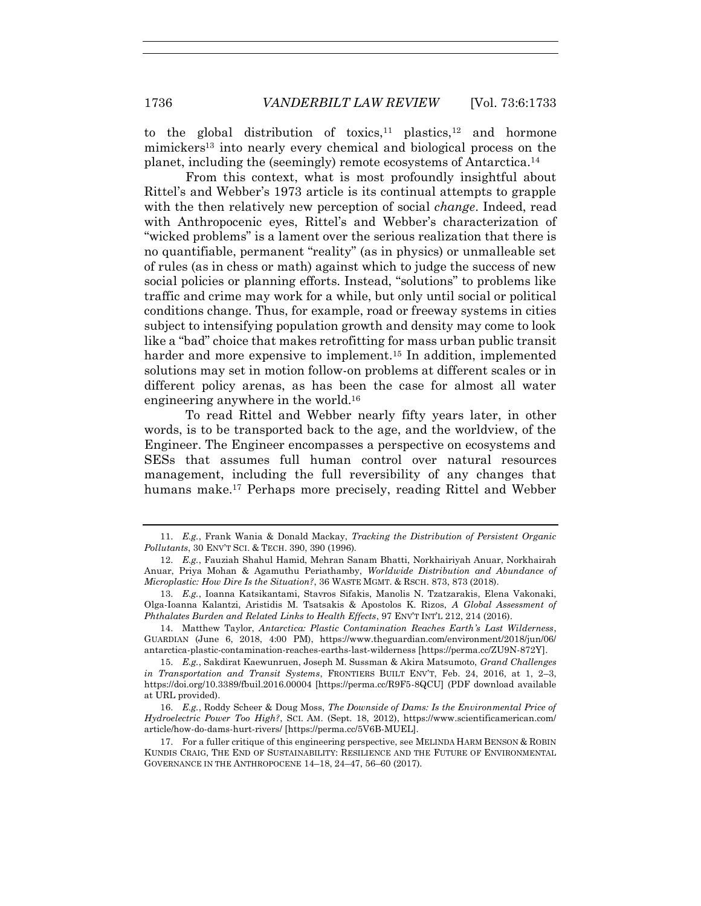to the global distribution of toxics,[11] plastics,[12] and hormone mimickers[13] into nearly every chemical and biological process on the planet, including the (seemingly) remote ecosystems of Antarctica.[14]

From this context, what is most profoundly insightful about Rittel's and Webber's 1973 article is its continual attempts to grapple with the then relatively new perception of social *change*. Indeed, read with Anthropocenic eyes, Rittel's and Webber's characterization of "wicked problems" is a lament over the serious realization that there is no quantifiable, permanent "reality" (as in physics) or unmalleable set of rules (as in chess or math) against which to judge the success of new social policies or planning efforts. Instead, "solutions" to problems like traffic and crime may work for a while, but only until social or political conditions change. Thus, for example, road or freeway systems in cities subject to intensifying population growth and density may come to look like a "bad" choice that makes retrofitting for mass urban public transit harder and more expensive to implement.[15] In addition, implemented solutions may set in motion follow-on problems at different scales or in different policy arenas, as has been the case for almost all water engineering anywhere in the world.[16]

To read Rittel and Webber nearly fifty years later, in other words, is to be transported back to the age, and the worldview, of the Engineer. The Engineer encompasses a perspective on ecosystems and SESs that assumes full human control over natural resources management, including the full reversibility of any changes that humans make.[17] Perhaps more precisely, reading Rittel and Webber

---

11. *E.g.*, Frank Wania & Donald Mackay, *Tracking the Distribution of Persistent Organic Pollutants*, 30 ENV'T SCI. & TECH. 390, 390 (1996).

12. *E.g.*, Fauziah Shahul Hamid, Mehran Sanam Bhatti, Norkhairiyah Anuar, Norkhairah Anuar, Priya Mohan & Agamuthu Periathamby, *Worldwide Distribution and Abundance of Microplastic: How Dire Is the Situation?*, 36 WASTE MGMT. & RSCH. 873, 873 (2018).

13. *E.g.*, Ioanna Katsikantami, Stavros Sifakis, Manolis N. Tzatzarakis, Elena Vakonaki, Olga-Ioanna Kalantzi, Aristidis M. Tsatsakis & Apostolos K. Rizos, *A Global Assessment of Phthalates Burden and Related Links to Health Effects*, 97 ENV'T INT'L 212, 214 (2016).

14. Matthew Taylor, *Antarctica: Plastic Contamination Reaches Earth's Last Wilderness*, GUARDIAN (June 6, 2018, 4:00 PM), https://www.theguardian.com/environment/2018/jun/06/antarctica-plastic-contamination-reaches-earths-last-wilderness [https://perma.cc/ZU9N-872Y].

15. *E.g.*, Sakdirat Kaewunruen, Joseph M. Sussman & Akira Matsumoto, *Grand Challenges in Transportation and Transit Systems*, FRONTIERS BUILT ENV'T, Feb. 24, 2016, at 1, 2–3, https://doi.org/10.3389/fbuil.2016.00004 [https://perma.cc/R9F5-8QCU] (PDF download available at URL provided).

16. *E.g.*, Roddy Scheer & Doug Moss, *The Downside of Dams: Is the Environmental Price of Hydroelectric Power Too High?*, SCI. AM. (Sept. 18, 2012), https://www.scientificamerican.com/article/how-do-dams-hurt-rivers/ [https://perma.cc/5V6B-MUEL].

17. For a fuller critique of this engineering perspective, see MELINDA HARM BENSON & ROBIN KUNDIS CRAIG, THE END OF SUSTAINABILITY: RESILIENCE AND THE FUTURE OF ENVIRONMENTAL GOVERNANCE IN THE ANTHROPOCENE 14–18, 24–47, 56–60 (2017).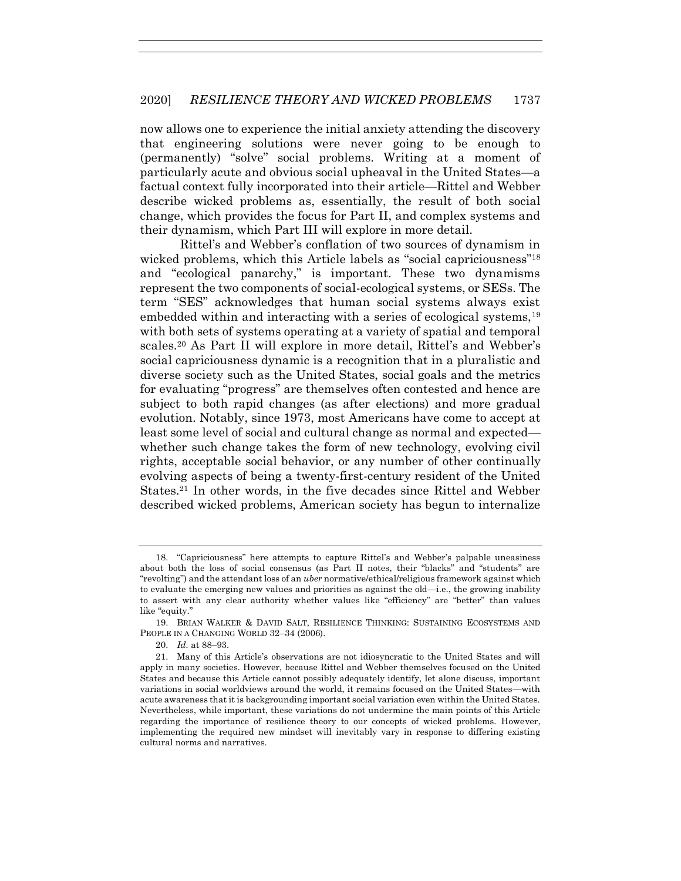now allows one to experience the initial anxiety attending the discovery that engineering solutions were never going to be enough to (permanently) "solve" social problems. Writing at a moment of particularly acute and obvious social upheaval in the United States—a factual context fully incorporated into their article—Rittel and Webber describe wicked problems as, essentially, the result of both social change, which provides the focus for Part II, and complex systems and their dynamism, which Part III will explore in more detail.

Rittel's and Webber's conflation of two sources of dynamism in wicked problems, which this Article labels as "social capriciousness"[18] and "ecological panarchy," is important. These two dynamisms represent the two components of social-ecological systems, or SESs. The term "SES" acknowledges that human social systems always exist embedded within and interacting with a series of ecological systems,[19] with both sets of systems operating at a variety of spatial and temporal scales.[20] As Part II will explore in more detail, Rittel's and Webber's social capriciousness dynamic is a recognition that in a pluralistic and diverse society such as the United States, social goals and the metrics for evaluating "progress" are themselves often contested and hence are subject to both rapid changes (as after elections) and more gradual evolution. Notably, since 1973, most Americans have come to accept at least some level of social and cultural change as normal and expected—whether such change takes the form of new technology, evolving civil rights, acceptable social behavior, or any number of other continually evolving aspects of being a twenty-first-century resident of the United States.[21] In other words, in the five decades since Rittel and Webber described wicked problems, American society has begun to internalize

18. "Capriciousness" here attempts to capture Rittel's and Webber's palpable uneasiness about both the loss of social consensus (as Part II notes, their "blacks" and "students" are "revolting") and the attendant loss of an *uber* normative/ethical/religious framework against which to evaluate the emerging new values and priorities as against the old—i.e., the growing inability to assert with any clear authority whether values like "efficiency" are "better" than values like "equity."

19. BRIAN WALKER & DAVID SALT, RESILIENCE THINKING: SUSTAINING ECOSYSTEMS AND PEOPLE IN A CHANGING WORLD 32–34 (2006).

20. *Id.* at 88–93.

21. Many of this Article's observations are not idiosyncratic to the United States and will apply in many societies. However, because Rittel and Webber themselves focused on the United States and because this Article cannot possibly adequately identify, let alone discuss, important variations in social worldviews around the world, it remains focused on the United States—with acute awareness that it is backgrounding important social variation even within the United States. Nevertheless, while important, these variations do not undermine the main points of this Article regarding the importance of resilience theory to our concepts of wicked problems. However, implementing the required new mindset will inevitably vary in response to differing existing cultural norms and narratives.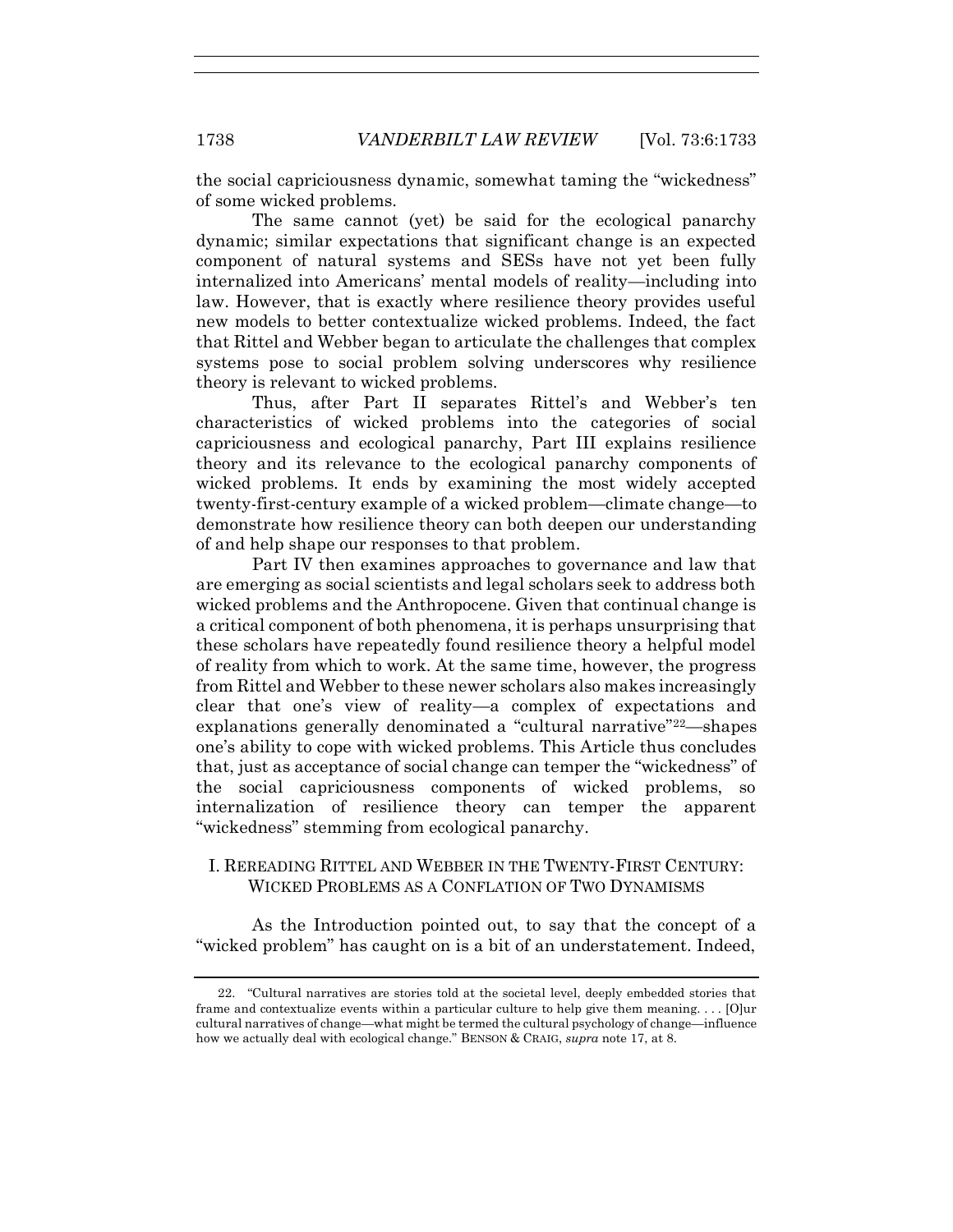the social capriciousness dynamic, somewhat taming the "wickedness" of some wicked problems.

The same cannot (yet) be said for the ecological panarchy dynamic; similar expectations that significant change is an expected component of natural systems and SESs have not yet been fully internalized into Americans' mental models of reality—including into law. However, that is exactly where resilience theory provides useful new models to better contextualize wicked problems. Indeed, the fact that Rittel and Webber began to articulate the challenges that complex systems pose to social problem solving underscores why resilience theory is relevant to wicked problems.

Thus, after Part II separates Rittel's and Webber's ten characteristics of wicked problems into the categories of social capriciousness and ecological panarchy, Part III explains resilience theory and its relevance to the ecological panarchy components of wicked problems. It ends by examining the most widely accepted twenty-first-century example of a wicked problem—climate change—to demonstrate how resilience theory can both deepen our understanding of and help shape our responses to that problem.

Part IV then examines approaches to governance and law that are emerging as social scientists and legal scholars seek to address both wicked problems and the Anthropocene. Given that continual change is a critical component of both phenomena, it is perhaps unsurprising that these scholars have repeatedly found resilience theory a helpful model of reality from which to work. At the same time, however, the progress from Rittel and Webber to these newer scholars also makes increasingly clear that one's view of reality—a complex of expectations and explanations generally denominated a "cultural narrative"[22]—shapes one's ability to cope with wicked problems. This Article thus concludes that, just as acceptance of social change can temper the "wickedness" of the social capriciousness components of wicked problems, so internalization of resilience theory can temper the apparent "wickedness" stemming from ecological panarchy.

## I. REREADING RITTEL AND WEBBER IN THE TWENTY-FIRST CENTURY: WICKED PROBLEMS AS A CONFLATION OF TWO DYNAMISMS

As the Introduction pointed out, to say that the concept of a "wicked problem" has caught on is a bit of an understatement. Indeed,

---

22. "Cultural narratives are stories told at the societal level, deeply embedded stories that frame and contextualize events within a particular culture to help give them meaning. . . . [O]ur cultural narratives of change—what might be termed the cultural psychology of change—influence how we actually deal with ecological change." BENSON & CRAIG, *supra* note 17, at 8.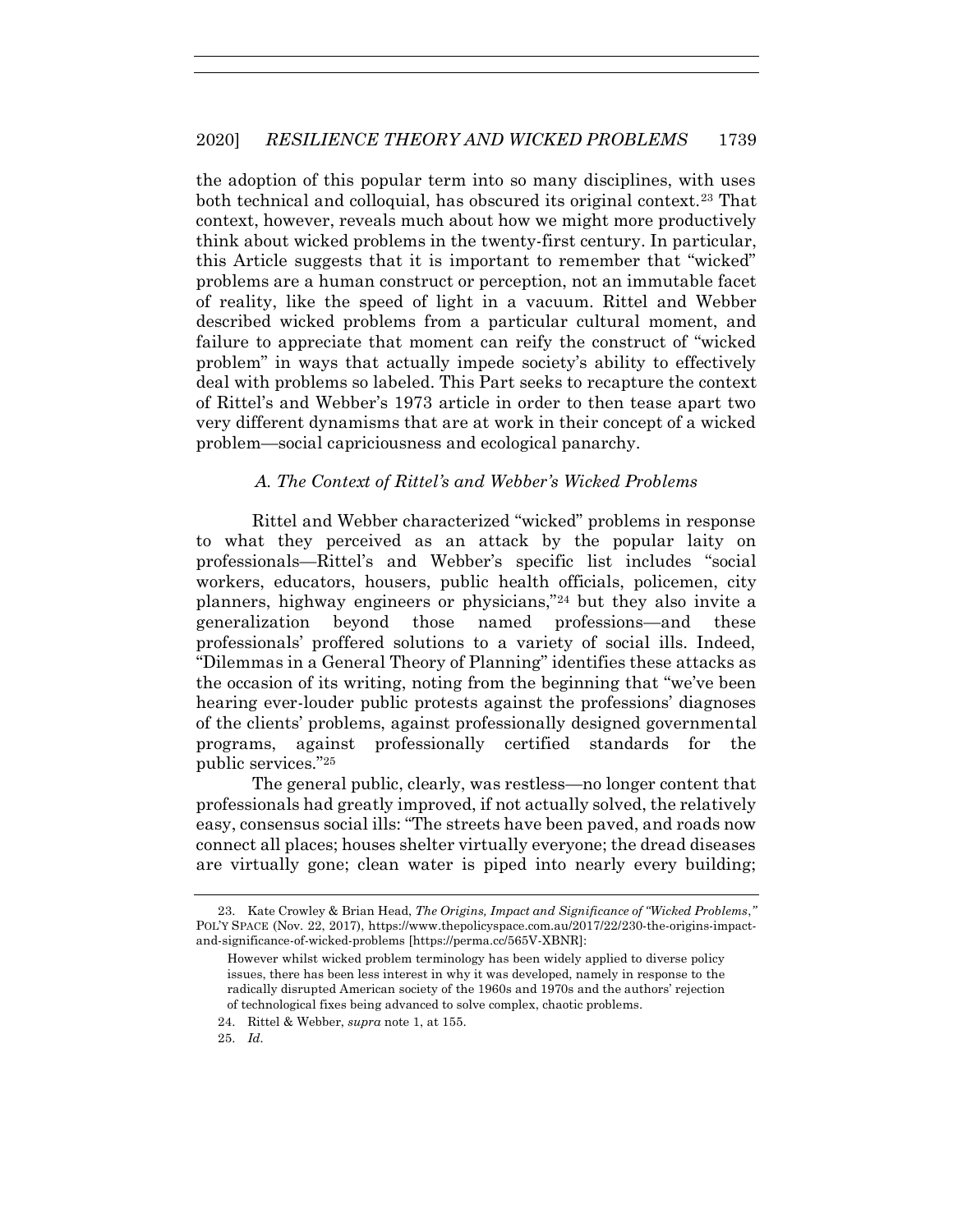the adoption of this popular term into so many disciplines, with uses both technical and colloquial, has obscured its original context.[23] That context, however, reveals much about how we might more productively think about wicked problems in the twenty-first century. In particular, this Article suggests that it is important to remember that "wicked" problems are a human construct or perception, not an immutable facet of reality, like the speed of light in a vacuum. Rittel and Webber described wicked problems from a particular cultural moment, and failure to appreciate that moment can reify the construct of "wicked problem" in ways that actually impede society's ability to effectively deal with problems so labeled. This Part seeks to recapture the context of Rittel's and Webber's 1973 article in order to then tease apart two very different dynamisms that are at work in their concept of a wicked problem—social capriciousness and ecological panarchy.

### *A. The Context of Rittel's and Webber's Wicked Problems*

Rittel and Webber characterized "wicked" problems in response to what they perceived as an attack by the popular laity on professionals—Rittel's and Webber's specific list includes "social workers, educators, housers, public health officials, policemen, city planners, highway engineers or physicians,"[24] but they also invite a generalization beyond those named professions—and these professionals' proffered solutions to a variety of social ills. Indeed, "Dilemmas in a General Theory of Planning" identifies these attacks as the occasion of its writing, noting from the beginning that "we've been hearing ever-louder public protests against the professions' diagnoses of the clients' problems, against professionally designed governmental programs, against professionally certified standards for the public services."[25]

The general public, clearly, was restless—no longer content that professionals had greatly improved, if not actually solved, the relatively easy, consensus social ills: "The streets have been paved, and roads now connect all places; houses shelter virtually everyone; the dread diseases are virtually gone; clean water is piped into nearly every building;

---

23. Kate Crowley & Brian Head, *The Origins, Impact and Significance of "Wicked Problems*,*"* POL'Y SPACE (Nov. 22, 2017), https://www.thepolicyspace.com.au/2017/22/230-the-origins-impact-and-significance-of-wicked-problems [https://perma.cc/565V-XBNR]:

> However whilst wicked problem terminology has been widely applied to diverse policy issues, there has been less interest in why it was developed, namely in response to the radically disrupted American society of the 1960s and 1970s and the authors' rejection of technological fixes being advanced to solve complex, chaotic problems.

24. Rittel & Webber, *supra* note 1, at 155.

25. *Id*.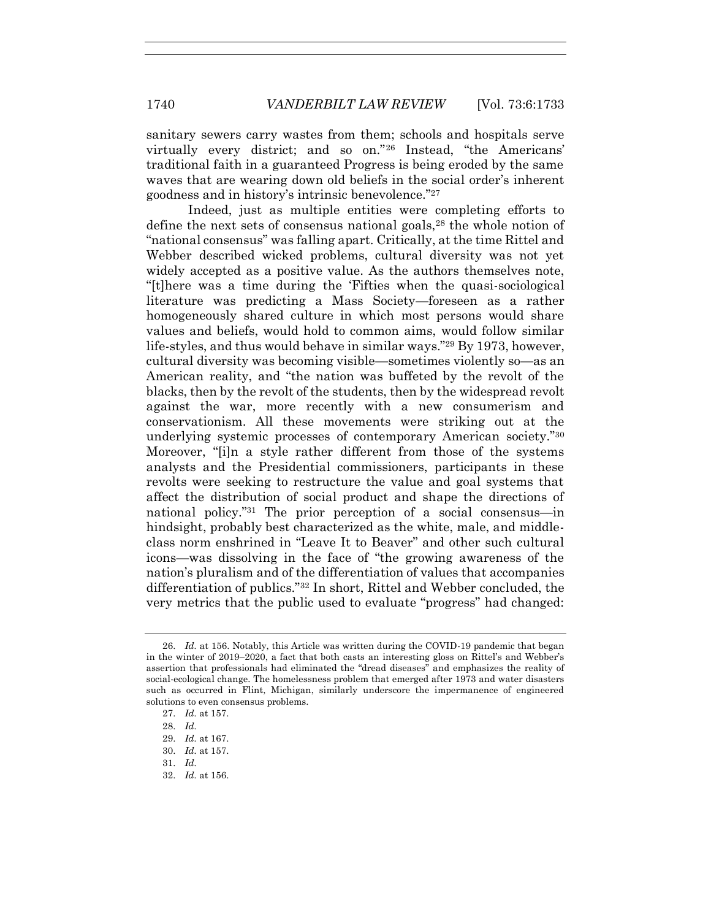sanitary sewers carry wastes from them; schools and hospitals serve virtually every district; and so on."[26] Instead, "the Americans' traditional faith in a guaranteed Progress is being eroded by the same waves that are wearing down old beliefs in the social order's inherent goodness and in history's intrinsic benevolence."[27]

Indeed, just as multiple entities were completing efforts to define the next sets of consensus national goals,[28] the whole notion of "national consensus" was falling apart. Critically, at the time Rittel and Webber described wicked problems, cultural diversity was not yet widely accepted as a positive value. As the authors themselves note, "[t]here was a time during the 'Fifties when the quasi-sociological literature was predicting a Mass Society—foreseen as a rather homogeneously shared culture in which most persons would share values and beliefs, would hold to common aims, would follow similar life-styles, and thus would behave in similar ways."[29] By 1973, however, cultural diversity was becoming visible—sometimes violently so—as an American reality, and "the nation was buffeted by the revolt of the blacks, then by the revolt of the students, then by the widespread revolt against the war, more recently with a new consumerism and conservationism. All these movements were striking out at the underlying systemic processes of contemporary American society."[30] Moreover, "[i]n a style rather different from those of the systems analysts and the Presidential commissioners, participants in these revolts were seeking to restructure the value and goal systems that affect the distribution of social product and shape the directions of national policy."[31] The prior perception of a social consensus—in hindsight, probably best characterized as the white, male, and middle-class norm enshrined in "Leave It to Beaver" and other such cultural icons—was dissolving in the face of "the growing awareness of the nation's pluralism and of the differentiation of values that accompanies differentiation of publics."[32] In short, Rittel and Webber concluded, the very metrics that the public used to evaluate "progress" had changed:

---

26. *Id.* at 156. Notably, this Article was written during the COVID-19 pandemic that began in the winter of 2019–2020, a fact that both casts an interesting gloss on Rittel's and Webber's assertion that professionals had eliminated the "dread diseases" and emphasizes the reality of social-ecological change. The homelessness problem that emerged after 1973 and water disasters such as occurred in Flint, Michigan, similarly underscore the impermanence of engineered solutions to even consensus problems.

27. *Id.* at 157.

28. *Id.*

29. *Id.* at 167.

30. *Id.* at 157.

31. *Id.*

32. *Id.* at 156.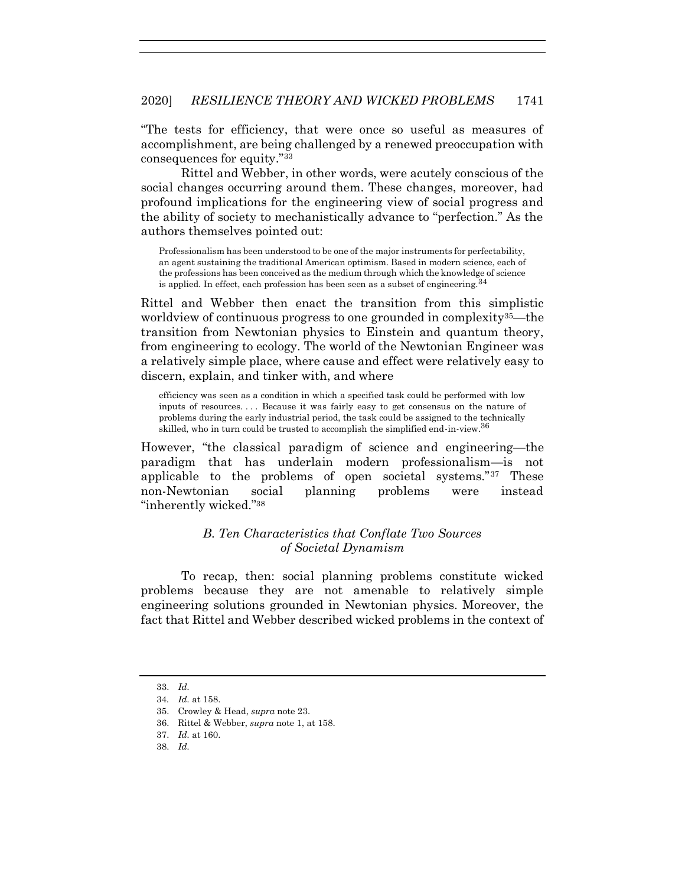"The tests for efficiency, that were once so useful as measures of accomplishment, are being challenged by a renewed preoccupation with consequences for equity."[33]

Rittel and Webber, in other words, were acutely conscious of the social changes occurring around them. These changes, moreover, had profound implications for the engineering view of social progress and the ability of society to mechanistically advance to "perfection." As the authors themselves pointed out:

> Professionalism has been understood to be one of the major instruments for perfectability, an agent sustaining the traditional American optimism. Based in modern science, each of the professions has been conceived as the medium through which the knowledge of science is applied. In effect, each profession has been seen as a subset of engineering.[34]

Rittel and Webber then enact the transition from this simplistic worldview of continuous progress to one grounded in complexity[35]—the transition from Newtonian physics to Einstein and quantum theory, from engineering to ecology. The world of the Newtonian Engineer was a relatively simple place, where cause and effect were relatively easy to discern, explain, and tinker with, and where

> efficiency was seen as a condition in which a specified task could be performed with low inputs of resources. . . . Because it was fairly easy to get consensus on the nature of problems during the early industrial period, the task could be assigned to the technically skilled, who in turn could be trusted to accomplish the simplified end-in-view.[36]

However, "the classical paradigm of science and engineering—the paradigm that has underlain modern professionalism—is not applicable to the problems of open societal systems."[37] These non-Newtonian social planning problems were instead "inherently wicked."[38]

### *B. Ten Characteristics that Conflate Two Sources of Societal Dynamism*

To recap, then: social planning problems constitute wicked problems because they are not amenable to relatively simple engineering solutions grounded in Newtonian physics. Moreover, the fact that Rittel and Webber described wicked problems in the context of

---

33. *Id.*
34. *Id.* at 158.
35. Crowley & Head, *supra* note 23.
36. Rittel & Webber, *supra* note 1, at 158.
37. *Id.* at 160.
38. *Id.*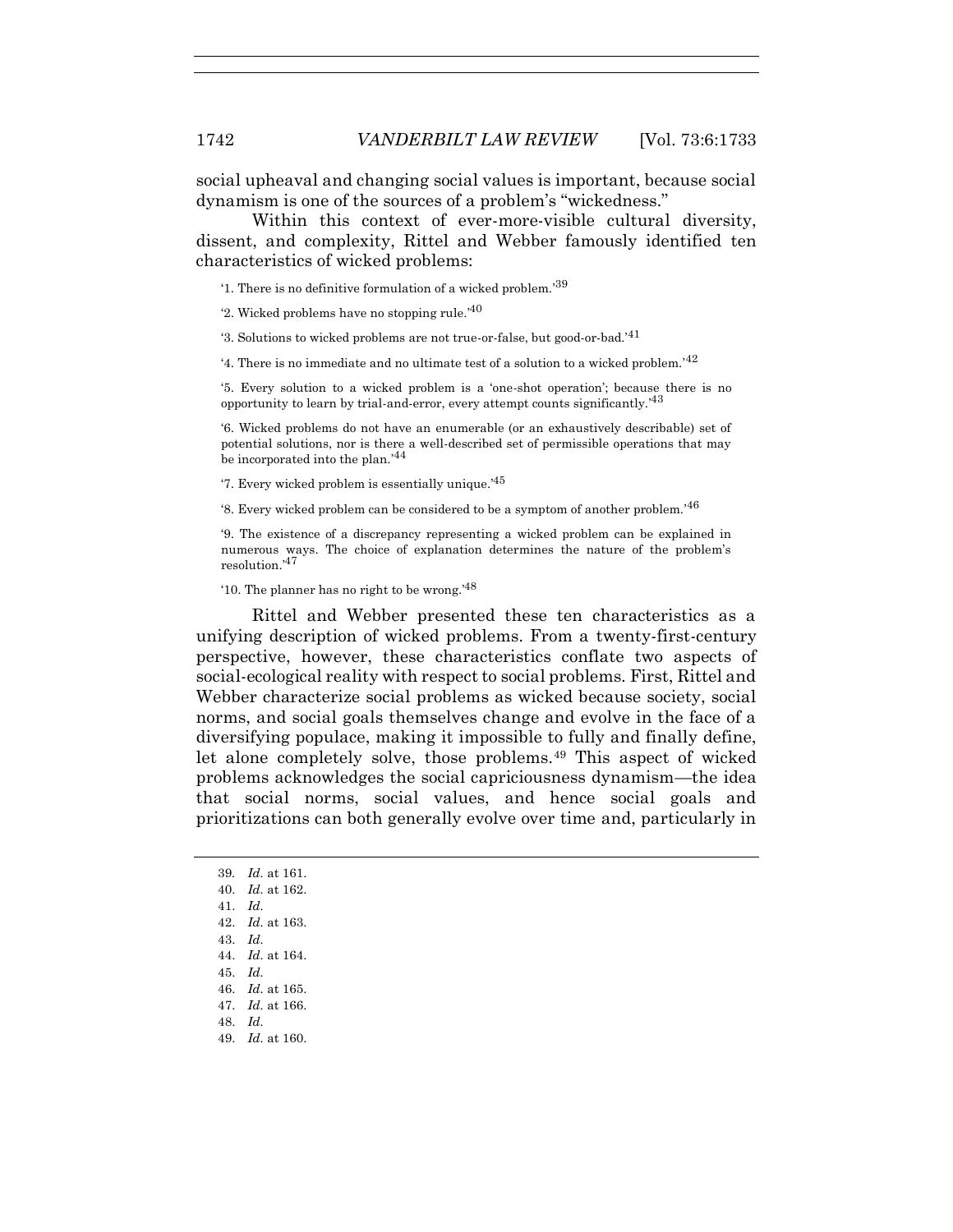social upheaval and changing social values is important, because social dynamism is one of the sources of a problem's "wickedness."

Within this context of ever-more-visible cultural diversity, dissent, and complexity, Rittel and Webber famously identified ten characteristics of wicked problems:

> '1. There is no definitive formulation of a wicked problem.'[39]
>
> '2. Wicked problems have no stopping rule.'[40]
>
> '3. Solutions to wicked problems are not true-or-false, but good-or-bad.'[41]
>
> '4. There is no immediate and no ultimate test of a solution to a wicked problem.'[42]
>
> '5. Every solution to a wicked problem is a 'one-shot operation'; because there is no opportunity to learn by trial-and-error, every attempt counts significantly.'[43]
>
> '6. Wicked problems do not have an enumerable (or an exhaustively describable) set of potential solutions, nor is there a well-described set of permissible operations that may be incorporated into the plan.'[44]
>
> '7. Every wicked problem is essentially unique.'[45]
>
> '8. Every wicked problem can be considered to be a symptom of another problem.'[46]
>
> '9. The existence of a discrepancy representing a wicked problem can be explained in numerous ways. The choice of explanation determines the nature of the problem's resolution.'[47]
>
> '10. The planner has no right to be wrong.'[48]

Rittel and Webber presented these ten characteristics as a unifying description of wicked problems. From a twenty-first-century perspective, however, these characteristics conflate two aspects of social-ecological reality with respect to social problems. First, Rittel and Webber characterize social problems as wicked because society, social norms, and social goals themselves change and evolve in the face of a diversifying populace, making it impossible to fully and finally define, let alone completely solve, those problems.[49] This aspect of wicked problems acknowledges the social capriciousness dynamism—the idea that social norms, social values, and hence social goals and prioritizations can both generally evolve over time and, particularly in

---

39. *Id.* at 161.
40. *Id.* at 162.
41. *Id.*
42. *Id.* at 163.
43. *Id.*
44. *Id.* at 164.
45. *Id.*
46. *Id.* at 165.
47. *Id.* at 166.
48. *Id.*
49. *Id.* at 160.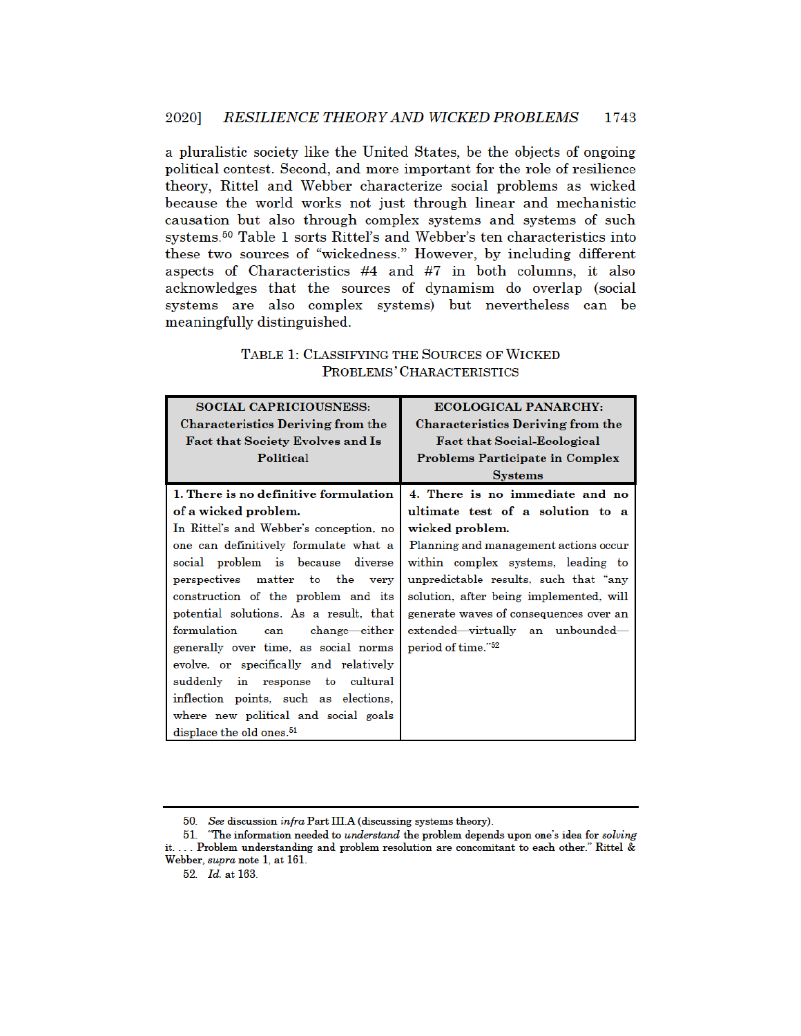a pluralistic society like the United States, be the objects of ongoing political contest. Second, and more important for the role of resilience theory, Rittel and Webber characterize social problems as wicked because the world works not just through linear and mechanistic causation but also through complex systems and systems of such systems.[50] Table 1 sorts Rittel's and Webber's ten characteristics into these two sources of "wickedness." However, by including different aspects of Characteristics #4 and #7 in both columns, it also acknowledges that the sources of dynamism do overlap (social systems are also complex systems) but nevertheless can be meaningfully distinguished.

TABLE 1: CLASSIFYING THE SOURCES OF WICKED PROBLEMS' CHARACTERISTICS

| **SOCIAL CAPRICIOUSNESS: Characteristics Deriving from the Fact that Society Evolves and Is Political** | **ECOLOGICAL PANARCHY: Characteristics Deriving from the Fact that Social-Ecological Problems Participate in Complex Systems** |
|---|---|
| **1. There is no definitive formulation of a wicked problem.** In Rittel's and Webber's conception, no one can definitively formulate what a social problem is because diverse perspectives matter to the very construction of the problem and its potential solutions. As a result, that formulation can change—either generally over time, as social norms evolve, or specifically and relatively suddenly in response to cultural inflection points, such as elections, where new political and social goals displace the old ones.[51] | **4. There is no immediate and no ultimate test of a solution to a wicked problem.** Planning and management actions occur within complex systems, leading to unpredictable results, such that "any solution, after being implemented, will generate waves of consequences over an extended—virtually an unbounded—period of time."[52] |

50. *See* discussion *infra* Part III.A (discussing systems theory).

51. "The information needed to *understand* the problem depends upon one's idea for *solving* it. . . . Problem understanding and problem resolution are concomitant to each other." Rittel & Webber, *supra* note 1, at 161.

52. *Id.* at 163.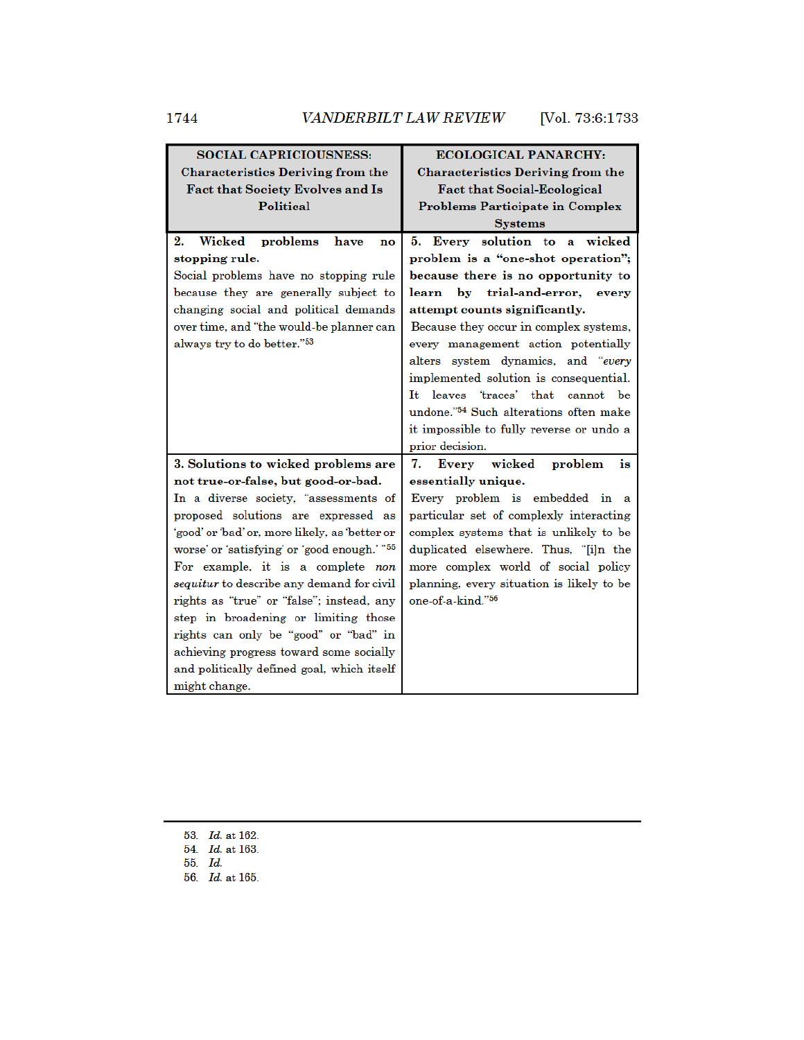| **SOCIAL CAPRICIOUSNESS: Characteristics Deriving from the Fact that Society Evolves and Is Political** | **ECOLOGICAL PANARCHY: Characteristics Deriving from the Fact that Social-Ecological Problems Participate in Complex Systems** |
|---|---|
| **2. Wicked problems have no stopping rule.** Social problems have no stopping rule because they are generally subject to changing social and political demands over time, and "the would-be planner can always try to do better."[53] | **5. Every solution to a wicked problem is a "one-shot operation"; because there is no opportunity to learn by trial-and-error, every attempt counts significantly.** Because they occur in complex systems, every management action potentially alters system dynamics, and "*every* implemented solution is consequential. It leaves 'traces' that cannot be undone."[54] Such alterations often make it impossible to fully reverse or undo a prior decision. |
| **3. Solutions to wicked problems are not true-or-false, but good-or-bad.** In a diverse society, "assessments of proposed solutions are expressed as 'good' or 'bad' or, more likely, as 'better or worse' or 'satisfying' or 'good enough.' "[55] For example, it is a complete *non sequitur* to describe any demand for civil rights as "true" or "false"; instead, any step in broadening or limiting those rights can only be "good" or "bad" in achieving progress toward some socially and politically defined goal, which itself might change. | **7. Every wicked problem is essentially unique.** Every problem is embedded in a particular set of complexly interacting complex systems that is unlikely to be duplicated elsewhere. Thus, "[i]n the more complex world of social policy planning, every situation is likely to be one-of-a-kind."[56] |

53. *Id.* at 162.
54. *Id.* at 163.
55. *Id.*
56. *Id.* at 165.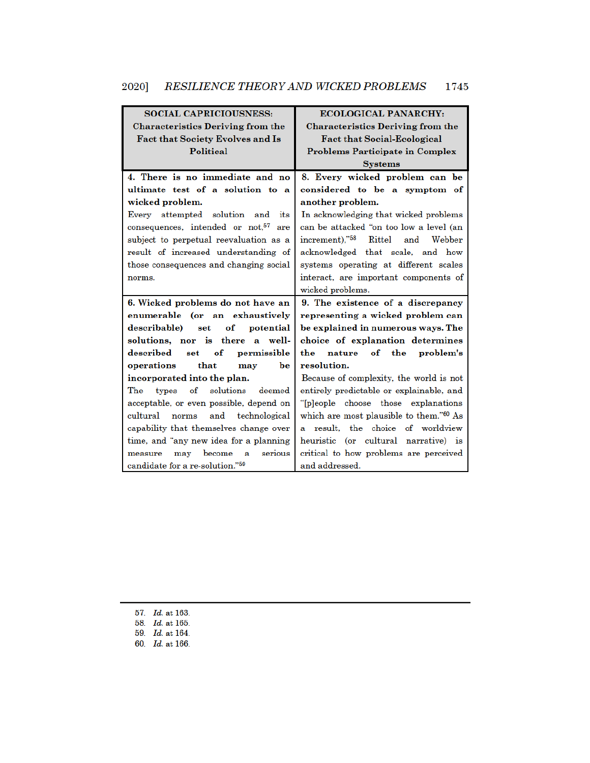| **SOCIAL CAPRICIOUSNESS: Characteristics Deriving from the Fact that Society Evolves and Is Political** | **ECOLOGICAL PANARCHY: Characteristics Deriving from the Fact that Social-Ecological Problems Participate in Complex Systems** |
|---|---|
| **4. There is no immediate and no ultimate test of a solution to a wicked problem.** Every attempted solution and its consequences, intended or not,[57] are subject to perpetual reevaluation as a result of increased understanding of those consequences and changing social norms. | **8. Every wicked problem can be considered to be a symptom of another problem.** In acknowledging that wicked problems can be attacked "on too low a level (an increment),"[58] Rittel and Webber acknowledged that scale, and how systems operating at different scales interact, are important components of wicked problems. |
| **6. Wicked problems do not have an enumerable (or an exhaustively describable) set of potential solutions, nor is there a well-described set of permissible operations that may be incorporated into the plan.** The types of solutions deemed acceptable, or even possible, depend on cultural norms and technological capability that themselves change over time, and "any new idea for a planning measure may become a serious candidate for a re-solution."[59] | **9. The existence of a discrepancy representing a wicked problem can be explained in numerous ways. The choice of explanation determines the nature of the problem's resolution.** Because of complexity, the world is not entirely predictable or explainable, and "[p]eople choose those explanations which are most plausible to them."[60] As a result, the choice of worldview heuristic (or cultural narrative) is critical to how problems are perceived and addressed. |

57. *Id.* at 163.
58. *Id.* at 165.
59. *Id.* at 164.
60. *Id.* at 166.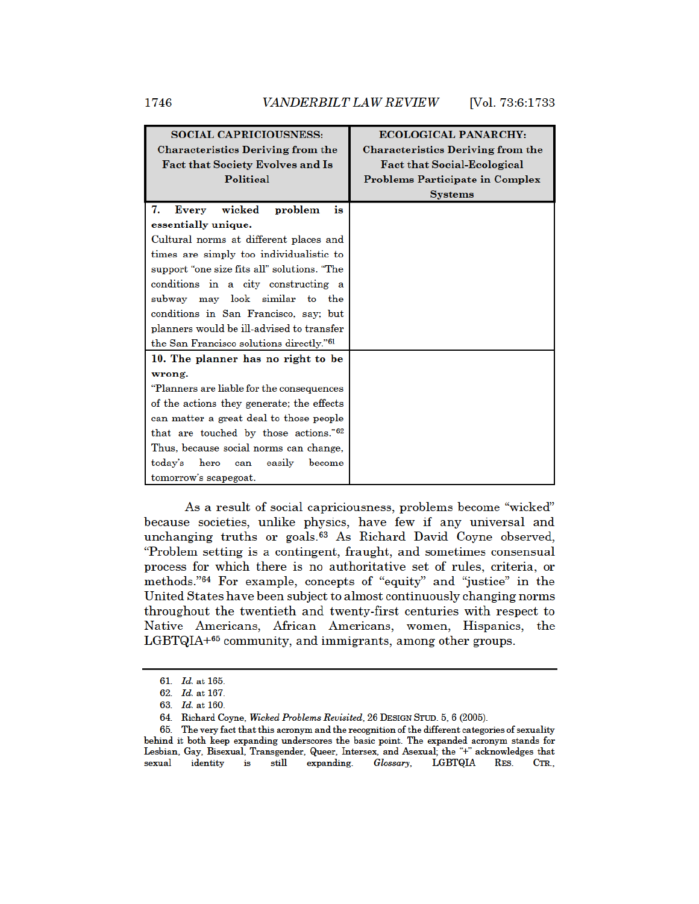| **SOCIAL CAPRICIOUSNESS: Characteristics Deriving from the Fact that Society Evolves and Is Political** | **ECOLOGICAL PANARCHY: Characteristics Deriving from the Fact that Social-Ecological Problems Participate in Complex Systems** |
|---|---|
| **7. Every wicked problem is essentially unique.** Cultural norms at different places and times are simply too individualistic to support "one size fits all" solutions. "The conditions in a city constructing a subway may look similar to the conditions in San Francisco, say; but planners would be ill-advised to transfer the San Francisco solutions directly."[61] | |
| **10. The planner has no right to be wrong.** "Planners are liable for the consequences of the actions they generate; the effects can matter a great deal to those people that are touched by those actions."[62] Thus, because social norms can change, today's hero can easily become tomorrow's scapegoat. | |

As a result of social capriciousness, problems become "wicked" because societies, unlike physics, have few if any universal and unchanging truths or goals.[63] As Richard David Coyne observed, "Problem setting is a contingent, fraught, and sometimes consensual process for which there is no authoritative set of rules, criteria, or methods."[64] For example, concepts of "equity" and "justice" in the United States have been subject to almost continuously changing norms throughout the twentieth and twenty-first centuries with respect to Native Americans, African Americans, women, Hispanics, the LGBTQIA+[65] community, and immigrants, among other groups.

---

61. *Id.* at 165.

62. *Id.* at 167.

63. *Id.* at 160.

64. Richard Coyne, *Wicked Problems Revisited*, 26 DESIGN STUD. 5, 6 (2005).

65. The very fact that this acronym and the recognition of the different categories of sexuality behind it both keep expanding underscores the basic point. The expanded acronym stands for Lesbian, Gay, Bisexual, Transgender, Queer, Intersex, and Asexual; the "+" acknowledges that sexual identity is still expanding. *Glossary*, LGBTQIA RES. CTR.,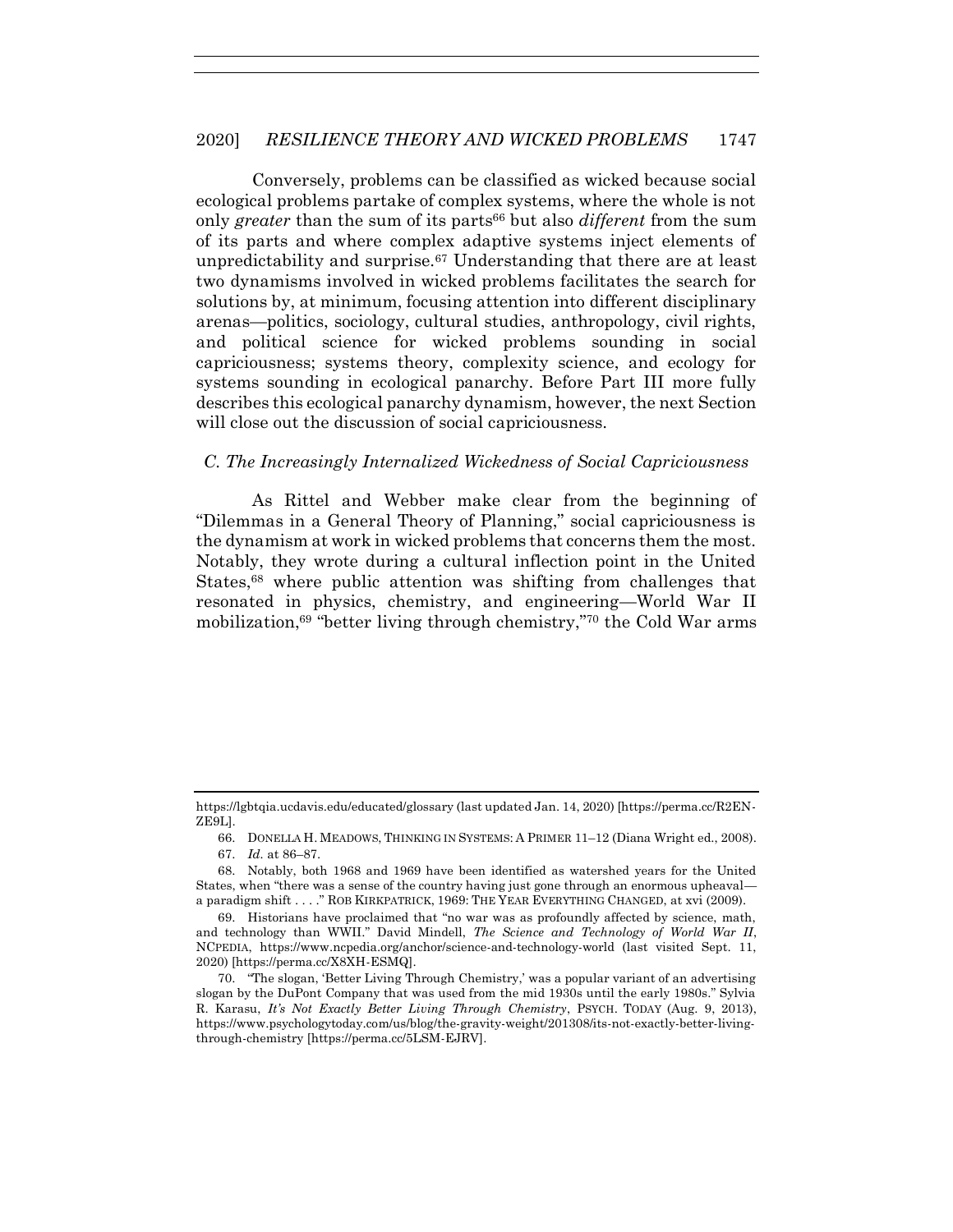Conversely, problems can be classified as wicked because social ecological problems partake of complex systems, where the whole is not only *greater* than the sum of its parts[66] but also *different* from the sum of its parts and where complex adaptive systems inject elements of unpredictability and surprise.[67] Understanding that there are at least two dynamisms involved in wicked problems facilitates the search for solutions by, at minimum, focusing attention into different disciplinary arenas—politics, sociology, cultural studies, anthropology, civil rights, and political science for wicked problems sounding in social capriciousness; systems theory, complexity science, and ecology for systems sounding in ecological panarchy. Before Part III more fully describes this ecological panarchy dynamism, however, the next Section will close out the discussion of social capriciousness.

### *C. The Increasingly Internalized Wickedness of Social Capriciousness*

As Rittel and Webber make clear from the beginning of "Dilemmas in a General Theory of Planning," social capriciousness is the dynamism at work in wicked problems that concerns them the most. Notably, they wrote during a cultural inflection point in the United States,[68] where public attention was shifting from challenges that resonated in physics, chemistry, and engineering—World War II mobilization,[69] "better living through chemistry,"[70] the Cold War arms

---

https://lgbtqia.ucdavis.edu/educated/glossary (last updated Jan. 14, 2020) [https://perma.cc/R2EN-ZE9L].

66. DONELLA H. MEADOWS, THINKING IN SYSTEMS: A PRIMER 11–12 (Diana Wright ed., 2008).

67. *Id.* at 86–87.

68. Notably, both 1968 and 1969 have been identified as watershed years for the United States, when "there was a sense of the country having just gone through an enormous upheaval—a paradigm shift . . . ." ROB KIRKPATRICK, 1969: THE YEAR EVERYTHING CHANGED, at xvi (2009).

69. Historians have proclaimed that "no war was as profoundly affected by science, math, and technology than WWII." David Mindell, *The Science and Technology of World War II*, NCPEDIA, https://www.ncpedia.org/anchor/science-and-technology-world (last visited Sept. 11, 2020) [https://perma.cc/X8XH-ESMQ].

70. "The slogan, 'Better Living Through Chemistry,' was a popular variant of an advertising slogan by the DuPont Company that was used from the mid 1930s until the early 1980s." Sylvia R. Karasu, *It's Not Exactly Better Living Through Chemistry*, PSYCH. TODAY (Aug. 9, 2013), https://www.psychologytoday.com/us/blog/the-gravity-weight/201308/its-not-exactly-better-living-through-chemistry [https://perma.cc/5LSM-EJRV].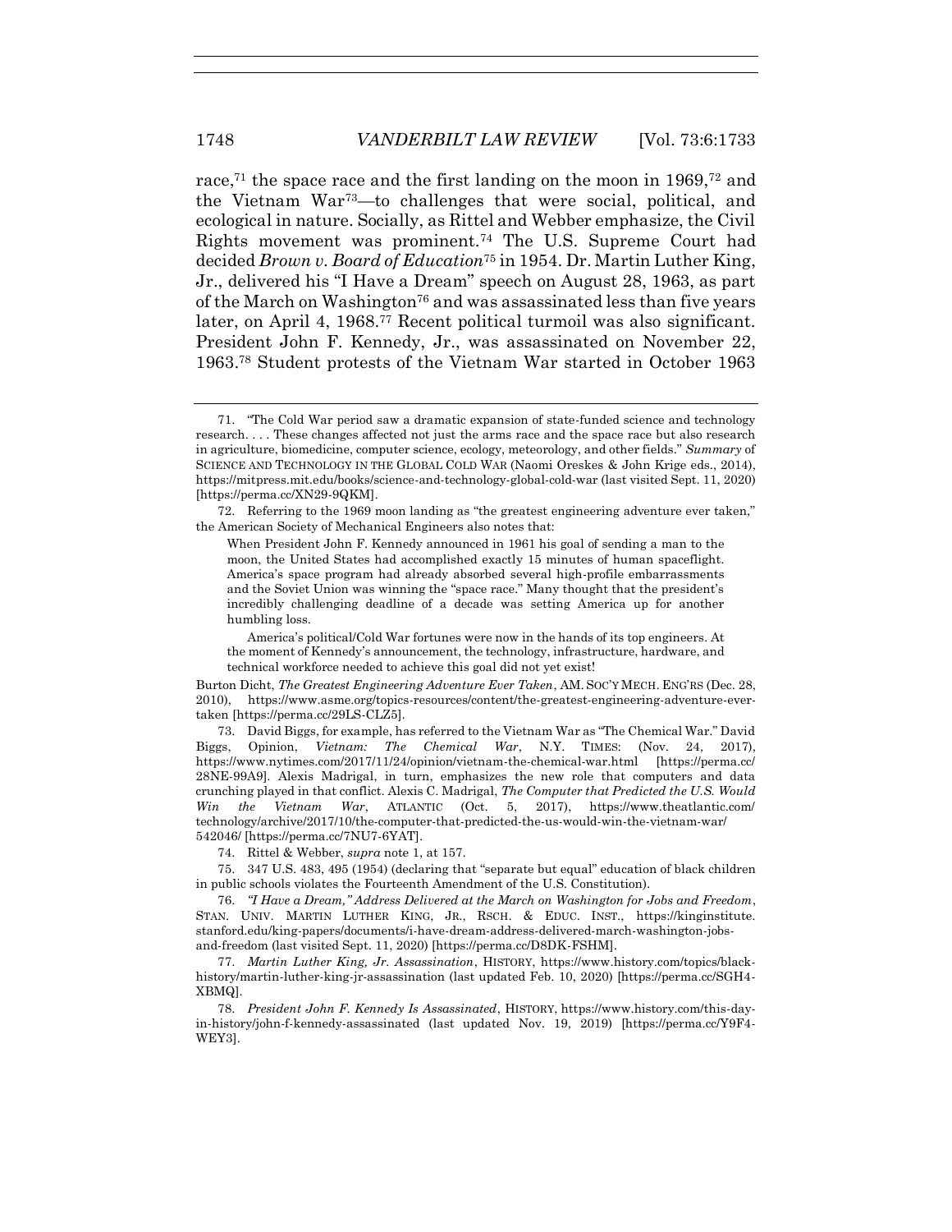race,[71] the space race and the first landing on the moon in 1969,[72] and the Vietnam War[73]—to challenges that were social, political, and ecological in nature. Socially, as Rittel and Webber emphasize, the Civil Rights movement was prominent.[74] The U.S. Supreme Court had decided *Brown v. Board of Education*[75] in 1954. Dr. Martin Luther King, Jr., delivered his "I Have a Dream" speech on August 28, 1963, as part of the March on Washington[76] and was assassinated less than five years later, on April 4, 1968.[77] Recent political turmoil was also significant. President John F. Kennedy, Jr., was assassinated on November 22, 1963.[78] Student protests of the Vietnam War started in October 1963

---

71. "The Cold War period saw a dramatic expansion of state-funded science and technology research. . . . These changes affected not just the arms race and the space race but also research in agriculture, biomedicine, computer science, ecology, meteorology, and other fields." *Summary* of SCIENCE AND TECHNOLOGY IN THE GLOBAL COLD WAR (Naomi Oreskes & John Krige eds., 2014), https://mitpress.mit.edu/books/science-and-technology-global-cold-war (last visited Sept. 11, 2020) [https://perma.cc/XN29-9QKM].

72. Referring to the 1969 moon landing as "the greatest engineering adventure ever taken," the American Society of Mechanical Engineers also notes that:

> When President John F. Kennedy announced in 1961 his goal of sending a man to the moon, the United States had accomplished exactly 15 minutes of human spaceflight. America's space program had already absorbed several high-profile embarrassments and the Soviet Union was winning the "space race." Many thought that the president's incredibly challenging deadline of a decade was setting America up for another humbling loss.
>
> America's political/Cold War fortunes were now in the hands of its top engineers. At the moment of Kennedy's announcement, the technology, infrastructure, hardware, and technical workforce needed to achieve this goal did not yet exist!

Burton Dicht, *The Greatest Engineering Adventure Ever Taken*, AM. SOC'Y MECH. ENG'RS (Dec. 28, 2010), https://www.asme.org/topics-resources/content/the-greatest-engineering-adventure-ever-taken [https://perma.cc/29LS-CLZ5].

73. David Biggs, for example, has referred to the Vietnam War as "The Chemical War." David Biggs, Opinion, *Vietnam: The Chemical War*, N.Y. TIMES: (Nov. 24, 2017), https://www.nytimes.com/2017/11/24/opinion/vietnam-the-chemical-war.html [https://perma.cc/28NE-99A9]. Alexis Madrigal, in turn, emphasizes the new role that computers and data crunching played in that conflict. Alexis C. Madrigal, *The Computer that Predicted the U.S. Would Win the Vietnam War*, ATLANTIC (Oct. 5, 2017), https://www.theatlantic.com/technology/archive/2017/10/the-computer-that-predicted-the-us-would-win-the-vietnam-war/542046/ [https://perma.cc/7NU7-6YAT].

74. Rittel & Webber, *supra* note 1, at 157.

75. 347 U.S. 483, 495 (1954) (declaring that "separate but equal" education of black children in public schools violates the Fourteenth Amendment of the U.S. Constitution).

76. *"I Have a Dream," Address Delivered at the March on Washington for Jobs and Freedom*, STAN. UNIV. MARTIN LUTHER KING, JR., RSCH. & EDUC. INST., https://kinginstitute.stanford.edu/king-papers/documents/i-have-dream-address-delivered-march-washington-jobs-and-freedom (last visited Sept. 11, 2020) [https://perma.cc/D8DK-FSHM].

77. *Martin Luther King, Jr. Assassination*, HISTORY, https://www.history.com/topics/black-history/martin-luther-king-jr-assassination (last updated Feb. 10, 2020) [https://perma.cc/SGH4-XBMQ].

78. *President John F. Kennedy Is Assassinated*, HISTORY, https://www.history.com/this-day-in-history/john-f-kennedy-assassinated (last updated Nov. 19, 2019) [https://perma.cc/Y9F4-WEY3].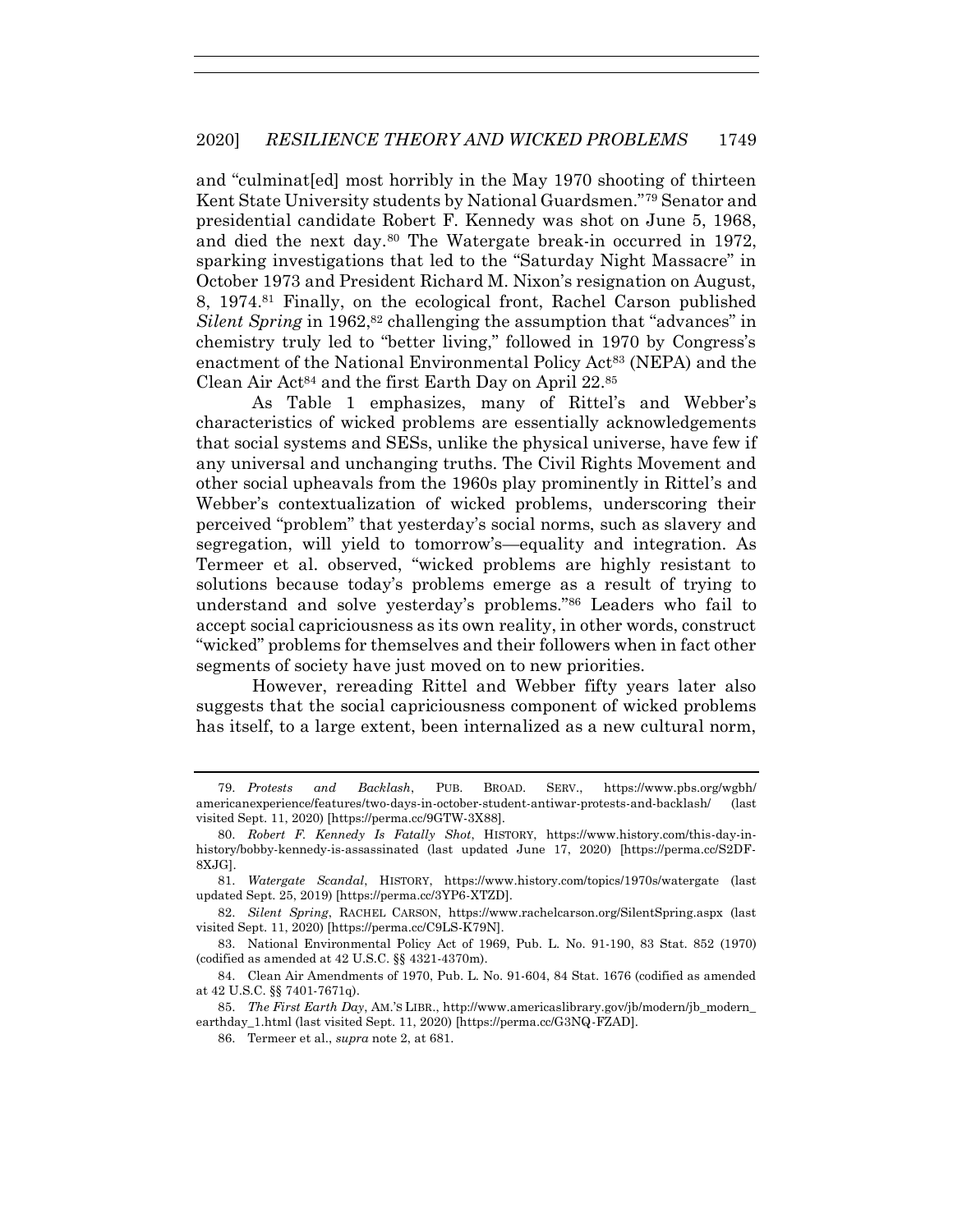and "culminat[ed] most horribly in the May 1970 shooting of thirteen Kent State University students by National Guardsmen."[79] Senator and presidential candidate Robert F. Kennedy was shot on June 5, 1968, and died the next day.[80] The Watergate break-in occurred in 1972, sparking investigations that led to the "Saturday Night Massacre" in October 1973 and President Richard M. Nixon's resignation on August, 8, 1974.[81] Finally, on the ecological front, Rachel Carson published *Silent Spring* in 1962,[82] challenging the assumption that "advances" in chemistry truly led to "better living," followed in 1970 by Congress's enactment of the National Environmental Policy Act[83] (NEPA) and the Clean Air Act[84] and the first Earth Day on April 22.[85]

As Table 1 emphasizes, many of Rittel's and Webber's characteristics of wicked problems are essentially acknowledgements that social systems and SESs, unlike the physical universe, have few if any universal and unchanging truths. The Civil Rights Movement and other social upheavals from the 1960s play prominently in Rittel's and Webber's contextualization of wicked problems, underscoring their perceived "problem" that yesterday's social norms, such as slavery and segregation, will yield to tomorrow's—equality and integration. As Termeer et al. observed, "wicked problems are highly resistant to solutions because today's problems emerge as a result of trying to understand and solve yesterday's problems."[86] Leaders who fail to accept social capriciousness as its own reality, in other words, construct "wicked" problems for themselves and their followers when in fact other segments of society have just moved on to new priorities.

However, rereading Rittel and Webber fifty years later also suggests that the social capriciousness component of wicked problems has itself, to a large extent, been internalized as a new cultural norm,

---

79. *Protests and Backlash*, PUB. BROAD. SERV., https://www.pbs.org/wgbh/americanexperience/features/two-days-in-october-student-antiwar-protests-and-backlash/ (last visited Sept. 11, 2020) [https://perma.cc/9GTW-3X88].

80. *Robert F. Kennedy Is Fatally Shot*, HISTORY, https://www.history.com/this-day-in-history/bobby-kennedy-is-assassinated (last updated June 17, 2020) [https://perma.cc/S2DF-8XJG].

81. *Watergate Scandal*, HISTORY, https://www.history.com/topics/1970s/watergate (last updated Sept. 25, 2019) [https://perma.cc/3YP6-XTZD].

82. *Silent Spring*, RACHEL CARSON, https://www.rachelcarson.org/SilentSpring.aspx (last visited Sept. 11, 2020) [https://perma.cc/C9LS-K79N].

83. National Environmental Policy Act of 1969, Pub. L. No. 91-190, 83 Stat. 852 (1970) (codified as amended at 42 U.S.C. §§ 4321-4370m).

84. Clean Air Amendments of 1970, Pub. L. No. 91-604, 84 Stat. 1676 (codified as amended at 42 U.S.C. §§ 7401-7671q).

85. *The First Earth Day*, AM.'S LIBR., http://www.americaslibrary.gov/jb/modern/jb_modern_earthday_1.html (last visited Sept. 11, 2020) [https://perma.cc/G3NQ-FZAD].

86. Termeer et al., *supra* note 2, at 681.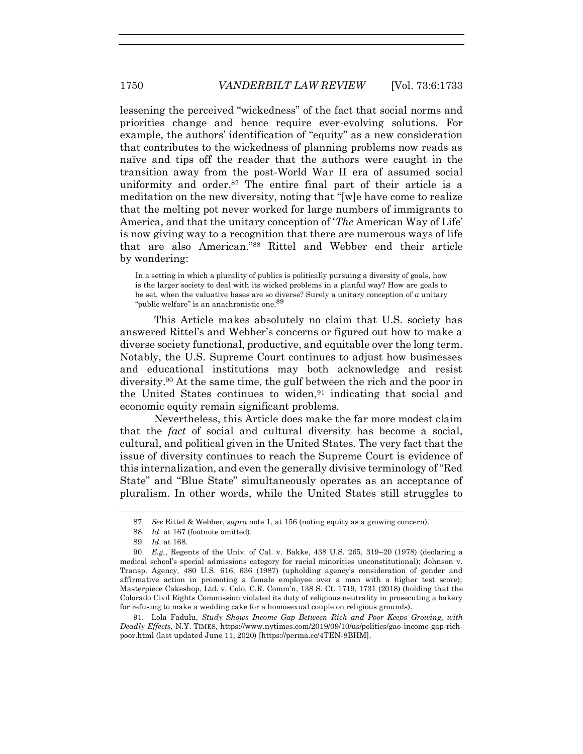lessening the perceived "wickedness" of the fact that social norms and priorities change and hence require ever-evolving solutions. For example, the authors' identification of "equity" as a new consideration that contributes to the wickedness of planning problems now reads as naïve and tips off the reader that the authors were caught in the transition away from the post-World War II era of assumed social uniformity and order.[87] The entire final part of their article is a meditation on the new diversity, noting that "[w]e have come to realize that the melting pot never worked for large numbers of immigrants to America, and that the unitary conception of '*The* American Way of Life' is now giving way to a recognition that there are numerous ways of life that are also American."[88] Rittel and Webber end their article by wondering:

> In a setting in which a plurality of publics is politically pursuing a diversity of goals, how is the larger society to deal with its wicked problems in a planful way? How are goals to be set, when the valuative bases are so diverse? Surely a unitary conception of *a* unitary "public welfare" is an anachronistic one.[89]

This Article makes absolutely no claim that U.S. society has answered Rittel's and Webber's concerns or figured out how to make a diverse society functional, productive, and equitable over the long term. Notably, the U.S. Supreme Court continues to adjust how businesses and educational institutions may both acknowledge and resist diversity.[90] At the same time, the gulf between the rich and the poor in the United States continues to widen,[91] indicating that social and economic equity remain significant problems.

Nevertheless, this Article does make the far more modest claim that the *fact* of social and cultural diversity has become a social, cultural, and political given in the United States. The very fact that the issue of diversity continues to reach the Supreme Court is evidence of this internalization, and even the generally divisive terminology of "Red State" and "Blue State" simultaneously operates as an acceptance of pluralism. In other words, while the United States still struggles to

---

87. *See* Rittel & Webber, *supra* note 1, at 156 (noting equity as a growing concern).

88. *Id.* at 167 (footnote omitted).

89. *Id.* at 168.

90. *E.g.*, Regents of the Univ. of Cal. v. Bakke, 438 U.S. 265, 319–20 (1978) (declaring a medical school's special admissions category for racial minorities unconstitutional); Johnson v. Transp. Agency, 480 U.S. 616, 636 (1987) (upholding agency's consideration of gender and affirmative action in promoting a female employee over a man with a higher test score); Masterpiece Cakeshop, Ltd. v. Colo. C.R. Comm'n, 138 S. Ct. 1719, 1731 (2018) (holding that the Colorado Civil Rights Commission violated its duty of religious neutrality in prosecuting a bakery for refusing to make a wedding cake for a homosexual couple on religious grounds).

91. Lola Fadulu, *Study Shows Income Gap Between Rich and Poor Keeps Growing, with Deadly Effects*, N.Y. TIMES, https://www.nytimes.com/2019/09/10/us/politics/gao-income-gap-rich-poor.html (last updated June 11, 2020) [https://perma.cc/4TEN-8BHM].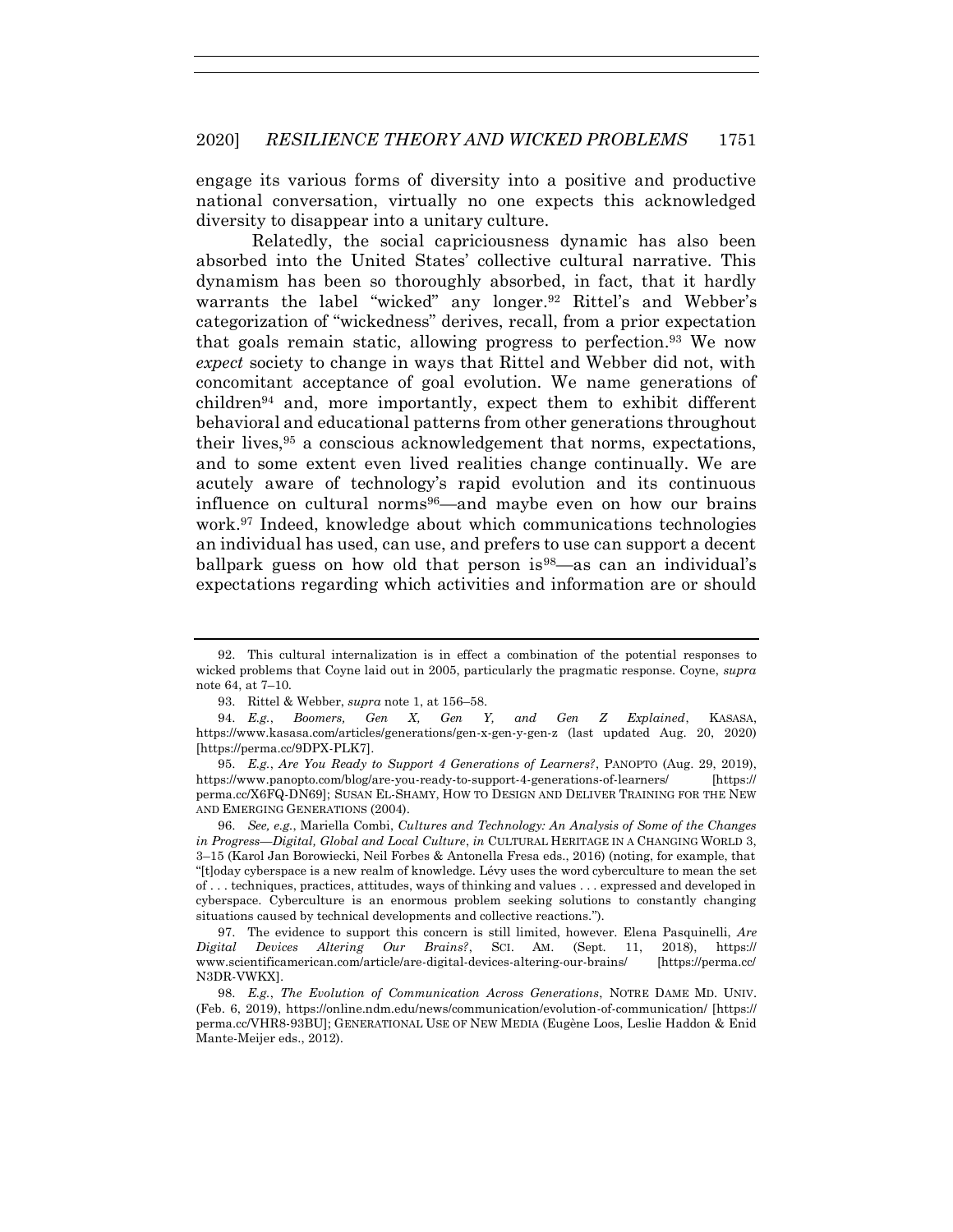engage its various forms of diversity into a positive and productive national conversation, virtually no one expects this acknowledged diversity to disappear into a unitary culture.

Relatedly, the social capriciousness dynamic has also been absorbed into the United States' collective cultural narrative. This dynamism has been so thoroughly absorbed, in fact, that it hardly warrants the label "wicked" any longer.[92] Rittel's and Webber's categorization of "wickedness" derives, recall, from a prior expectation that goals remain static, allowing progress to perfection.[93] We now *expect* society to change in ways that Rittel and Webber did not, with concomitant acceptance of goal evolution. We name generations of children[94] and, more importantly, expect them to exhibit different behavioral and educational patterns from other generations throughout their lives,[95] a conscious acknowledgement that norms, expectations, and to some extent even lived realities change continually. We are acutely aware of technology's rapid evolution and its continuous influence on cultural norms[96]—and maybe even on how our brains work.[97] Indeed, knowledge about which communications technologies an individual has used, can use, and prefers to use can support a decent ballpark guess on how old that person is[98]—as can an individual's expectations regarding which activities and information are or should

---

92. This cultural internalization is in effect a combination of the potential responses to wicked problems that Coyne laid out in 2005, particularly the pragmatic response. Coyne, *supra* note 64, at 7–10.

93. Rittel & Webber, *supra* note 1, at 156–58.

94. *E.g.*, *Boomers, Gen X, Gen Y, and Gen Z Explained*, KASASA, https://www.kasasa.com/articles/generations/gen-x-gen-y-gen-z (last updated Aug. 20, 2020) [https://perma.cc/9DPX-PLK7].

95. *E.g.*, *Are You Ready to Support 4 Generations of Learners?*, PANOPTO (Aug. 29, 2019), https://www.panopto.com/blog/are-you-ready-to-support-4-generations-of-learners/ [https://perma.cc/X6FQ-DN69]; SUSAN EL-SHAMY, HOW TO DESIGN AND DELIVER TRAINING FOR THE NEW AND EMERGING GENERATIONS (2004).

96. *See, e.g.*, Mariella Combi, *Cultures and Technology: An Analysis of Some of the Changes in Progress—Digital, Global and Local Culture*, *in* CULTURAL HERITAGE IN A CHANGING WORLD 3, 3–15 (Karol Jan Borowiecki, Neil Forbes & Antonella Fresa eds., 2016) (noting, for example, that "[t]oday cyberspace is a new realm of knowledge. Lévy uses the word cyberculture to mean the set of . . . techniques, practices, attitudes, ways of thinking and values . . . expressed and developed in cyberspace. Cyberculture is an enormous problem seeking solutions to constantly changing situations caused by technical developments and collective reactions.").

97. The evidence to support this concern is still limited, however. Elena Pasquinelli, *Are Digital Devices Altering Our Brains?*, SCI. AM. (Sept. 11, 2018), https://www.scientificamerican.com/article/are-digital-devices-altering-our-brains/ [https://perma.cc/N3DR-VWKX].

98. *E.g.*, *The Evolution of Communication Across Generations*, NOTRE DAME MD. UNIV. (Feb. 6, 2019), https://online.ndm.edu/news/communication/evolution-of-communication/ [https://perma.cc/VHR8-93BU]; GENERATIONAL USE OF NEW MEDIA (Eugène Loos, Leslie Haddon & Enid Mante-Meijer eds., 2012).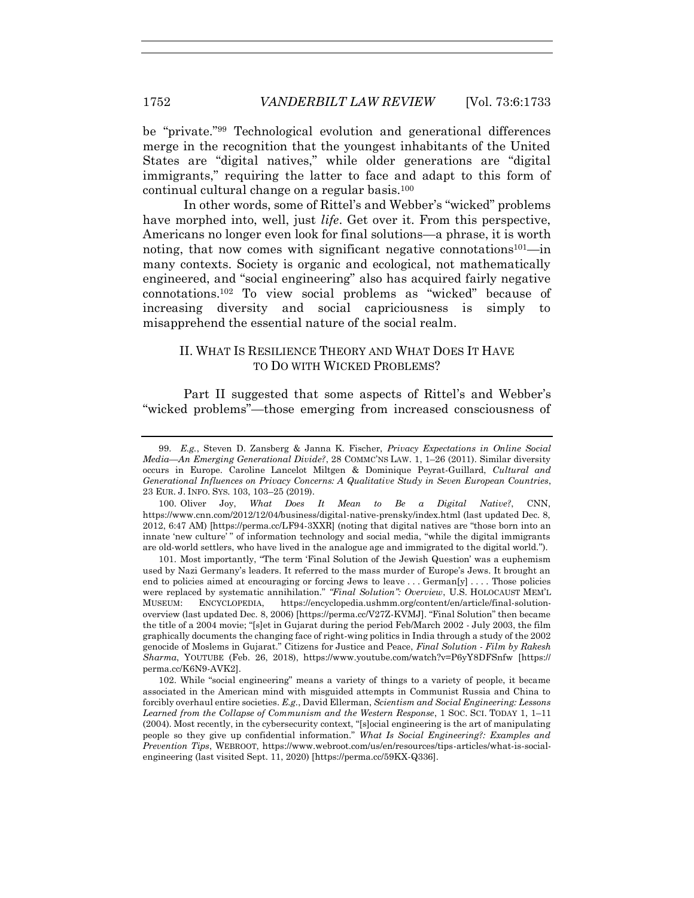be "private."[99] Technological evolution and generational differences merge in the recognition that the youngest inhabitants of the United States are "digital natives," while older generations are "digital immigrants," requiring the latter to face and adapt to this form of continual cultural change on a regular basis.[100]

In other words, some of Rittel's and Webber's "wicked" problems have morphed into, well, just *life*. Get over it. From this perspective, Americans no longer even look for final solutions—a phrase, it is worth noting, that now comes with significant negative connotations[101]—in many contexts. Society is organic and ecological, not mathematically engineered, and "social engineering" also has acquired fairly negative connotations.[102] To view social problems as "wicked" because of increasing diversity and social capriciousness is simply to misapprehend the essential nature of the social realm.

## II. WHAT IS RESILIENCE THEORY AND WHAT DOES IT HAVE TO DO WITH WICKED PROBLEMS?

Part II suggested that some aspects of Rittel's and Webber's "wicked problems"—those emerging from increased consciousness of

---

99. *E.g.*, Steven D. Zansberg & Janna K. Fischer, *Privacy Expectations in Online Social Media—An Emerging Generational Divide?*, 28 COMMC'NS LAW. 1, 1–26 (2011). Similar diversity occurs in Europe. Caroline Lancelot Miltgen & Dominique Peyrat-Guillard, *Cultural and Generational Influences on Privacy Concerns: A Qualitative Study in Seven European Countries*, 23 EUR. J. INFO. SYS. 103, 103–25 (2019).

100. Oliver Joy, *What Does It Mean to Be a Digital Native?*, CNN, https://www.cnn.com/2012/12/04/business/digital-native-prensky/index.html (last updated Dec. 8, 2012, 6:47 AM) [https://perma.cc/LF94-3XXR] (noting that digital natives are "those born into an innate 'new culture' " of information technology and social media, "while the digital immigrants are old-world settlers, who have lived in the analogue age and immigrated to the digital world.").

101. Most importantly, "The term 'Final Solution of the Jewish Question' was a euphemism used by Nazi Germany's leaders. It referred to the mass murder of Europe's Jews. It brought an end to policies aimed at encouraging or forcing Jews to leave . . . German[y] . . . . Those policies were replaced by systematic annihilation." *"Final Solution": Overview*, U.S. HOLOCAUST MEM'L MUSEUM: ENCYCLOPEDIA, https://encyclopedia.ushmm.org/content/en/article/final-solution-overview (last updated Dec. 8, 2006) [https://perma.cc/V27Z-KVMJ]. "Final Solution" then became the title of a 2004 movie; "[s]et in Gujarat during the period Feb/March 2002 - July 2003, the film graphically documents the changing face of right-wing politics in India through a study of the 2002 genocide of Moslems in Gujarat." Citizens for Justice and Peace, *Final Solution - Film by Rakesh Sharma*, YOUTUBE (Feb. 26, 2018), https://www.youtube.com/watch?v=P6yY8DFSnfw [https://perma.cc/K6N9-AVK2].

102. While "social engineering" means a variety of things to a variety of people, it became associated in the American mind with misguided attempts in Communist Russia and China to forcibly overhaul entire societies. *E.g.*, David Ellerman, *Scientism and Social Engineering: Lessons Learned from the Collapse of Communism and the Western Response*, 1 SOC. SCI. TODAY 1, 1–11 (2004). Most recently, in the cybersecurity context, "[s]ocial engineering is the art of manipulating people so they give up confidential information." *What Is Social Engineering?: Examples and Prevention Tips*, WEBROOT, https://www.webroot.com/us/en/resources/tips-articles/what-is-social-engineering (last visited Sept. 11, 2020) [https://perma.cc/59KX-Q336].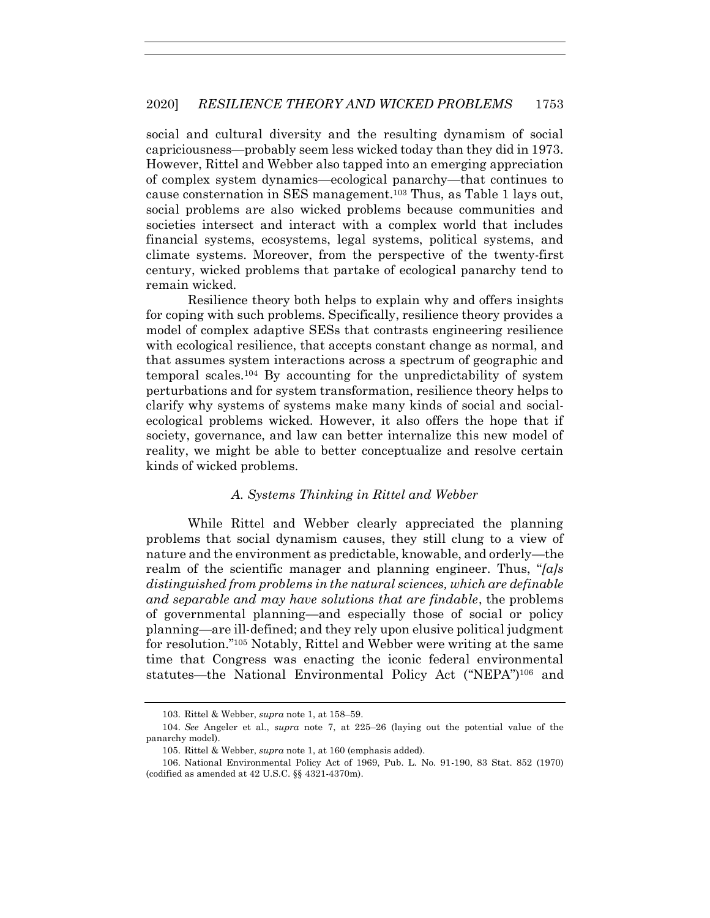social and cultural diversity and the resulting dynamism of social capriciousness—probably seem less wicked today than they did in 1973. However, Rittel and Webber also tapped into an emerging appreciation of complex system dynamics—ecological panarchy—that continues to cause consternation in SES management.[103] Thus, as Table 1 lays out, social problems are also wicked problems because communities and societies intersect and interact with a complex world that includes financial systems, ecosystems, legal systems, political systems, and climate systems. Moreover, from the perspective of the twenty-first century, wicked problems that partake of ecological panarchy tend to remain wicked.

Resilience theory both helps to explain why and offers insights for coping with such problems. Specifically, resilience theory provides a model of complex adaptive SESs that contrasts engineering resilience with ecological resilience, that accepts constant change as normal, and that assumes system interactions across a spectrum of geographic and temporal scales.[104] By accounting for the unpredictability of system perturbations and for system transformation, resilience theory helps to clarify why systems of systems make many kinds of social and social-ecological problems wicked. However, it also offers the hope that if society, governance, and law can better internalize this new model of reality, we might be able to better conceptualize and resolve certain kinds of wicked problems.

### *A. Systems Thinking in Rittel and Webber*

While Rittel and Webber clearly appreciated the planning problems that social dynamism causes, they still clung to a view of nature and the environment as predictable, knowable, and orderly—the realm of the scientific manager and planning engineer. Thus, "*[a]s distinguished from problems in the natural sciences, which are definable and separable and may have solutions that are findable*, the problems of governmental planning—and especially those of social or policy planning—are ill-defined; and they rely upon elusive political judgment for resolution."[105] Notably, Rittel and Webber were writing at the same time that Congress was enacting the iconic federal environmental statutes—the National Environmental Policy Act ("NEPA")[106] and

---

103. Rittel & Webber, *supra* note 1, at 158–59.

104. *See* Angeler et al., *supra* note 7, at 225–26 (laying out the potential value of the panarchy model).

105. Rittel & Webber, *supra* note 1, at 160 (emphasis added).

106. National Environmental Policy Act of 1969, Pub. L. No. 91-190, 83 Stat. 852 (1970) (codified as amended at 42 U.S.C. §§ 4321-4370m).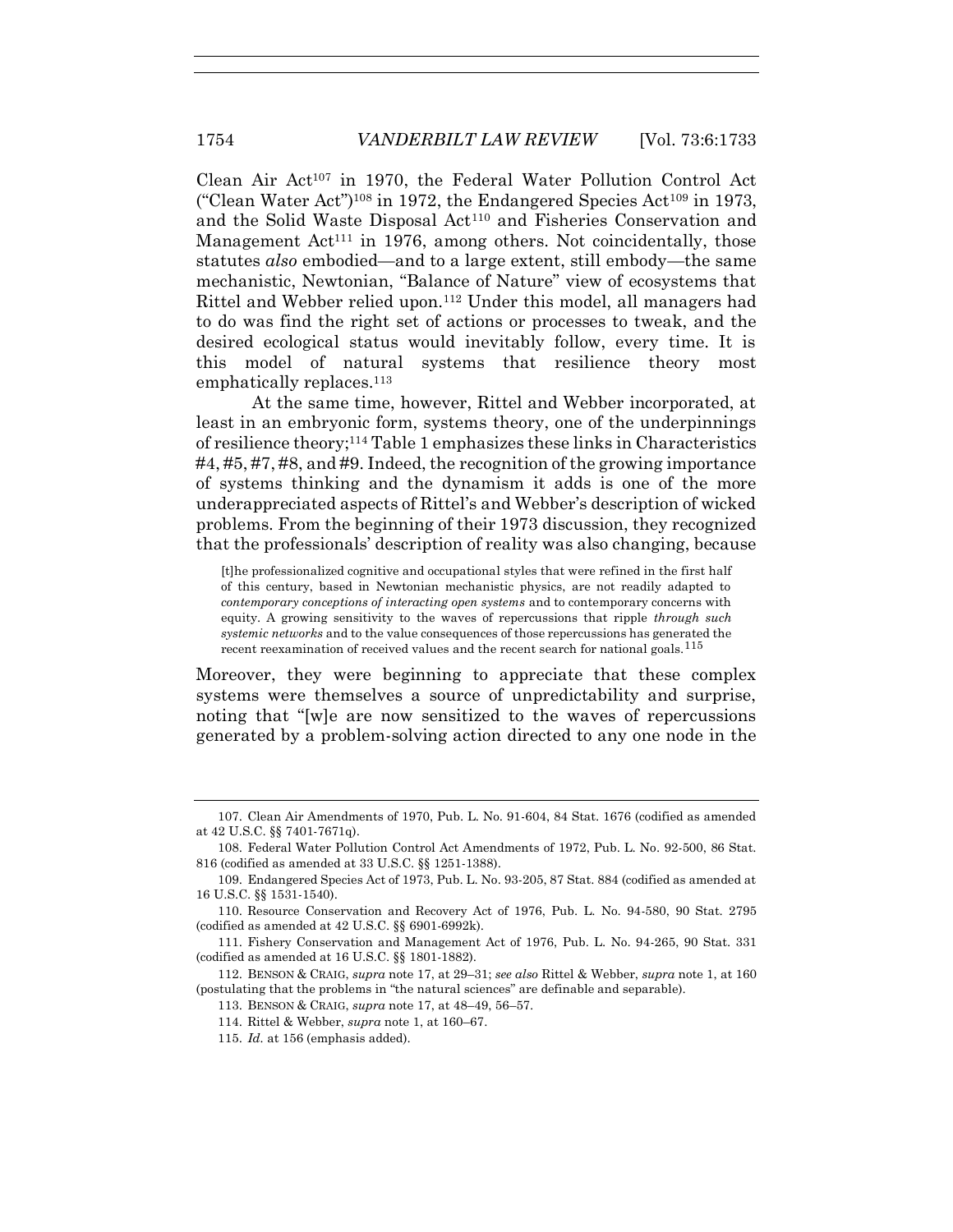Clean Air Act[107] in 1970, the Federal Water Pollution Control Act ("Clean Water Act")[108] in 1972, the Endangered Species Act[109] in 1973, and the Solid Waste Disposal Act[110] and Fisheries Conservation and Management Act[111] in 1976, among others. Not coincidentally, those statutes *also* embodied—and to a large extent, still embody—the same mechanistic, Newtonian, "Balance of Nature" view of ecosystems that Rittel and Webber relied upon.[112] Under this model, all managers had to do was find the right set of actions or processes to tweak, and the desired ecological status would inevitably follow, every time. It is this model of natural systems that resilience theory most emphatically replaces.[113]

At the same time, however, Rittel and Webber incorporated, at least in an embryonic form, systems theory, one of the underpinnings of resilience theory;[114] Table 1 emphasizes these links in Characteristics #4, #5, #7, #8, and #9. Indeed, the recognition of the growing importance of systems thinking and the dynamism it adds is one of the more underappreciated aspects of Rittel's and Webber's description of wicked problems. From the beginning of their 1973 discussion, they recognized that the professionals' description of reality was also changing, because

> [t]he professionalized cognitive and occupational styles that were refined in the first half of this century, based in Newtonian mechanistic physics, are not readily adapted to *contemporary conceptions of interacting open systems* and to contemporary concerns with equity. A growing sensitivity to the waves of repercussions that ripple *through such systemic networks* and to the value consequences of those repercussions has generated the recent reexamination of received values and the recent search for national goals.[115]

Moreover, they were beginning to appreciate that these complex systems were themselves a source of unpredictability and surprise, noting that "[w]e are now sensitized to the waves of repercussions generated by a problem-solving action directed to any one node in the

---

107. Clean Air Amendments of 1970, Pub. L. No. 91-604, 84 Stat. 1676 (codified as amended at 42 U.S.C. §§ 7401-7671q).

108. Federal Water Pollution Control Act Amendments of 1972, Pub. L. No. 92-500, 86 Stat. 816 (codified as amended at 33 U.S.C. §§ 1251-1388).

109. Endangered Species Act of 1973, Pub. L. No. 93-205, 87 Stat. 884 (codified as amended at 16 U.S.C. §§ 1531-1540).

110. Resource Conservation and Recovery Act of 1976, Pub. L. No. 94-580, 90 Stat. 2795 (codified as amended at 42 U.S.C. §§ 6901-6992k).

111. Fishery Conservation and Management Act of 1976, Pub. L. No. 94-265, 90 Stat. 331 (codified as amended at 16 U.S.C. §§ 1801-1882).

112. BENSON & CRAIG, *supra* note 17, at 29–31; *see also* Rittel & Webber, *supra* note 1, at 160 (postulating that the problems in "the natural sciences" are definable and separable).

113. BENSON & CRAIG, *supra* note 17, at 48–49, 56–57.

114. Rittel & Webber, *supra* note 1, at 160–67.

115. *Id.* at 156 (emphasis added).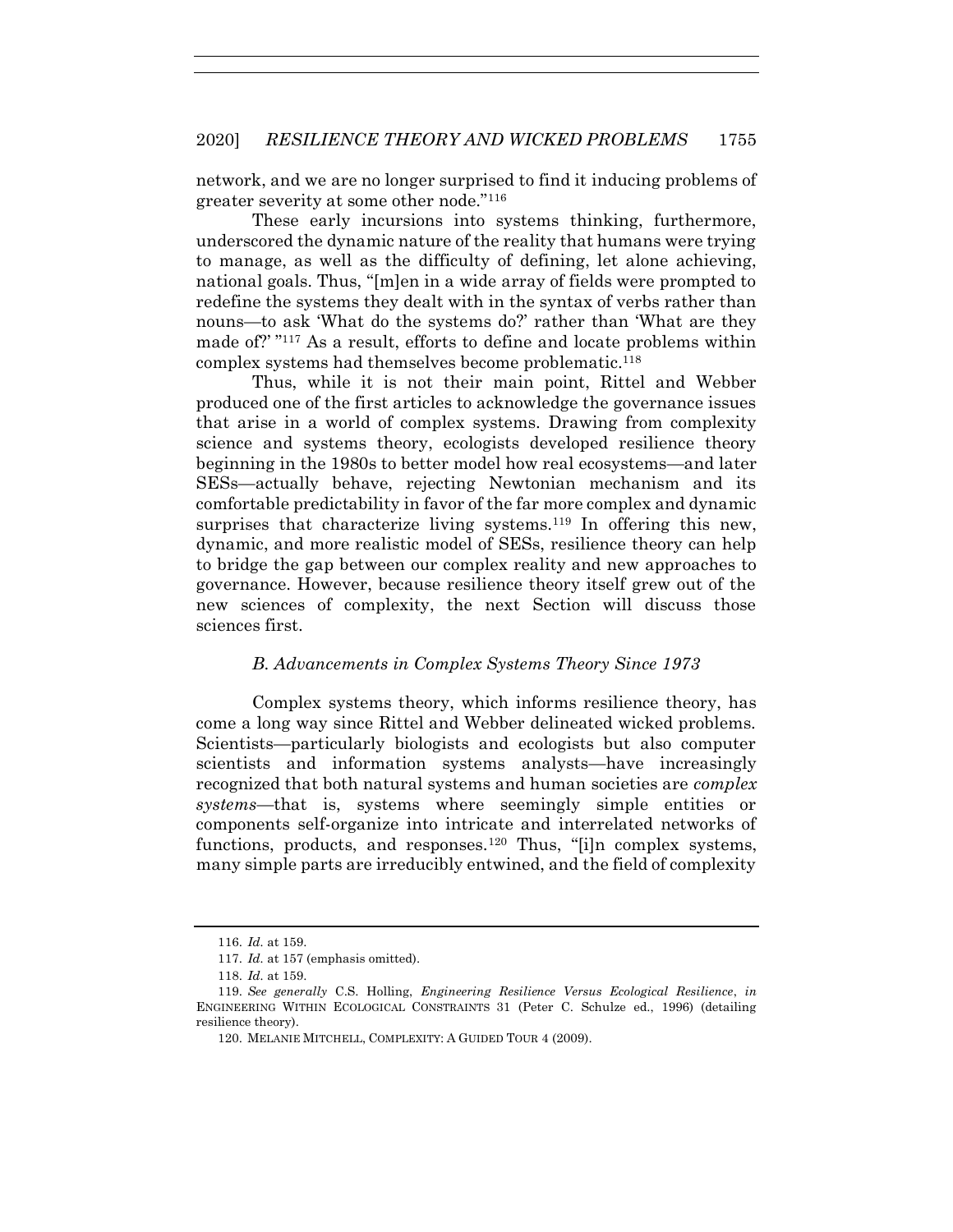network, and we are no longer surprised to find it inducing problems of greater severity at some other node."[116]

These early incursions into systems thinking, furthermore, underscored the dynamic nature of the reality that humans were trying to manage, as well as the difficulty of defining, let alone achieving, national goals. Thus, "[m]en in a wide array of fields were prompted to redefine the systems they dealt with in the syntax of verbs rather than nouns—to ask 'What do the systems do?' rather than 'What are they made of?' "[117] As a result, efforts to define and locate problems within complex systems had themselves become problematic.[118]

Thus, while it is not their main point, Rittel and Webber produced one of the first articles to acknowledge the governance issues that arise in a world of complex systems. Drawing from complexity science and systems theory, ecologists developed resilience theory beginning in the 1980s to better model how real ecosystems—and later SESs—actually behave, rejecting Newtonian mechanism and its comfortable predictability in favor of the far more complex and dynamic surprises that characterize living systems.[119] In offering this new, dynamic, and more realistic model of SESs, resilience theory can help to bridge the gap between our complex reality and new approaches to governance. However, because resilience theory itself grew out of the new sciences of complexity, the next Section will discuss those sciences first.

### *B. Advancements in Complex Systems Theory Since 1973*

Complex systems theory, which informs resilience theory, has come a long way since Rittel and Webber delineated wicked problems. Scientists—particularly biologists and ecologists but also computer scientists and information systems analysts—have increasingly recognized that both natural systems and human societies are *complex systems*—that is, systems where seemingly simple entities or components self-organize into intricate and interrelated networks of functions, products, and responses.[120] Thus, "[i]n complex systems, many simple parts are irreducibly entwined, and the field of complexity

---

116. *Id.* at 159.

117. *Id.* at 157 (emphasis omitted).

118. *Id.* at 159.

119. *See generally* C.S. Holling, *Engineering Resilience Versus Ecological Resilience*, *in* ENGINEERING WITHIN ECOLOGICAL CONSTRAINTS 31 (Peter C. Schulze ed., 1996) (detailing resilience theory).

120. MELANIE MITCHELL, COMPLEXITY: A GUIDED TOUR 4 (2009).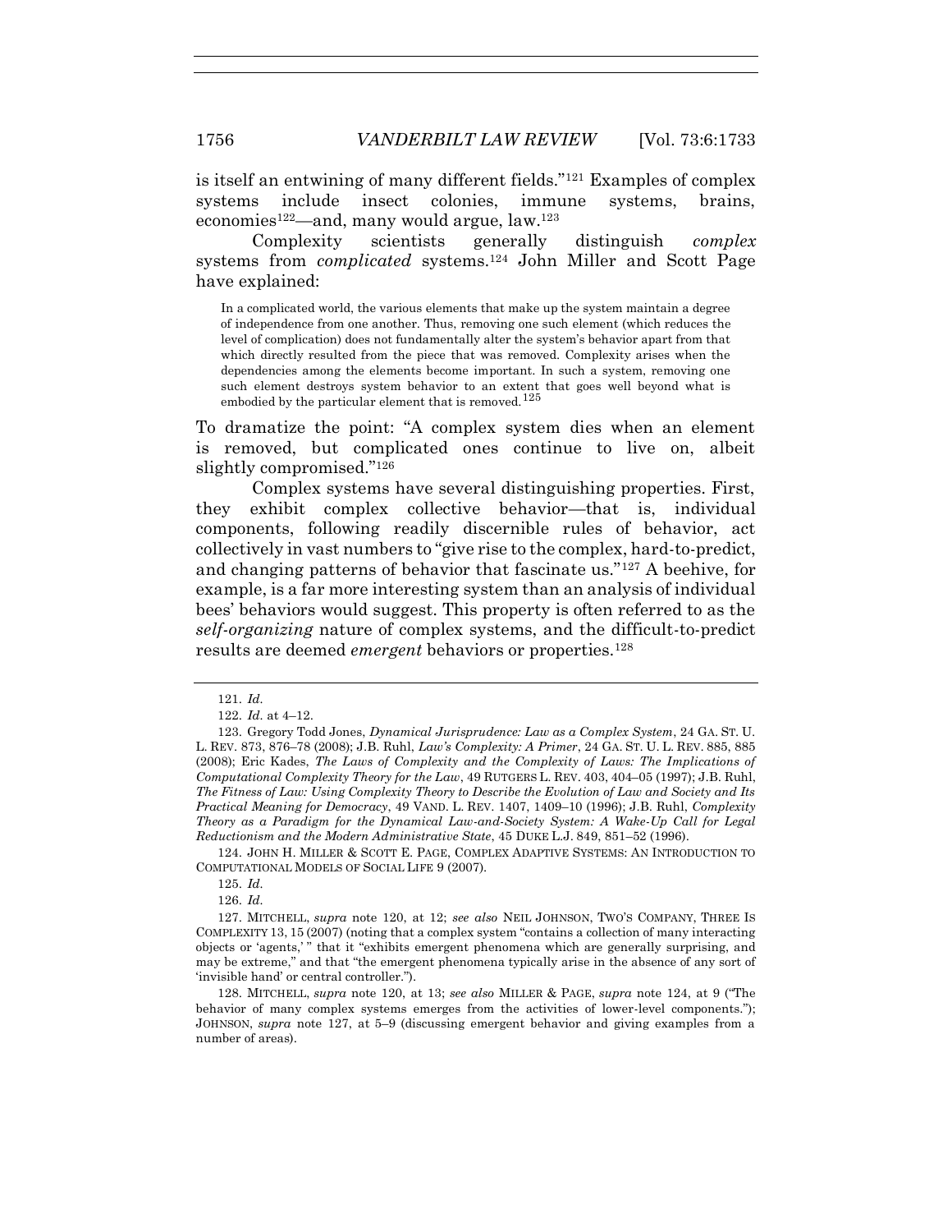is itself an entwining of many different fields."[121] Examples of complex systems include insect colonies, immune systems, brains, economies[122]—and, many would argue, law.[123]

Complexity scientists generally distinguish *complex* systems from *complicated* systems.[124] John Miller and Scott Page have explained:

> In a complicated world, the various elements that make up the system maintain a degree of independence from one another. Thus, removing one such element (which reduces the level of complication) does not fundamentally alter the system's behavior apart from that which directly resulted from the piece that was removed. Complexity arises when the dependencies among the elements become important. In such a system, removing one such element destroys system behavior to an extent that goes well beyond what is embodied by the particular element that is removed.[125]

To dramatize the point: "A complex system dies when an element is removed, but complicated ones continue to live on, albeit slightly compromised."[126]

Complex systems have several distinguishing properties. First, they exhibit complex collective behavior—that is, individual components, following readily discernible rules of behavior, act collectively in vast numbers to "give rise to the complex, hard-to-predict, and changing patterns of behavior that fascinate us."[127] A beehive, for example, is a far more interesting system than an analysis of individual bees' behaviors would suggest. This property is often referred to as the *self-organizing* nature of complex systems, and the difficult-to-predict results are deemed *emergent* behaviors or properties.[128]

---

121. *Id.*

122. *Id.* at 4–12.

123. Gregory Todd Jones, *Dynamical Jurisprudence: Law as a Complex System*, 24 GA. ST. U. L. REV. 873, 876–78 (2008); J.B. Ruhl, *Law's Complexity: A Primer*, 24 GA. ST. U. L. REV. 885, 885 (2008); Eric Kades, *The Laws of Complexity and the Complexity of Laws: The Implications of Computational Complexity Theory for the Law*, 49 RUTGERS L. REV. 403, 404–05 (1997); J.B. Ruhl, *The Fitness of Law: Using Complexity Theory to Describe the Evolution of Law and Society and Its Practical Meaning for Democracy*, 49 VAND. L. REV. 1407, 1409–10 (1996); J.B. Ruhl, *Complexity Theory as a Paradigm for the Dynamical Law-and-Society System: A Wake-Up Call for Legal Reductionism and the Modern Administrative State*, 45 DUKE L.J. 849, 851–52 (1996).

124. JOHN H. MILLER & SCOTT E. PAGE, COMPLEX ADAPTIVE SYSTEMS: AN INTRODUCTION TO COMPUTATIONAL MODELS OF SOCIAL LIFE 9 (2007).

125. *Id.*

126. *Id.*

127. MITCHELL, *supra* note 120, at 12; *see also* NEIL JOHNSON, TWO'S COMPANY, THREE IS COMPLEXITY 13, 15 (2007) (noting that a complex system "contains a collection of many interacting objects or 'agents,' " that it "exhibits emergent phenomena which are generally surprising, and may be extreme," and that "the emergent phenomena typically arise in the absence of any sort of 'invisible hand' or central controller.").

128. MITCHELL, *supra* note 120, at 13; *see also* MILLER & PAGE, *supra* note 124, at 9 ("The behavior of many complex systems emerges from the activities of lower-level components."); JOHNSON, *supra* note 127, at 5–9 (discussing emergent behavior and giving examples from a number of areas).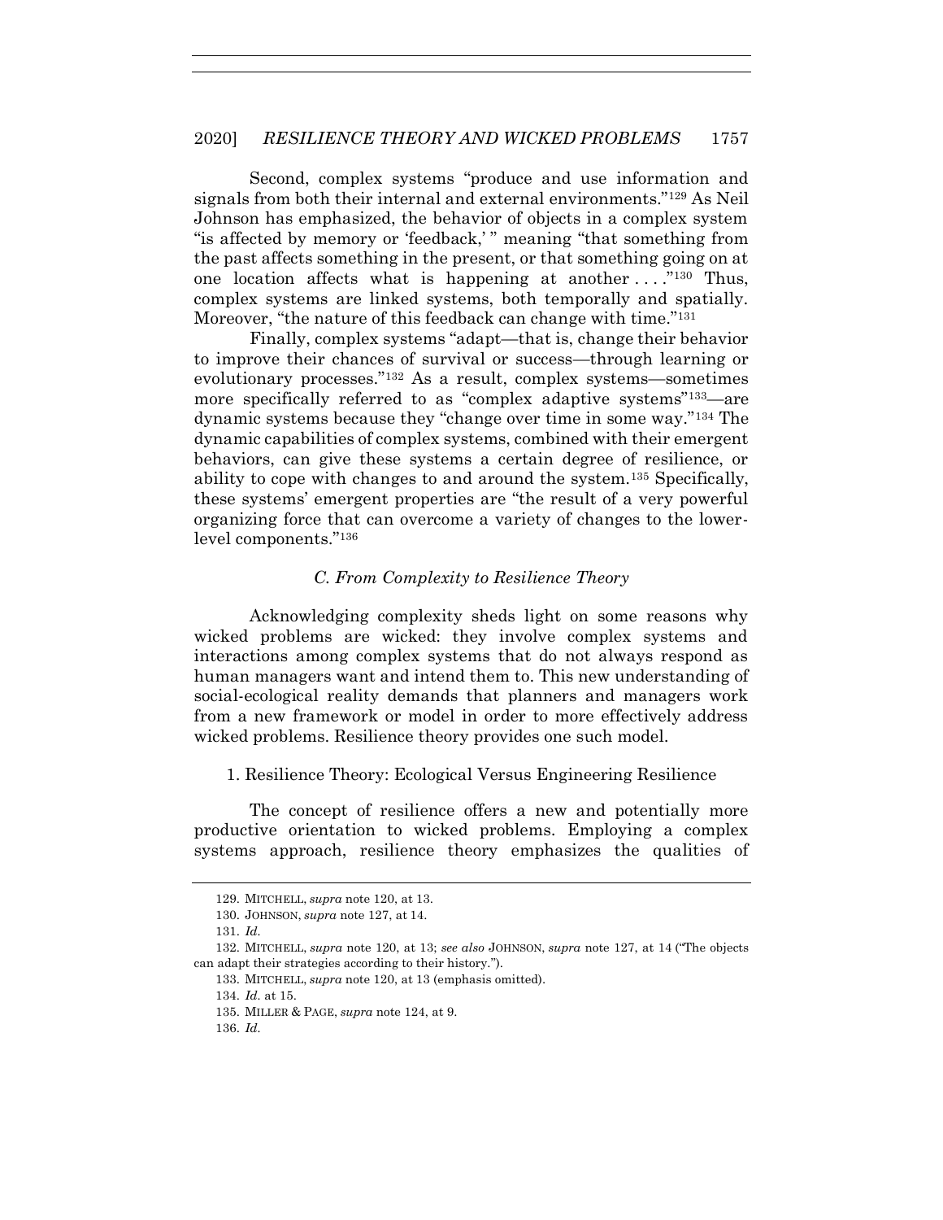Second, complex systems "produce and use information and signals from both their internal and external environments."[129] As Neil Johnson has emphasized, the behavior of objects in a complex system "is affected by memory or 'feedback,' " meaning "that something from the past affects something in the present, or that something going on at one location affects what is happening at another . . . ."[130] Thus, complex systems are linked systems, both temporally and spatially. Moreover, "the nature of this feedback can change with time."[131]

Finally, complex systems "adapt—that is, change their behavior to improve their chances of survival or success—through learning or evolutionary processes."[132] As a result, complex systems—sometimes more specifically referred to as "complex adaptive systems"[133]—are dynamic systems because they "change over time in some way."[134] The dynamic capabilities of complex systems, combined with their emergent behaviors, can give these systems a certain degree of resilience, or ability to cope with changes to and around the system.[135] Specifically, these systems' emergent properties are "the result of a very powerful organizing force that can overcome a variety of changes to the lower-level components."[136]

### *C. From Complexity to Resilience Theory*

Acknowledging complexity sheds light on some reasons why wicked problems are wicked: they involve complex systems and interactions among complex systems that do not always respond as human managers want and intend them to. This new understanding of social-ecological reality demands that planners and managers work from a new framework or model in order to more effectively address wicked problems. Resilience theory provides one such model.

#### 1. Resilience Theory: Ecological Versus Engineering Resilience

The concept of resilience offers a new and potentially more productive orientation to wicked problems. Employing a complex systems approach, resilience theory emphasizes the qualities of

---

129. MITCHELL, *supra* note 120, at 13.

130. JOHNSON, *supra* note 127, at 14.

131. *Id.*

132. MITCHELL, *supra* note 120, at 13; *see also* JOHNSON, *supra* note 127, at 14 ("The objects can adapt their strategies according to their history.").

133. MITCHELL, *supra* note 120, at 13 (emphasis omitted).

134. *Id.* at 15.

135. MILLER & PAGE, *supra* note 124, at 9.

136. *Id.*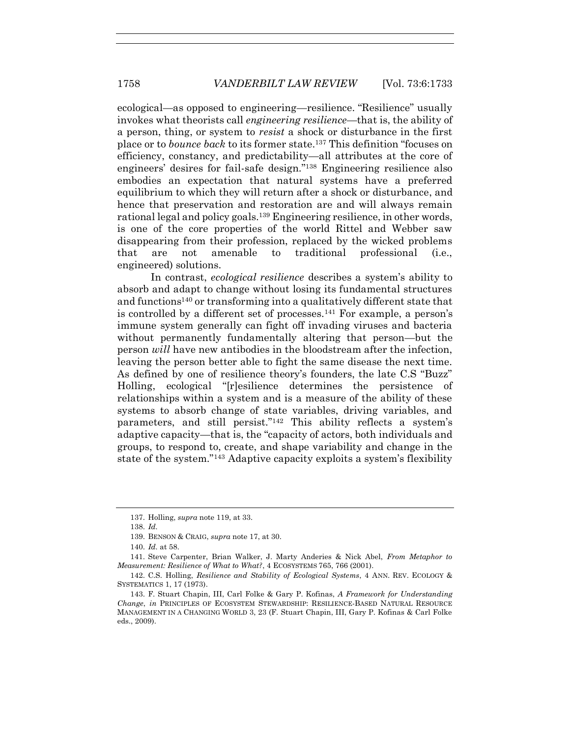ecological—as opposed to engineering—resilience. "Resilience" usually invokes what theorists call *engineering resilience*—that is, the ability of a person, thing, or system to *resist* a shock or disturbance in the first place or to *bounce back* to its former state.[137] This definition "focuses on efficiency, constancy, and predictability—all attributes at the core of engineers' desires for fail-safe design."[138] Engineering resilience also embodies an expectation that natural systems have a preferred equilibrium to which they will return after a shock or disturbance, and hence that preservation and restoration are and will always remain rational legal and policy goals.[139] Engineering resilience, in other words, is one of the core properties of the world Rittel and Webber saw disappearing from their profession, replaced by the wicked problems that are not amenable to traditional professional (i.e., engineered) solutions.

In contrast, *ecological resilience* describes a system's ability to absorb and adapt to change without losing its fundamental structures and functions[140] or transforming into a qualitatively different state that is controlled by a different set of processes.[141] For example, a person's immune system generally can fight off invading viruses and bacteria without permanently fundamentally altering that person—but the person *will* have new antibodies in the bloodstream after the infection, leaving the person better able to fight the same disease the next time. As defined by one of resilience theory's founders, the late C.S "Buzz" Holling, ecological "[r]esilience determines the persistence of relationships within a system and is a measure of the ability of these systems to absorb change of state variables, driving variables, and parameters, and still persist."[142] This ability reflects a system's adaptive capacity—that is, the "capacity of actors, both individuals and groups, to respond to, create, and shape variability and change in the state of the system."[143] Adaptive capacity exploits a system's flexibility

---

137. Holling, *supra* note 119, at 33.

138. *Id.*

139. BENSON & CRAIG, *supra* note 17, at 30.

140. *Id.* at 58.

141. Steve Carpenter, Brian Walker, J. Marty Anderies & Nick Abel, *From Metaphor to Measurement: Resilience of What to What?*, 4 ECOSYSTEMS 765, 766 (2001).

142. C.S. Holling, *Resilience and Stability of Ecological Systems*, 4 ANN. REV. ECOLOGY & SYSTEMATICS 1, 17 (1973).

143. F. Stuart Chapin, III, Carl Folke & Gary P. Kofinas, *A Framework for Understanding Change*, *in* PRINCIPLES OF ECOSYSTEM STEWARDSHIP: RESILIENCE-BASED NATURAL RESOURCE MANAGEMENT IN A CHANGING WORLD 3, 23 (F. Stuart Chapin, III, Gary P. Kofinas & Carl Folke eds., 2009).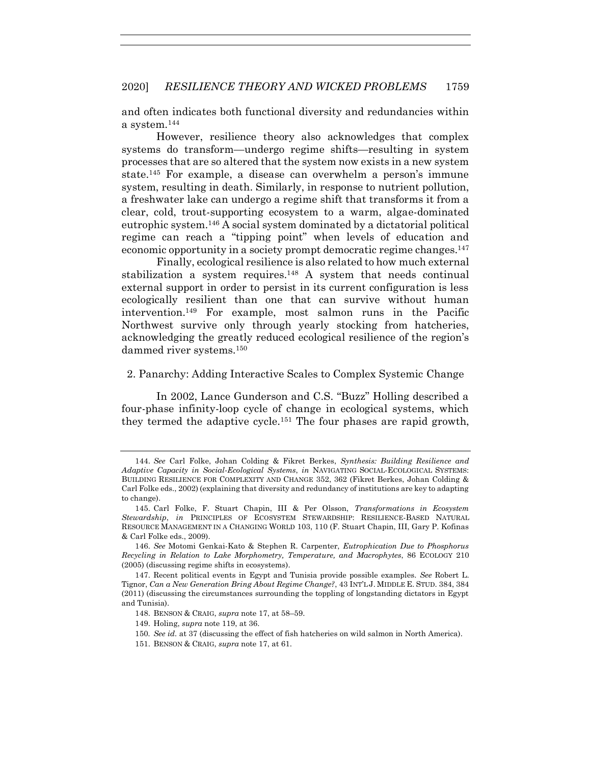and often indicates both functional diversity and redundancies within a system.[144]

However, resilience theory also acknowledges that complex systems do transform—undergo regime shifts—resulting in system processes that are so altered that the system now exists in a new system state.[145] For example, a disease can overwhelm a person's immune system, resulting in death. Similarly, in response to nutrient pollution, a freshwater lake can undergo a regime shift that transforms it from a clear, cold, trout-supporting ecosystem to a warm, algae-dominated eutrophic system.[146] A social system dominated by a dictatorial political regime can reach a "tipping point" when levels of education and economic opportunity in a society prompt democratic regime changes.[147]

Finally, ecological resilience is also related to how much external stabilization a system requires.[148] A system that needs continual external support in order to persist in its current configuration is less ecologically resilient than one that can survive without human intervention.[149] For example, most salmon runs in the Pacific Northwest survive only through yearly stocking from hatcheries, acknowledging the greatly reduced ecological resilience of the region's dammed river systems.[150]

### 2. Panarchy: Adding Interactive Scales to Complex Systemic Change

In 2002, Lance Gunderson and C.S. "Buzz" Holling described a four-phase infinity-loop cycle of change in ecological systems, which they termed the adaptive cycle.[151] The four phases are rapid growth,

---

144. *See* Carl Folke, Johan Colding & Fikret Berkes, *Synthesis: Building Resilience and Adaptive Capacity in Social-Ecological Systems*, *in* NAVIGATING SOCIAL-ECOLOGICAL SYSTEMS: BUILDING RESILIENCE FOR COMPLEXITY AND CHANGE 352, 362 (Fikret Berkes, Johan Colding & Carl Folke eds., 2002) (explaining that diversity and redundancy of institutions are key to adapting to change).

145. Carl Folke, F. Stuart Chapin, III & Per Olsson, *Transformations in Ecosystem Stewardship*, *in* PRINCIPLES OF ECOSYSTEM STEWARDSHIP: RESILIENCE-BASED NATURAL RESOURCE MANAGEMENT IN A CHANGING WORLD 103, 110 (F. Stuart Chapin, III, Gary P. Kofinas & Carl Folke eds., 2009).

146. *See* Motomi Genkai-Kato & Stephen R. Carpenter, *Eutrophication Due to Phosphorus Recycling in Relation to Lake Morphometry, Temperature, and Macrophytes*, 86 ECOLOGY 210 (2005) (discussing regime shifts in ecosystems).

147. Recent political events in Egypt and Tunisia provide possible examples. *See* Robert L. Tignor, *Can a New Generation Bring About Regime Change?*, 43 INT'L J. MIDDLE E. STUD. 384, 384 (2011) (discussing the circumstances surrounding the toppling of longstanding dictators in Egypt and Tunisia).

148. BENSON & CRAIG, *supra* note 17, at 58–59.

149. Holing, *supra* note 119, at 36.

150. *See id.* at 37 (discussing the effect of fish hatcheries on wild salmon in North America).

151. BENSON & CRAIG, *supra* note 17, at 61.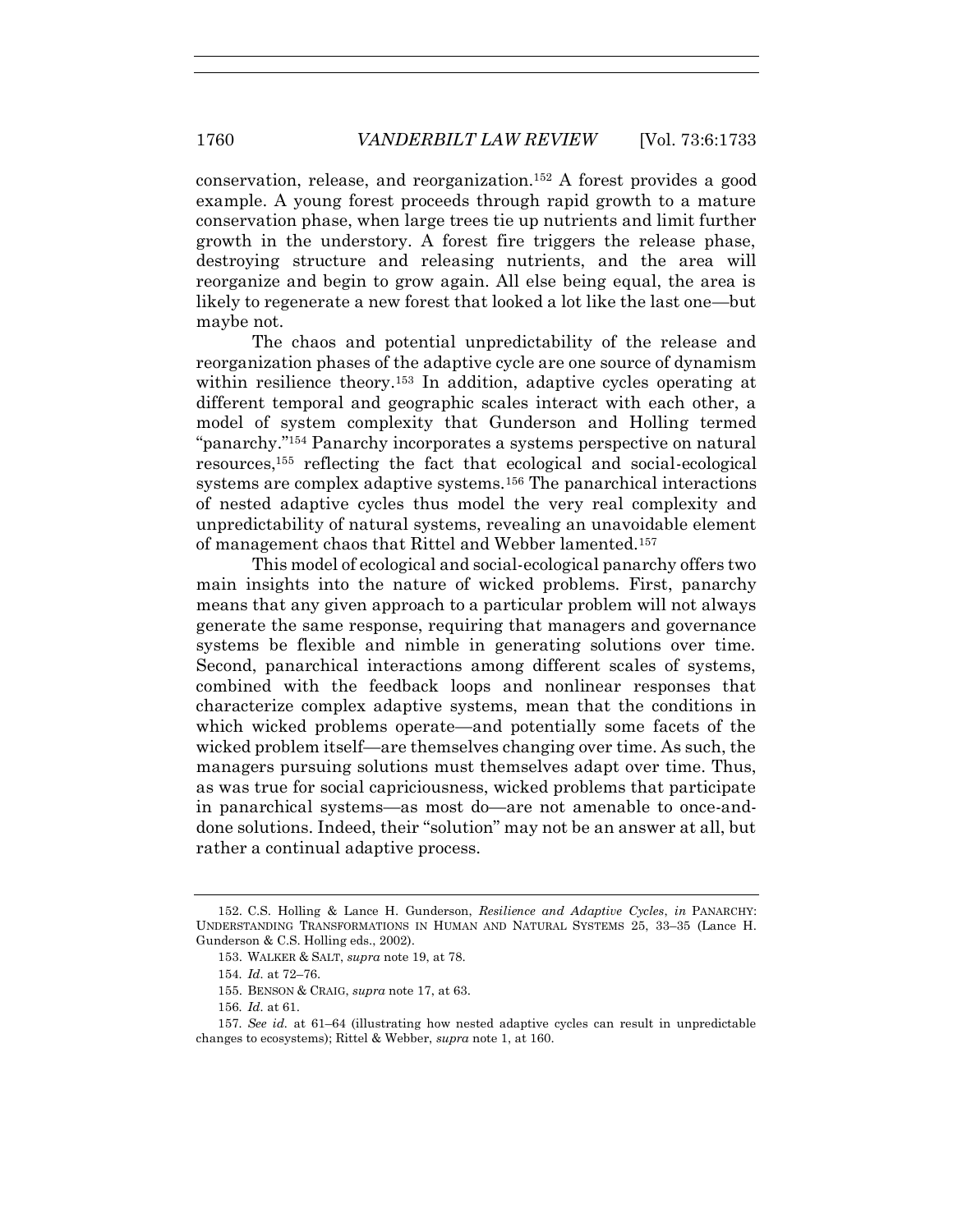conservation, release, and reorganization.[152] A forest provides a good example. A young forest proceeds through rapid growth to a mature conservation phase, when large trees tie up nutrients and limit further growth in the understory. A forest fire triggers the release phase, destroying structure and releasing nutrients, and the area will reorganize and begin to grow again. All else being equal, the area is likely to regenerate a new forest that looked a lot like the last one—but maybe not.

The chaos and potential unpredictability of the release and reorganization phases of the adaptive cycle are one source of dynamism within resilience theory.[153] In addition, adaptive cycles operating at different temporal and geographic scales interact with each other, a model of system complexity that Gunderson and Holling termed "panarchy."[154] Panarchy incorporates a systems perspective on natural resources,[155] reflecting the fact that ecological and social-ecological systems are complex adaptive systems.[156] The panarchical interactions of nested adaptive cycles thus model the very real complexity and unpredictability of natural systems, revealing an unavoidable element of management chaos that Rittel and Webber lamented.[157]

This model of ecological and social-ecological panarchy offers two main insights into the nature of wicked problems. First, panarchy means that any given approach to a particular problem will not always generate the same response, requiring that managers and governance systems be flexible and nimble in generating solutions over time. Second, panarchical interactions among different scales of systems, combined with the feedback loops and nonlinear responses that characterize complex adaptive systems, mean that the conditions in which wicked problems operate—and potentially some facets of the wicked problem itself—are themselves changing over time. As such, the managers pursuing solutions must themselves adapt over time. Thus, as was true for social capriciousness, wicked problems that participate in panarchical systems—as most do—are not amenable to once-and-done solutions. Indeed, their "solution" may not be an answer at all, but rather a continual adaptive process.

---

152. C.S. Holling & Lance H. Gunderson, *Resilience and Adaptive Cycles*, *in* PANARCHY: UNDERSTANDING TRANSFORMATIONS IN HUMAN AND NATURAL SYSTEMS 25, 33–35 (Lance H. Gunderson & C.S. Holling eds., 2002).

153. WALKER & SALT, *supra* note 19, at 78.

154. *Id.* at 72–76.

155. BENSON & CRAIG, *supra* note 17, at 63.

156. *Id.* at 61.

157. *See id.* at 61–64 (illustrating how nested adaptive cycles can result in unpredictable changes to ecosystems); Rittel & Webber, *supra* note 1, at 160.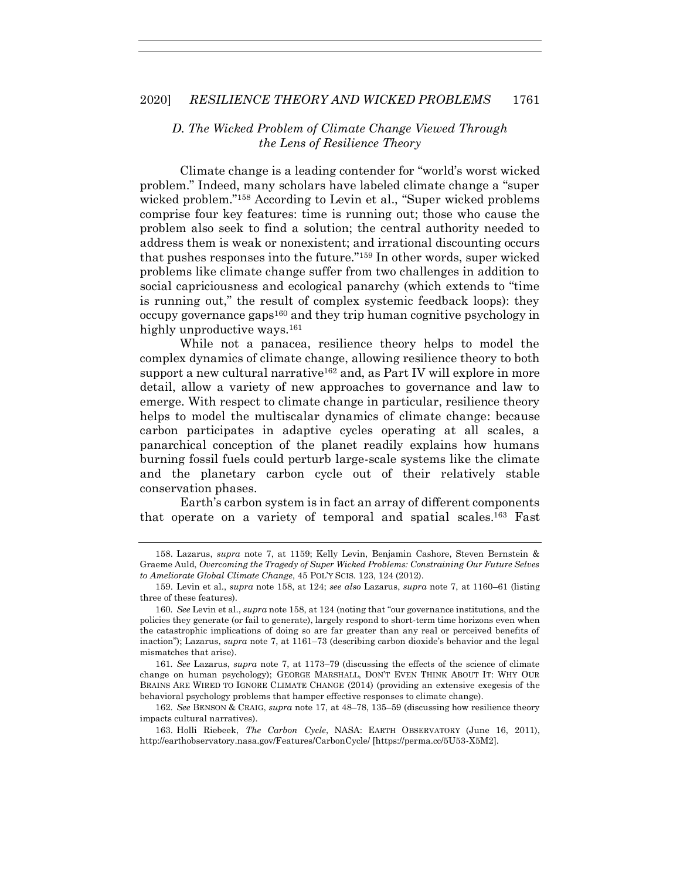### *D. The Wicked Problem of Climate Change Viewed Through the Lens of Resilience Theory*

Climate change is a leading contender for "world's worst wicked problem." Indeed, many scholars have labeled climate change a "super wicked problem."[158] According to Levin et al., "Super wicked problems comprise four key features: time is running out; those who cause the problem also seek to find a solution; the central authority needed to address them is weak or nonexistent; and irrational discounting occurs that pushes responses into the future."[159] In other words, super wicked problems like climate change suffer from two challenges in addition to social capriciousness and ecological panarchy (which extends to "time is running out," the result of complex systemic feedback loops): they occupy governance gaps[160] and they trip human cognitive psychology in highly unproductive ways.[161]

While not a panacea, resilience theory helps to model the complex dynamics of climate change, allowing resilience theory to both support a new cultural narrative[162] and, as Part IV will explore in more detail, allow a variety of new approaches to governance and law to emerge. With respect to climate change in particular, resilience theory helps to model the multiscalar dynamics of climate change: because carbon participates in adaptive cycles operating at all scales, a panarchical conception of the planet readily explains how humans burning fossil fuels could perturb large-scale systems like the climate and the planetary carbon cycle out of their relatively stable conservation phases.

Earth's carbon system is in fact an array of different components that operate on a variety of temporal and spatial scales.[163] Fast

---

158. Lazarus, *supra* note 7, at 1159; Kelly Levin, Benjamin Cashore, Steven Bernstein & Graeme Auld, *Overcoming the Tragedy of Super Wicked Problems: Constraining Our Future Selves to Ameliorate Global Climate Change*, 45 POL'Y SCIS. 123, 124 (2012).

159. Levin et al., *supra* note 158, at 124; *see also* Lazarus, *supra* note 7, at 1160–61 (listing three of these features).

160. *See* Levin et al., *supra* note 158, at 124 (noting that "our governance institutions, and the policies they generate (or fail to generate), largely respond to short-term time horizons even when the catastrophic implications of doing so are far greater than any real or perceived benefits of inaction"); Lazarus, *supra* note 7, at 1161–73 (describing carbon dioxide's behavior and the legal mismatches that arise).

161. *See* Lazarus, *supra* note 7, at 1173–79 (discussing the effects of the science of climate change on human psychology); GEORGE MARSHALL, DON'T EVEN THINK ABOUT IT: WHY OUR BRAINS ARE WIRED TO IGNORE CLIMATE CHANGE (2014) (providing an extensive exegesis of the behavioral psychology problems that hamper effective responses to climate change).

162. *See* BENSON & CRAIG, *supra* note 17, at 48–78, 135–59 (discussing how resilience theory impacts cultural narratives).

163. Holli Riebeek, *The Carbon Cycle*, NASA: EARTH OBSERVATORY (June 16, 2011), http://earthobservatory.nasa.gov/Features/CarbonCycle/ [https://perma.cc/5U53-X5M2].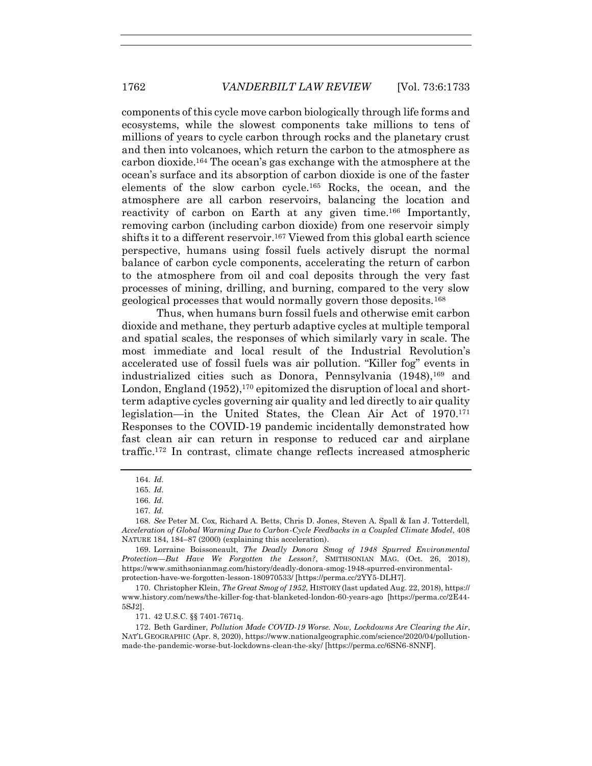components of this cycle move carbon biologically through life forms and ecosystems, while the slowest components take millions to tens of millions of years to cycle carbon through rocks and the planetary crust and then into volcanoes, which return the carbon to the atmosphere as carbon dioxide.[164] The ocean's gas exchange with the atmosphere at the ocean's surface and its absorption of carbon dioxide is one of the faster elements of the slow carbon cycle.[165] Rocks, the ocean, and the atmosphere are all carbon reservoirs, balancing the location and reactivity of carbon on Earth at any given time.[166] Importantly, removing carbon (including carbon dioxide) from one reservoir simply shifts it to a different reservoir.[167] Viewed from this global earth science perspective, humans using fossil fuels actively disrupt the normal balance of carbon cycle components, accelerating the return of carbon to the atmosphere from oil and coal deposits through the very fast processes of mining, drilling, and burning, compared to the very slow geological processes that would normally govern those deposits.[168]

Thus, when humans burn fossil fuels and otherwise emit carbon dioxide and methane, they perturb adaptive cycles at multiple temporal and spatial scales, the responses of which similarly vary in scale. The most immediate and local result of the Industrial Revolution's accelerated use of fossil fuels was air pollution. "Killer fog" events in industrialized cities such as Donora, Pennsylvania (1948),[169] and London, England (1952),[170] epitomized the disruption of local and short-term adaptive cycles governing air quality and led directly to air quality legislation—in the United States, the Clean Air Act of 1970.[171] Responses to the COVID-19 pandemic incidentally demonstrated how fast clean air can return in response to reduced car and airplane traffic.[172] In contrast, climate change reflects increased atmospheric

---

164. *Id.*

165. *Id.*

166. *Id.*

167. *Id.*

168. *See* Peter M. Cox, Richard A. Betts, Chris D. Jones, Steven A. Spall & Ian J. Totterdell, *Acceleration of Global Warming Due to Carbon-Cycle Feedbacks in a Coupled Climate Model*, 408 NATURE 184, 184–87 (2000) (explaining this acceleration).

169. Lorraine Boissoneault, *The Deadly Donora Smog of 1948 Spurred Environmental Protection—But Have We Forgotten the Lesson?*, SMITHSONIAN MAG. (Oct. 26, 2018), https://www.smithsonianmag.com/history/deadly-donora-smog-1948-spurred-environmental-protection-have-we-forgotten-lesson-180970533/ [https://perma.cc/2YY5-DLH7].

170. Christopher Klein, *The Great Smog of 1952*, HISTORY (last updated Aug. 22, 2018), https://www.history.com/news/the-killer-fog-that-blanketed-london-60-years-ago [https://perma.cc/2E44-5SJ2].

171. 42 U.S.C. §§ 7401-7671q.

172. Beth Gardiner, *Pollution Made COVID-19 Worse. Now, Lockdowns Are Clearing the Air*, NAT'L GEOGRAPHIC (Apr. 8, 2020), https://www.nationalgeographic.com/science/2020/04/pollution-made-the-pandemic-worse-but-lockdowns-clean-the-sky/ [https://perma.cc/6SN6-8NNF].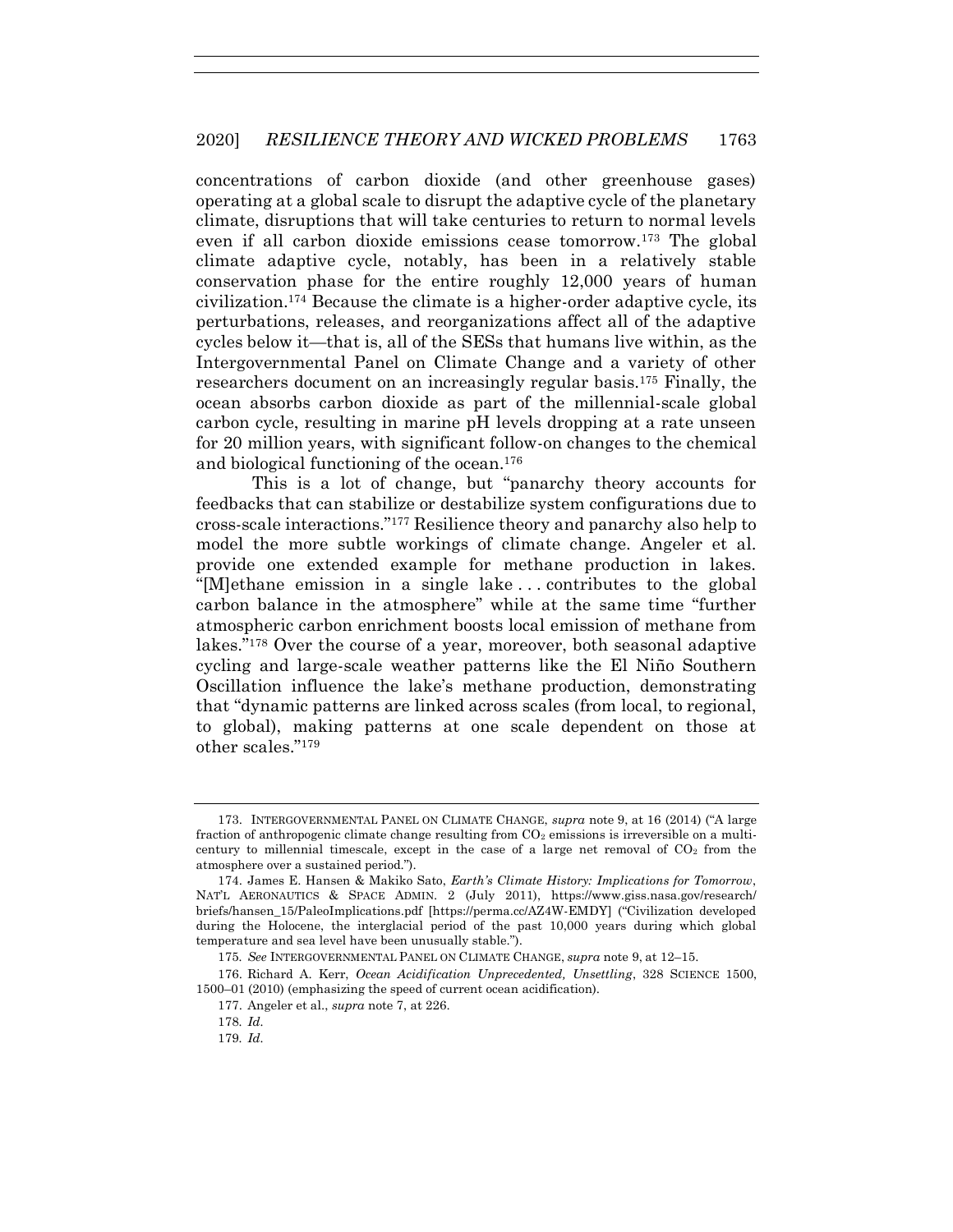concentrations of carbon dioxide (and other greenhouse gases) operating at a global scale to disrupt the adaptive cycle of the planetary climate, disruptions that will take centuries to return to normal levels even if all carbon dioxide emissions cease tomorrow.[173] The global climate adaptive cycle, notably, has been in a relatively stable conservation phase for the entire roughly 12,000 years of human civilization.[174] Because the climate is a higher-order adaptive cycle, its perturbations, releases, and reorganizations affect all of the adaptive cycles below it—that is, all of the SESs that humans live within, as the Intergovernmental Panel on Climate Change and a variety of other researchers document on an increasingly regular basis.[175] Finally, the ocean absorbs carbon dioxide as part of the millennial-scale global carbon cycle, resulting in marine pH levels dropping at a rate unseen for 20 million years, with significant follow-on changes to the chemical and biological functioning of the ocean.[176]

This is a lot of change, but "panarchy theory accounts for feedbacks that can stabilize or destabilize system configurations due to cross-scale interactions."[177] Resilience theory and panarchy also help to model the more subtle workings of climate change. Angeler et al. provide one extended example for methane production in lakes. "[M]ethane emission in a single lake . . . contributes to the global carbon balance in the atmosphere" while at the same time "further atmospheric carbon enrichment boosts local emission of methane from lakes."[178] Over the course of a year, moreover, both seasonal adaptive cycling and large-scale weather patterns like the El Niño Southern Oscillation influence the lake's methane production, demonstrating that "dynamic patterns are linked across scales (from local, to regional, to global), making patterns at one scale dependent on those at other scales."[179]

---

173. INTERGOVERNMENTAL PANEL ON CLIMATE CHANGE, *supra* note 9, at 16 (2014) ("A large fraction of anthropogenic climate change resulting from $CO_2$ emissions is irreversible on a multi-century to millennial timescale, except in the case of a large net removal of $CO_2$ from the atmosphere over a sustained period.").

174. James E. Hansen & Makiko Sato, *Earth's Climate History: Implications for Tomorrow*, NAT'L AERONAUTICS & SPACE ADMIN. 2 (July 2011), https://www.giss.nasa.gov/research/briefs/hansen_15/PaleoImplications.pdf [https://perma.cc/AZ4W-EMDY] ("Civilization developed during the Holocene, the interglacial period of the past 10,000 years during which global temperature and sea level have been unusually stable.").

175. *See* INTERGOVERNMENTAL PANEL ON CLIMATE CHANGE, *supra* note 9, at 12–15.

176. Richard A. Kerr, *Ocean Acidification Unprecedented, Unsettling*, 328 SCIENCE 1500, 1500–01 (2010) (emphasizing the speed of current ocean acidification).

177. Angeler et al., *supra* note 7, at 226.

178. *Id.*

179. *Id.*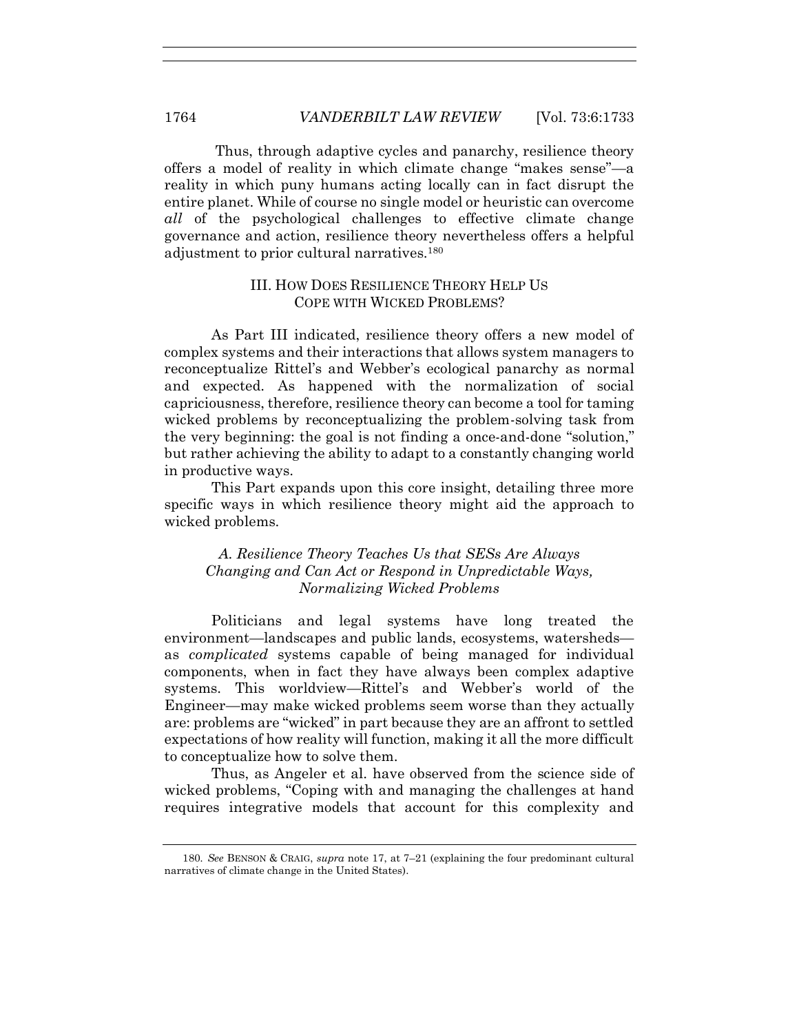Thus, through adaptive cycles and panarchy, resilience theory offers a model of reality in which climate change "makes sense"—a reality in which puny humans acting locally can in fact disrupt the entire planet. While of course no single model or heuristic can overcome *all* of the psychological challenges to effective climate change governance and action, resilience theory nevertheless offers a helpful adjustment to prior cultural narratives.[180]

## III. HOW DOES RESILIENCE THEORY HELP US COPE WITH WICKED PROBLEMS?

As Part III indicated, resilience theory offers a new model of complex systems and their interactions that allows system managers to reconceptualize Rittel's and Webber's ecological panarchy as normal and expected. As happened with the normalization of social capriciousness, therefore, resilience theory can become a tool for taming wicked problems by reconceptualizing the problem-solving task from the very beginning: the goal is not finding a once-and-done "solution," but rather achieving the ability to adapt to a constantly changing world in productive ways.

This Part expands upon this core insight, detailing three more specific ways in which resilience theory might aid the approach to wicked problems.

### *A. Resilience Theory Teaches Us that SESs Are Always Changing and Can Act or Respond in Unpredictable Ways, Normalizing Wicked Problems*

Politicians and legal systems have long treated the environment—landscapes and public lands, ecosystems, watersheds—as *complicated* systems capable of being managed for individual components, when in fact they have always been complex adaptive systems. This worldview—Rittel's and Webber's world of the Engineer—may make wicked problems seem worse than they actually are: problems are "wicked" in part because they are an affront to settled expectations of how reality will function, making it all the more difficult to conceptualize how to solve them.

Thus, as Angeler et al. have observed from the science side of wicked problems, "Coping with and managing the challenges at hand requires integrative models that account for this complexity and

---

180. *See* BENSON & CRAIG, *supra* note 17, at 7–21 (explaining the four predominant cultural narratives of climate change in the United States).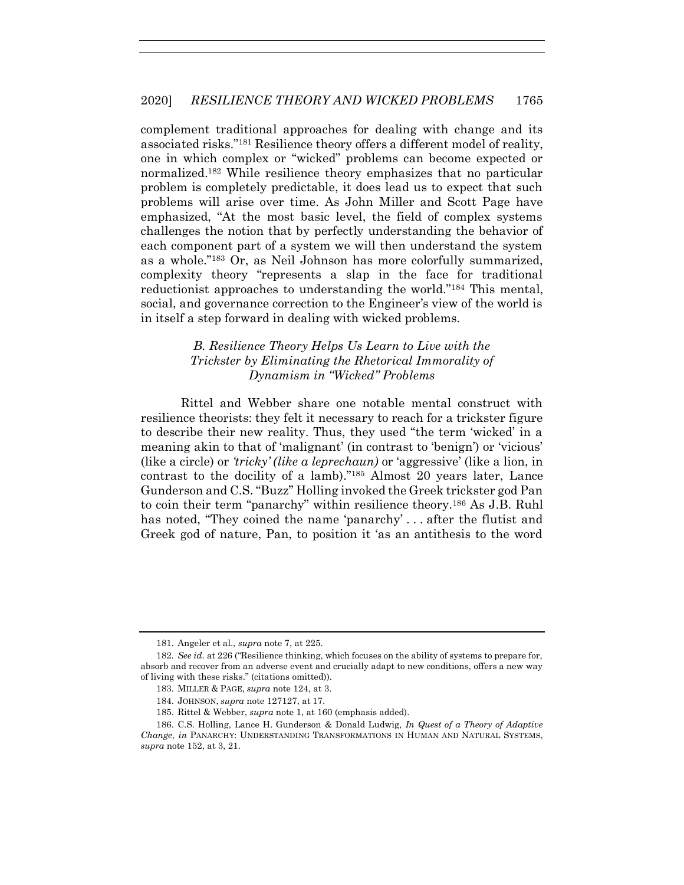complement traditional approaches for dealing with change and its associated risks."[181] Resilience theory offers a different model of reality, one in which complex or "wicked" problems can become expected or normalized.[182] While resilience theory emphasizes that no particular problem is completely predictable, it does lead us to expect that such problems will arise over time. As John Miller and Scott Page have emphasized, "At the most basic level, the field of complex systems challenges the notion that by perfectly understanding the behavior of each component part of a system we will then understand the system as a whole."[183] Or, as Neil Johnson has more colorfully summarized, complexity theory "represents a slap in the face for traditional reductionist approaches to understanding the world."[184] This mental, social, and governance correction to the Engineer's view of the world is in itself a step forward in dealing with wicked problems.

### *B. Resilience Theory Helps Us Learn to Live with the Trickster by Eliminating the Rhetorical Immorality of Dynamism in "Wicked" Problems*

Rittel and Webber share one notable mental construct with resilience theorists: they felt it necessary to reach for a trickster figure to describe their new reality. Thus, they used "the term 'wicked' in a meaning akin to that of 'malignant' (in contrast to 'benign') or 'vicious' (like a circle) or *'tricky' (like a leprechaun)* or 'aggressive' (like a lion, in contrast to the docility of a lamb)."[185] Almost 20 years later, Lance Gunderson and C.S. "Buzz" Holling invoked the Greek trickster god Pan to coin their term "panarchy" within resilience theory.[186] As J.B. Ruhl has noted, "They coined the name 'panarchy' . . . after the flutist and Greek god of nature, Pan, to position it 'as an antithesis to the word

---

181. Angeler et al., *supra* note 7, at 225.

182. *See id.* at 226 ("Resilience thinking, which focuses on the ability of systems to prepare for, absorb and recover from an adverse event and crucially adapt to new conditions, offers a new way of living with these risks." (citations omitted)).

183. MILLER & PAGE, *supra* note 124, at 3.

184. JOHNSON, *supra* note 127127, at 17.

185. Rittel & Webber, *supra* note 1, at 160 (emphasis added).

186. C.S. Holling, Lance H. Gunderson & Donald Ludwig, *In Quest of a Theory of Adaptive Change*, *in* PANARCHY: UNDERSTANDING TRANSFORMATIONS IN HUMAN AND NATURAL SYSTEMS, *supra* note 152, at 3, 21.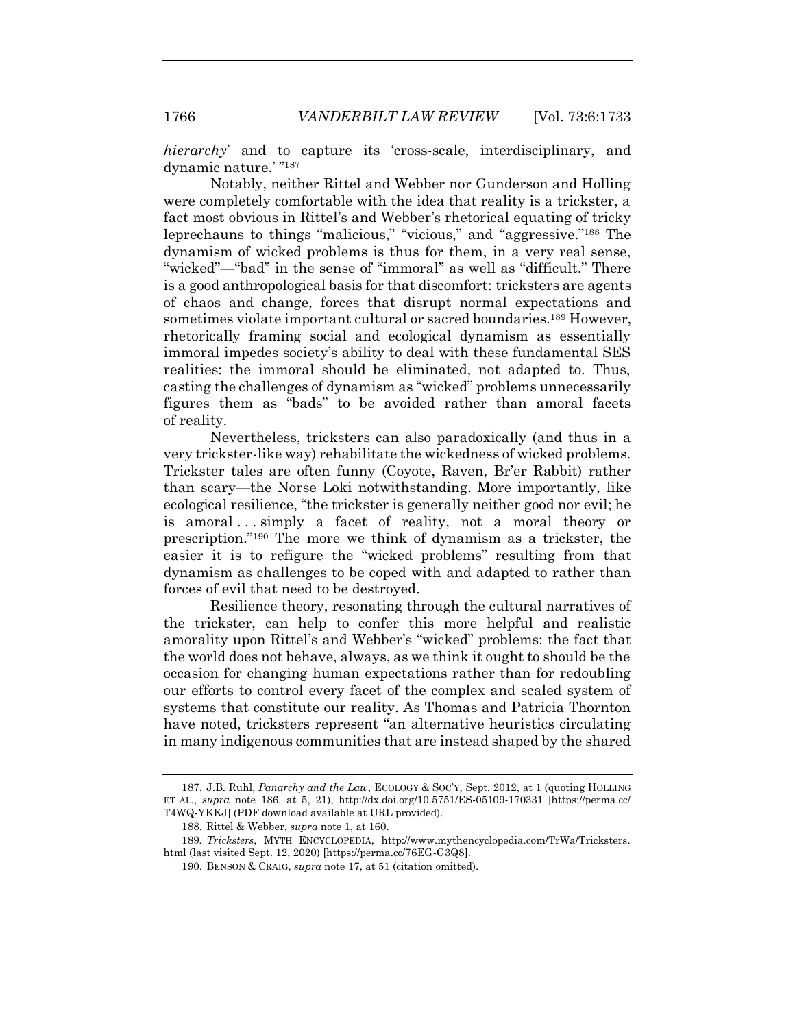*hierarchy*' and to capture its 'cross-scale, interdisciplinary, and dynamic nature.' "[187]

Notably, neither Rittel and Webber nor Gunderson and Holling were completely comfortable with the idea that reality is a trickster, a fact most obvious in Rittel's and Webber's rhetorical equating of tricky leprechauns to things "malicious," "vicious," and "aggressive."[188] The dynamism of wicked problems is thus for them, in a very real sense, "wicked"—"bad" in the sense of "immoral" as well as "difficult." There is a good anthropological basis for that discomfort: tricksters are agents of chaos and change, forces that disrupt normal expectations and sometimes violate important cultural or sacred boundaries.[189] However, rhetorically framing social and ecological dynamism as essentially immoral impedes society's ability to deal with these fundamental SES realities: the immoral should be eliminated, not adapted to. Thus, casting the challenges of dynamism as "wicked" problems unnecessarily figures them as "bads" to be avoided rather than amoral facets of reality.

Nevertheless, tricksters can also paradoxically (and thus in a very trickster-like way) rehabilitate the wickedness of wicked problems. Trickster tales are often funny (Coyote, Raven, Br'er Rabbit) rather than scary—the Norse Loki notwithstanding. More importantly, like ecological resilience, "the trickster is generally neither good nor evil; he is amoral . . . simply a facet of reality, not a moral theory or prescription."[190] The more we think of dynamism as a trickster, the easier it is to refigure the "wicked problems" resulting from that dynamism as challenges to be coped with and adapted to rather than forces of evil that need to be destroyed.

Resilience theory, resonating through the cultural narratives of the trickster, can help to confer this more helpful and realistic amorality upon Rittel's and Webber's "wicked" problems: the fact that the world does not behave, always, as we think it ought to should be the occasion for changing human expectations rather than for redoubling our efforts to control every facet of the complex and scaled system of systems that constitute our reality. As Thomas and Patricia Thornton have noted, tricksters represent "an alternative heuristics circulating in many indigenous communities that are instead shaped by the shared

---

187. J.B. Ruhl, *Panarchy and the Law*, ECOLOGY & SOC'Y, Sept. 2012, at 1 (quoting HOLLING ET AL., *supra* note 186, at 5, 21), http://dx.doi.org/10.5751/ES-05109-170331 [https://perma.cc/T4WQ-YKKJ] (PDF download available at URL provided).

188. Rittel & Webber, *supra* note 1, at 160.

189. *Tricksters*, MYTH ENCYCLOPEDIA, http://www.mythencyclopedia.com/TrWa/Tricksters.html (last visited Sept. 12, 2020) [https://perma.cc/76EG-G3Q8].

190. BENSON & CRAIG, *supra* note 17, at 51 (citation omitted).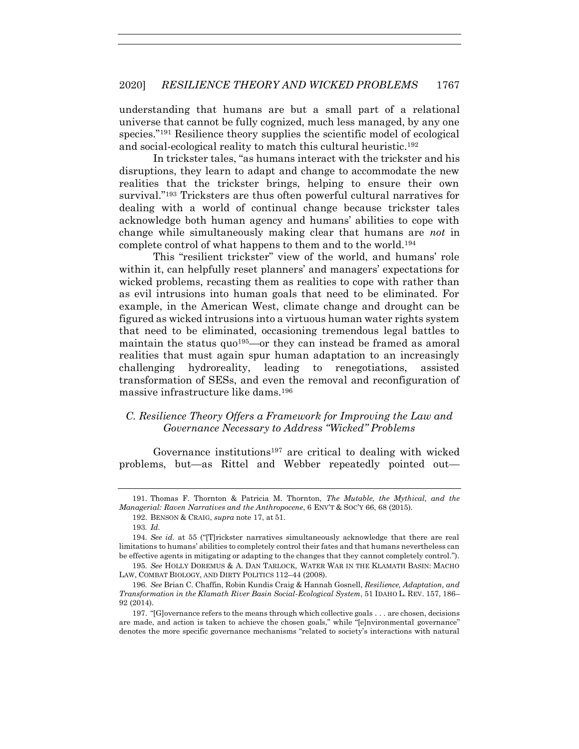understanding that humans are but a small part of a relational universe that cannot be fully cognized, much less managed, by any one species."[191] Resilience theory supplies the scientific model of ecological and social-ecological reality to match this cultural heuristic.[192]

In trickster tales, "as humans interact with the trickster and his disruptions, they learn to adapt and change to accommodate the new realities that the trickster brings, helping to ensure their own survival."[193] Tricksters are thus often powerful cultural narratives for dealing with a world of continual change because trickster tales acknowledge both human agency and humans' abilities to cope with change while simultaneously making clear that humans are *not* in complete control of what happens to them and to the world.[194]

This "resilient trickster" view of the world, and humans' role within it, can helpfully reset planners' and managers' expectations for wicked problems, recasting them as realities to cope with rather than as evil intrusions into human goals that need to be eliminated. For example, in the American West, climate change and drought can be figured as wicked intrusions into a virtuous human water rights system that need to be eliminated, occasioning tremendous legal battles to maintain the status quo[195]—or they can instead be framed as amoral realities that must again spur human adaptation to an increasingly challenging hydroreality, leading to renegotiations, assisted transformation of SESs, and even the removal and reconfiguration of massive infrastructure like dams.[196]

### *C. Resilience Theory Offers a Framework for Improving the Law and Governance Necessary to Address "Wicked" Problems*

Governance institutions[197] are critical to dealing with wicked problems, but—as Rittel and Webber repeatedly pointed out—

---

191. Thomas F. Thornton & Patricia M. Thornton, *The Mutable, the Mythical, and the Managerial: Raven Narratives and the Anthropocene*, 6 ENV'T & SOC'Y 66, 68 (2015).

192. BENSON & CRAIG, *supra* note 17, at 51.

193. *Id.*

194. *See id.* at 55 ("[T]rickster narratives simultaneously acknowledge that there are real limitations to humans' abilities to completely control their fates and that humans nevertheless can be effective agents in mitigating or adapting to the changes that they cannot completely control.").

195. *See* HOLLY DOREMUS & A. DAN TARLOCK, WATER WAR IN THE KLAMATH BASIN: MACHO LAW, COMBAT BIOLOGY, AND DIRTY POLITICS 112–44 (2008).

196. *See* Brian C. Chaffin, Robin Kundis Craig & Hannah Gosnell, *Resilience, Adaptation, and Transformation in the Klamath River Basin Social-Ecological System*, 51 IDAHO L. REV. 157, 186–92 (2014).

197. "[G]overnance refers to the means through which collective goals . . . are chosen, decisions are made, and action is taken to achieve the chosen goals," while "[e]nvironmental governance" denotes the more specific governance mechanisms "related to society's interactions with natural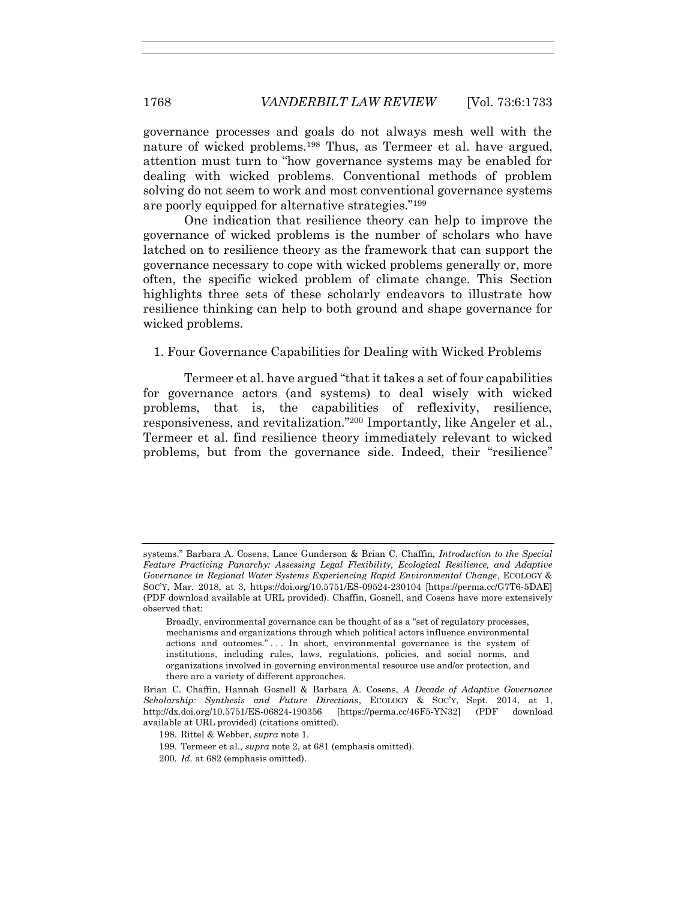governance processes and goals do not always mesh well with the nature of wicked problems.[198] Thus, as Termeer et al. have argued, attention must turn to "how governance systems may be enabled for dealing with wicked problems. Conventional methods of problem solving do not seem to work and most conventional governance systems are poorly equipped for alternative strategies."[199]

One indication that resilience theory can help to improve the governance of wicked problems is the number of scholars who have latched on to resilience theory as the framework that can support the governance necessary to cope with wicked problems generally or, more often, the specific wicked problem of climate change. This Section highlights three sets of these scholarly endeavors to illustrate how resilience thinking can help to both ground and shape governance for wicked problems.

### 1. Four Governance Capabilities for Dealing with Wicked Problems

Termeer et al. have argued "that it takes a set of four capabilities for governance actors (and systems) to deal wisely with wicked problems, that is, the capabilities of reflexivity, resilience, responsiveness, and revitalization."[200] Importantly, like Angeler et al., Termeer et al. find resilience theory immediately relevant to wicked problems, but from the governance side. Indeed, their "resilience"

---

systems." Barbara A. Cosens, Lance Gunderson & Brian C. Chaffin, *Introduction to the Special Feature Practicing Panarchy: Assessing Legal Flexibility, Ecological Resilience, and Adaptive Governance in Regional Water Systems Experiencing Rapid Environmental Change*, ECOLOGY & SOC'Y, Mar. 2018, at 3, https://doi.org/10.5751/ES-09524-230104 [https://perma.cc/G7T6-5DAE] (PDF download available at URL provided). Chaffin, Gosnell, and Cosens have more extensively observed that:

> Broadly, environmental governance can be thought of as a "set of regulatory processes, mechanisms and organizations through which political actors influence environmental actions and outcomes." . . . In short, environmental governance is the system of institutions, including rules, laws, regulations, policies, and social norms, and organizations involved in governing environmental resource use and/or protection, and there are a variety of different approaches.

Brian C. Chaffin, Hannah Gosnell & Barbara A. Cosens, *A Decade of Adaptive Governance Scholarship: Synthesis and Future Directions*, ECOLOGY & SOC'Y, Sept. 2014, at 1, http://dx.doi.org/10.5751/ES-06824-190356 [https://perma.cc/46F5-YN32] (PDF download available at URL provided) (citations omitted).

198. Rittel & Webber, *supra* note 1.

199. Termeer et al., *supra* note 2, at 681 (emphasis omitted).

200. *Id.* at 682 (emphasis omitted).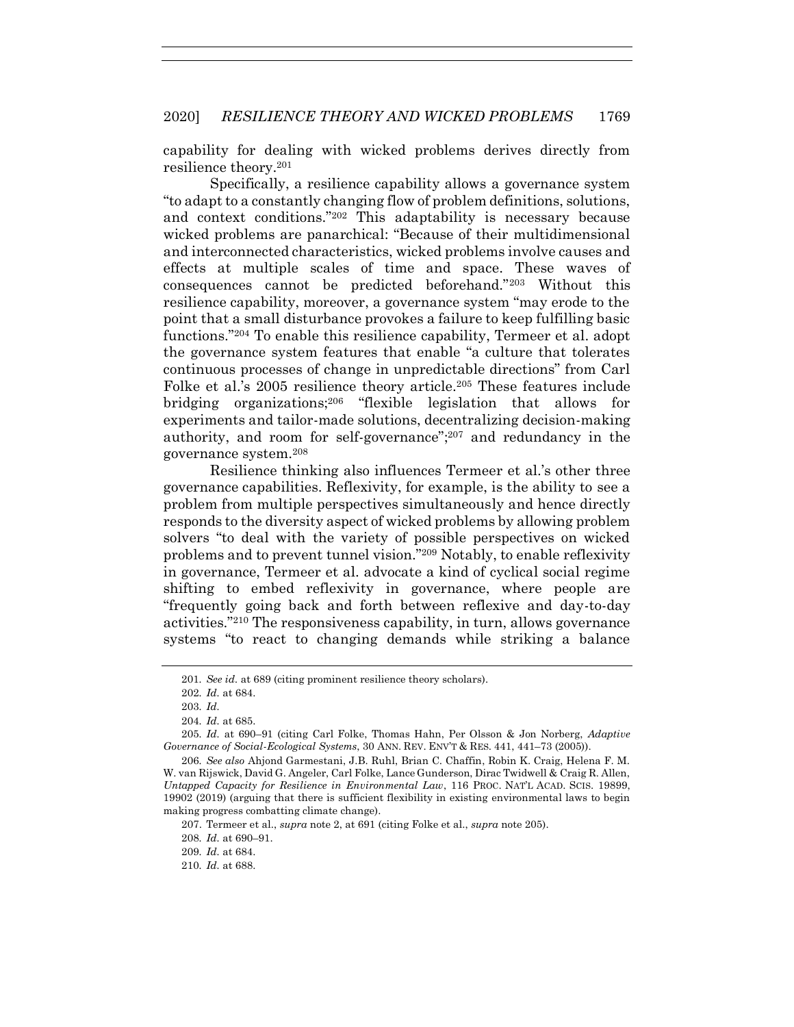capability for dealing with wicked problems derives directly from resilience theory.[201]

Specifically, a resilience capability allows a governance system "to adapt to a constantly changing flow of problem definitions, solutions, and context conditions."[202] This adaptability is necessary because wicked problems are panarchical: "Because of their multidimensional and interconnected characteristics, wicked problems involve causes and effects at multiple scales of time and space. These waves of consequences cannot be predicted beforehand."[203] Without this resilience capability, moreover, a governance system "may erode to the point that a small disturbance provokes a failure to keep fulfilling basic functions."[204] To enable this resilience capability, Termeer et al. adopt the governance system features that enable "a culture that tolerates continuous processes of change in unpredictable directions" from Carl Folke et al.'s 2005 resilience theory article.[205] These features include bridging organizations;[206] "flexible legislation that allows for experiments and tailor-made solutions, decentralizing decision-making authority, and room for self-governance";[207] and redundancy in the governance system.[208]

Resilience thinking also influences Termeer et al.'s other three governance capabilities. Reflexivity, for example, is the ability to see a problem from multiple perspectives simultaneously and hence directly responds to the diversity aspect of wicked problems by allowing problem solvers "to deal with the variety of possible perspectives on wicked problems and to prevent tunnel vision."[209] Notably, to enable reflexivity in governance, Termeer et al. advocate a kind of cyclical social regime shifting to embed reflexivity in governance, where people are "frequently going back and forth between reflexive and day-to-day activities."[210] The responsiveness capability, in turn, allows governance systems "to react to changing demands while striking a balance

---

201. *See id.* at 689 (citing prominent resilience theory scholars).

202. *Id.* at 684.

203. *Id.*

204. *Id.* at 685.

205. *Id.* at 690–91 (citing Carl Folke, Thomas Hahn, Per Olsson & Jon Norberg, *Adaptive Governance of Social-Ecological Systems*, 30 ANN. REV. ENV'T & RES. 441, 441–73 (2005)).

206. *See also* Ahjond Garmestani, J.B. Ruhl, Brian C. Chaffin, Robin K. Craig, Helena F. M. W. van Rijswick, David G. Angeler, Carl Folke, Lance Gunderson, Dirac Twidwell & Craig R. Allen, *Untapped Capacity for Resilience in Environmental Law*, 116 PROC. NAT'L ACAD. SCIS. 19899, 19902 (2019) (arguing that there is sufficient flexibility in existing environmental laws to begin making progress combatting climate change).

207. Termeer et al., *supra* note 2, at 691 (citing Folke et al., *supra* note 205).

208. *Id.* at 690–91.

209. *Id.* at 684.

210. *Id.* at 688.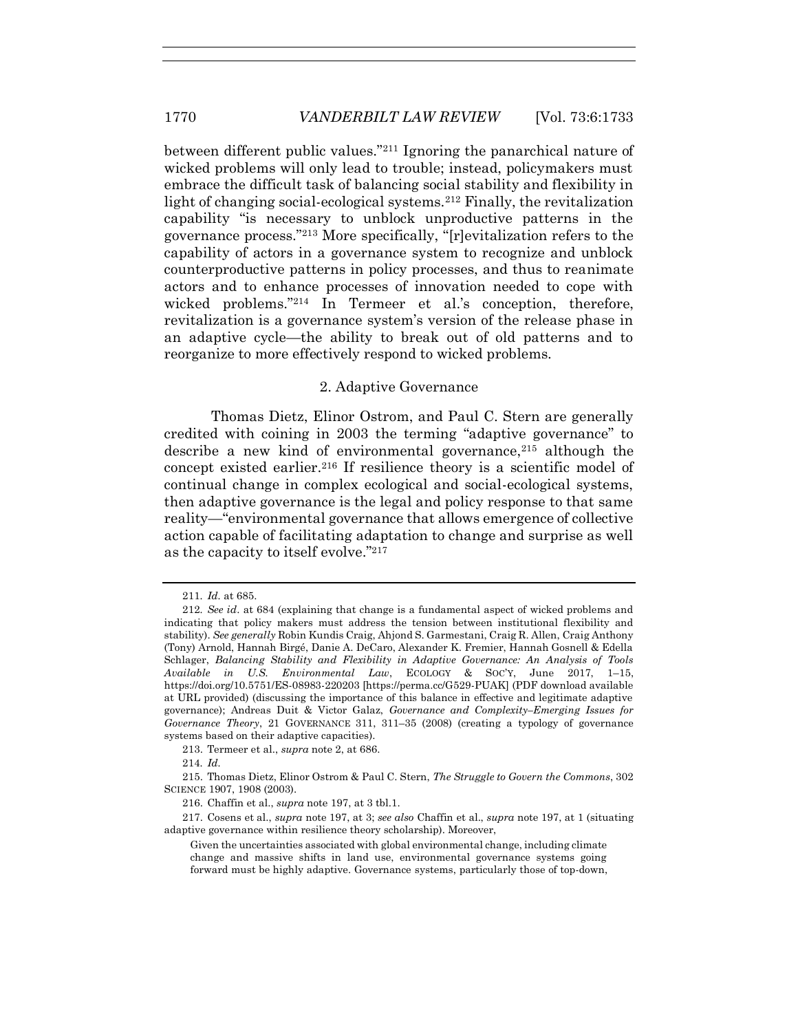between different public values."[211] Ignoring the panarchical nature of wicked problems will only lead to trouble; instead, policymakers must embrace the difficult task of balancing social stability and flexibility in light of changing social-ecological systems.[212] Finally, the revitalization capability "is necessary to unblock unproductive patterns in the governance process."[213] More specifically, "[r]evitalization refers to the capability of actors in a governance system to recognize and unblock counterproductive patterns in policy processes, and thus to reanimate actors and to enhance processes of innovation needed to cope with wicked problems."[214] In Termeer et al.'s conception, therefore, revitalization is a governance system's version of the release phase in an adaptive cycle—the ability to break out of old patterns and to reorganize to more effectively respond to wicked problems.

### 2. Adaptive Governance

Thomas Dietz, Elinor Ostrom, and Paul C. Stern are generally credited with coining in 2003 the terming "adaptive governance" to describe a new kind of environmental governance,[215] although the concept existed earlier.[216] If resilience theory is a scientific model of continual change in complex ecological and social-ecological systems, then adaptive governance is the legal and policy response to that same reality—"environmental governance that allows emergence of collective action capable of facilitating adaptation to change and surprise as well as the capacity to itself evolve."[217]

---

211. *Id.* at 685.

212. *See id.* at 684 (explaining that change is a fundamental aspect of wicked problems and indicating that policy makers must address the tension between institutional flexibility and stability). *See generally* Robin Kundis Craig, Ahjond S. Garmestani, Craig R. Allen, Craig Anthony (Tony) Arnold, Hannah Birgé, Danie A. DeCaro, Alexander K. Fremier, Hannah Gosnell & Edella Schlager, *Balancing Stability and Flexibility in Adaptive Governance: An Analysis of Tools Available in U.S. Environmental Law*, ECOLOGY & SOC'Y, June 2017, 1–15, https://doi.org/10.5751/ES-08983-220203 [https://perma.cc/G529-PUAK] (PDF download available at URL provided) (discussing the importance of this balance in effective and legitimate adaptive governance); Andreas Duit & Victor Galaz, *Governance and Complexity–Emerging Issues for Governance Theory*, 21 GOVERNANCE 311, 311–35 (2008) (creating a typology of governance systems based on their adaptive capacities).

213. Termeer et al., *supra* note 2, at 686.

214. *Id.*

215. Thomas Dietz, Elinor Ostrom & Paul C. Stern, *The Struggle to Govern the Commons*, 302 SCIENCE 1907, 1908 (2003).

216. Chaffin et al., *supra* note 197, at 3 tbl.1.

217. Cosens et al., *supra* note 197, at 3; *see also* Chaffin et al., *supra* note 197, at 1 (situating adaptive governance within resilience theory scholarship). Moreover,

> Given the uncertainties associated with global environmental change, including climate change and massive shifts in land use, environmental governance systems going forward must be highly adaptive. Governance systems, particularly those of top-down,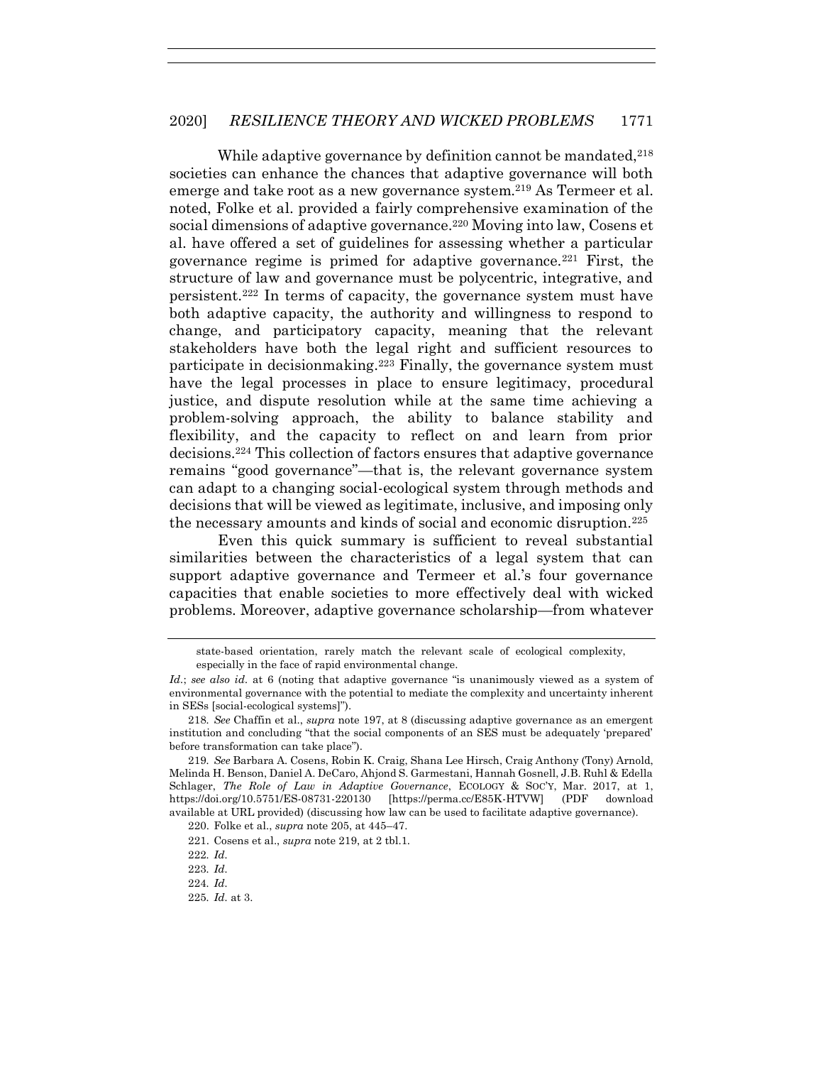While adaptive governance by definition cannot be mandated,[218] societies can enhance the chances that adaptive governance will both emerge and take root as a new governance system.[219] As Termeer et al. noted, Folke et al. provided a fairly comprehensive examination of the social dimensions of adaptive governance.[220] Moving into law, Cosens et al. have offered a set of guidelines for assessing whether a particular governance regime is primed for adaptive governance.[221] First, the structure of law and governance must be polycentric, integrative, and persistent.[222] In terms of capacity, the governance system must have both adaptive capacity, the authority and willingness to respond to change, and participatory capacity, meaning that the relevant stakeholders have both the legal right and sufficient resources to participate in decisionmaking.[223] Finally, the governance system must have the legal processes in place to ensure legitimacy, procedural justice, and dispute resolution while at the same time achieving a problem-solving approach, the ability to balance stability and flexibility, and the capacity to reflect on and learn from prior decisions.[224] This collection of factors ensures that adaptive governance remains "good governance"—that is, the relevant governance system can adapt to a changing social-ecological system through methods and decisions that will be viewed as legitimate, inclusive, and imposing only the necessary amounts and kinds of social and economic disruption.[225]

Even this quick summary is sufficient to reveal substantial similarities between the characteristics of a legal system that can support adaptive governance and Termeer et al.'s four governance capacities that enable societies to more effectively deal with wicked problems. Moreover, adaptive governance scholarship—from whatever

state-based orientation, rarely match the relevant scale of ecological complexity, especially in the face of rapid environmental change.

*Id.*; *see also id.* at 6 (noting that adaptive governance "is unanimously viewed as a system of environmental governance with the potential to mediate the complexity and uncertainty inherent in SESs [social-ecological systems]").

218. *See* Chaffin et al., *supra* note 197, at 8 (discussing adaptive governance as an emergent institution and concluding "that the social components of an SES must be adequately 'prepared' before transformation can take place").

219. *See* Barbara A. Cosens, Robin K. Craig, Shana Lee Hirsch, Craig Anthony (Tony) Arnold, Melinda H. Benson, Daniel A. DeCaro, Ahjond S. Garmestani, Hannah Gosnell, J.B. Ruhl & Edella Schlager, *The Role of Law in Adaptive Governance*, ECOLOGY & SOC'Y, Mar. 2017, at 1, https://doi.org/10.5751/ES-08731-220130 [https://perma.cc/E85K-HTVW] (PDF download available at URL provided) (discussing how law can be used to facilitate adaptive governance).

220. Folke et al., *supra* note 205, at 445–47.

221. Cosens et al., *supra* note 219, at 2 tbl.1.

222. *Id.*

223. *Id.*

224. *Id.*

225. *Id.* at 3.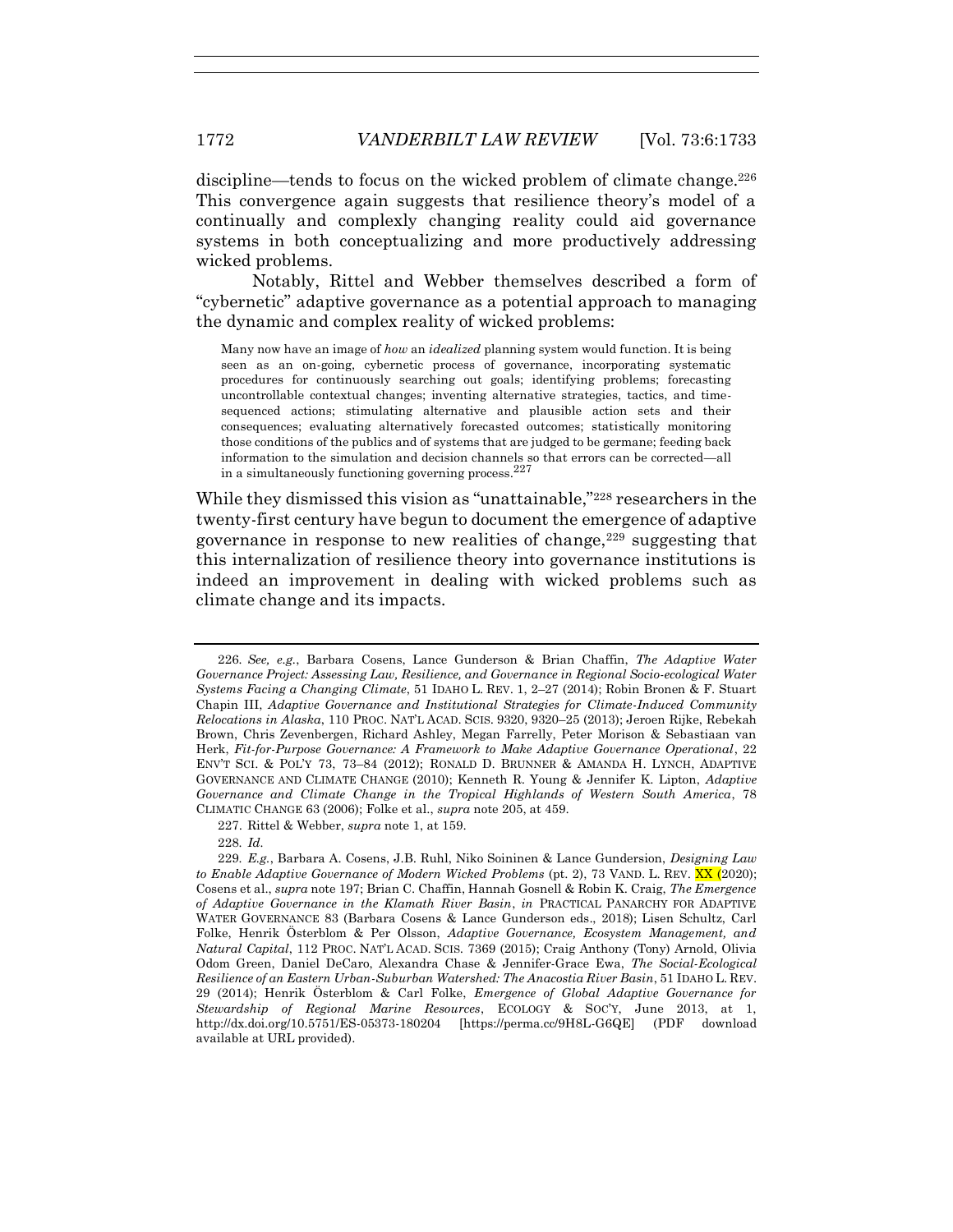discipline—tends to focus on the wicked problem of climate change.[226] This convergence again suggests that resilience theory's model of a continually and complexly changing reality could aid governance systems in both conceptualizing and more productively addressing wicked problems.

Notably, Rittel and Webber themselves described a form of "cybernetic" adaptive governance as a potential approach to managing the dynamic and complex reality of wicked problems:

> Many now have an image of *how* an *idealized* planning system would function. It is being seen as an on-going, cybernetic process of governance, incorporating systematic procedures for continuously searching out goals; identifying problems; forecasting uncontrollable contextual changes; inventing alternative strategies, tactics, and time-sequenced actions; stimulating alternative and plausible action sets and their consequences; evaluating alternatively forecasted outcomes; statistically monitoring those conditions of the publics and of systems that are judged to be germane; feeding back information to the simulation and decision channels so that errors can be corrected—all in a simultaneously functioning governing process.[227]

While they dismissed this vision as "unattainable,"[228] researchers in the twenty-first century have begun to document the emergence of adaptive governance in response to new realities of change,[229] suggesting that this internalization of resilience theory into governance institutions is indeed an improvement in dealing with wicked problems such as climate change and its impacts.

---

226. *See, e.g.*, Barbara Cosens, Lance Gunderson & Brian Chaffin, *The Adaptive Water Governance Project: Assessing Law, Resilience, and Governance in Regional Socio-ecological Water Systems Facing a Changing Climate*, 51 IDAHO L. REV. 1, 2–27 (2014); Robin Bronen & F. Stuart Chapin III, *Adaptive Governance and Institutional Strategies for Climate-Induced Community Relocations in Alaska*, 110 PROC. NAT'L ACAD. SCIS. 9320, 9320–25 (2013); Jeroen Rijke, Rebekah Brown, Chris Zevenbergen, Richard Ashley, Megan Farrelly, Peter Morison & Sebastiaan van Herk, *Fit-for-Purpose Governance: A Framework to Make Adaptive Governance Operational*, 22 ENV'T SCI. & POL'Y 73, 73–84 (2012); RONALD D. BRUNNER & AMANDA H. LYNCH, ADAPTIVE GOVERNANCE AND CLIMATE CHANGE (2010); Kenneth R. Young & Jennifer K. Lipton, *Adaptive Governance and Climate Change in the Tropical Highlands of Western South America*, 78 CLIMATIC CHANGE 63 (2006); Folke et al., *supra* note 205, at 459.

227. Rittel & Webber, *supra* note 1, at 159.

228. *Id.*

229. *E.g.*, Barbara A. Cosens, J.B. Ruhl, Niko Soininen & Lance Gundersion, *Designing Law to Enable Adaptive Governance of Modern Wicked Problems* (pt. 2), 73 VAND. L. REV. XX (2020); Cosens et al., *supra* note 197; Brian C. Chaffin, Hannah Gosnell & Robin K. Craig, *The Emergence of Adaptive Governance in the Klamath River Basin*, *in* PRACTICAL PANARCHY FOR ADAPTIVE WATER GOVERNANCE 83 (Barbara Cosens & Lance Gunderson eds., 2018); Lisen Schultz, Carl Folke, Henrik Österblom & Per Olsson, *Adaptive Governance, Ecosystem Management, and Natural Capital*, 112 PROC. NAT'L ACAD. SCIS. 7369 (2015); Craig Anthony (Tony) Arnold, Olivia Odom Green, Daniel DeCaro, Alexandra Chase & Jennifer-Grace Ewa, *The Social-Ecological Resilience of an Eastern Urban-Suburban Watershed: The Anacostia River Basin*, 51 IDAHO L. REV. 29 (2014); Henrik Österblom & Carl Folke, *Emergence of Global Adaptive Governance for Stewardship of Regional Marine Resources*, ECOLOGY & SOC'Y, June 2013, at 1, http://dx.doi.org/10.5751/ES-05373-180204 [https://perma.cc/9H8L-G6QE] (PDF download available at URL provided).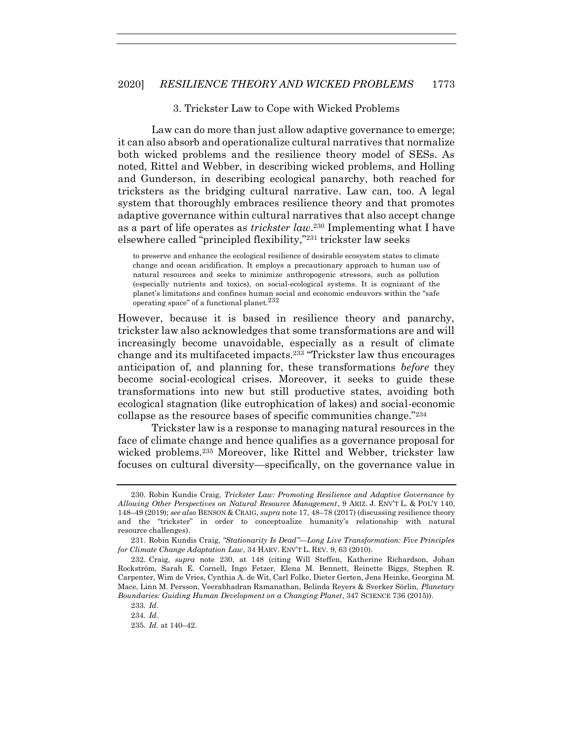### 3. Trickster Law to Cope with Wicked Problems

Law can do more than just allow adaptive governance to emerge; it can also absorb and operationalize cultural narratives that normalize both wicked problems and the resilience theory model of SESs. As noted, Rittel and Webber, in describing wicked problems, and Holling and Gunderson, in describing ecological panarchy, both reached for tricksters as the bridging cultural narrative. Law can, too. A legal system that thoroughly embraces resilience theory and that promotes adaptive governance within cultural narratives that also accept change as a part of life operates as *trickster law*.[230] Implementing what I have elsewhere called "principled flexibility,"[231] trickster law seeks

> to preserve and enhance the ecological resilience of desirable ecosystem states to climate change and ocean acidification. It employs a precautionary approach to human use of natural resources and seeks to minimize anthropogenic stressors, such as pollution (especially nutrients and toxics), on social-ecological systems. It is cognizant of the planet's limitations and confines human social and economic endeavors within the "safe operating space" of a functional planet.[232]

However, because it is based in resilience theory and panarchy, trickster law also acknowledges that some transformations are and will increasingly become unavoidable, especially as a result of climate change and its multifaceted impacts.[233] "Trickster law thus encourages anticipation of, and planning for, these transformations *before* they become social-ecological crises. Moreover, it seeks to guide these transformations into new but still productive states, avoiding both ecological stagnation (like eutrophication of lakes) and social-economic collapse as the resource bases of specific communities change."[234]

Trickster law is a response to managing natural resources in the face of climate change and hence qualifies as a governance proposal for wicked problems.[235] Moreover, like Rittel and Webber, trickster law focuses on cultural diversity—specifically, on the governance value in

---

230. Robin Kundis Craig, *Trickster Law: Promoting Resilience and Adaptive Governance by Allowing Other Perspectives on Natural Resource Management*, 9 ARIZ. J. ENV'T L. & POL'Y 140, 148–49 (2019); *see also* BENSON & CRAIG, *supra* note 17, 48–78 (2017) (discussing resilience theory and the "trickster" in order to conceptualize humanity's relationship with natural resource challenges).

231. Robin Kundis Craig, *"Stationarity Is Dead"—Long Live Transformation: Five Principles for Climate Change Adaptation Law*, 34 HARV. ENV'T L. REV. 9, 63 (2010).

232. Craig, *supra* note 230, at 148 (citing Will Steffen, Katherine Richardson, Johan Rockström, Sarah E. Cornell, Ingo Fetzer, Elena M. Bennett, Reinette Biggs, Stephen R. Carpenter, Wim de Vries, Cynthia A. de Wit, Carl Folke, Dieter Gerten, Jens Heinke, Georgina M. Mace, Linn M. Persson, Veerabhadran Ramanathan, Belinda Reyers & Sverker Sörlin, *Planetary Boundaries: Guiding Human Development on a Changing Planet*, 347 SCIENCE 736 (2015)).

233. *Id.*

234. *Id.*

235. *Id.* at 140–42.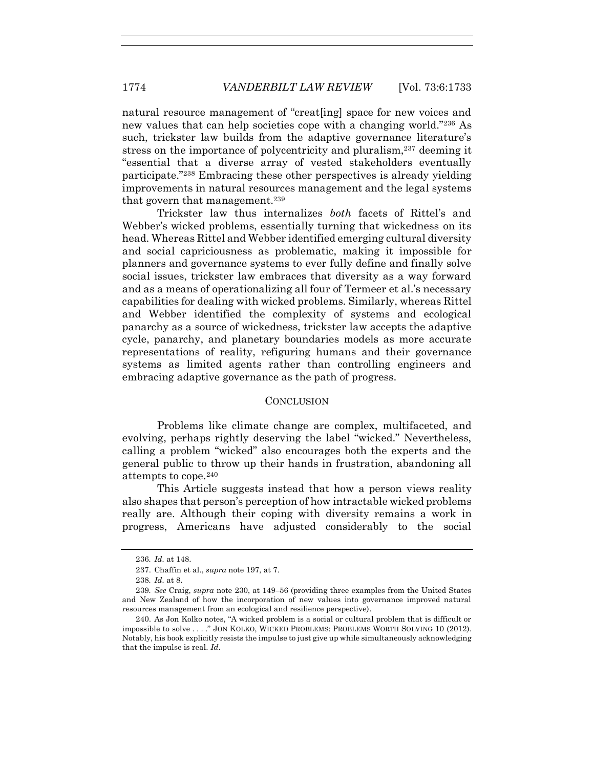natural resource management of "creat[ing] space for new voices and new values that can help societies cope with a changing world."[236] As such, trickster law builds from the adaptive governance literature's stress on the importance of polycentricity and pluralism,[237] deeming it "essential that a diverse array of vested stakeholders eventually participate."[238] Embracing these other perspectives is already yielding improvements in natural resources management and the legal systems that govern that management.[239]

Trickster law thus internalizes *both* facets of Rittel's and Webber's wicked problems, essentially turning that wickedness on its head. Whereas Rittel and Webber identified emerging cultural diversity and social capriciousness as problematic, making it impossible for planners and governance systems to ever fully define and finally solve social issues, trickster law embraces that diversity as a way forward and as a means of operationalizing all four of Termeer et al.'s necessary capabilities for dealing with wicked problems. Similarly, whereas Rittel and Webber identified the complexity of systems and ecological panarchy as a source of wickedness, trickster law accepts the adaptive cycle, panarchy, and planetary boundaries models as more accurate representations of reality, refiguring humans and their governance systems as limited agents rather than controlling engineers and embracing adaptive governance as the path of progress.

## CONCLUSION

Problems like climate change are complex, multifaceted, and evolving, perhaps rightly deserving the label "wicked." Nevertheless, calling a problem "wicked" also encourages both the experts and the general public to throw up their hands in frustration, abandoning all attempts to cope.[240]

This Article suggests instead that how a person views reality also shapes that person's perception of how intractable wicked problems really are. Although their coping with diversity remains a work in progress, Americans have adjusted considerably to the social

---

236. *Id.* at 148.

237. Chaffin et al., *supra* note 197, at 7.

238. *Id.* at 8.

239. *See* Craig, *supra* note 230, at 149–56 (providing three examples from the United States and New Zealand of how the incorporation of new values into governance improved natural resources management from an ecological and resilience perspective).

240. As Jon Kolko notes, "A wicked problem is a social or cultural problem that is difficult or impossible to solve . . . ." JON KOLKO, WICKED PROBLEMS: PROBLEMS WORTH SOLVING 10 (2012). Notably, his book explicitly resists the impulse to just give up while simultaneously acknowledging that the impulse is real. *Id.*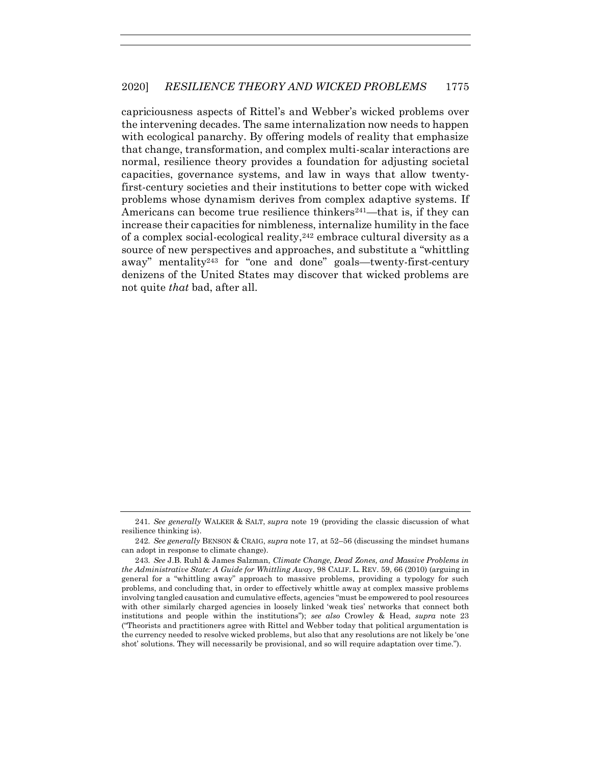capriciousness aspects of Rittel's and Webber's wicked problems over the intervening decades. The same internalization now needs to happen with ecological panarchy. By offering models of reality that emphasize that change, transformation, and complex multi-scalar interactions are normal, resilience theory provides a foundation for adjusting societal capacities, governance systems, and law in ways that allow twenty-first-century societies and their institutions to better cope with wicked problems whose dynamism derives from complex adaptive systems. If Americans can become true resilience thinkers[241]—that is, if they can increase their capacities for nimbleness, internalize humility in the face of a complex social-ecological reality,[242] embrace cultural diversity as a source of new perspectives and approaches, and substitute a "whittling away" mentality[243] for "one and done" goals—twenty-first-century denizens of the United States may discover that wicked problems are not quite *that* bad, after all.

---

241. *See generally* WALKER & SALT, *supra* note 19 (providing the classic discussion of what resilience thinking is).

242. *See generally* BENSON & CRAIG, *supra* note 17, at 52–56 (discussing the mindset humans can adopt in response to climate change).

243. *See* J.B. Ruhl & James Salzman, *Climate Change, Dead Zones, and Massive Problems in the Administrative State: A Guide for Whittling Away*, 98 CALIF. L. REV. 59, 66 (2010) (arguing in general for a "whittling away" approach to massive problems, providing a typology for such problems, and concluding that, in order to effectively whittle away at complex massive problems involving tangled causation and cumulative effects, agencies "must be empowered to pool resources with other similarly charged agencies in loosely linked 'weak ties' networks that connect both institutions and people within the institutions"); *see also* Crowley & Head, *supra* note 23 ("Theorists and practitioners agree with Rittel and Webber today that political argumentation is the currency needed to resolve wicked problems, but also that any resolutions are not likely be 'one shot' solutions. They will necessarily be provisional, and so will require adaptation over time.").